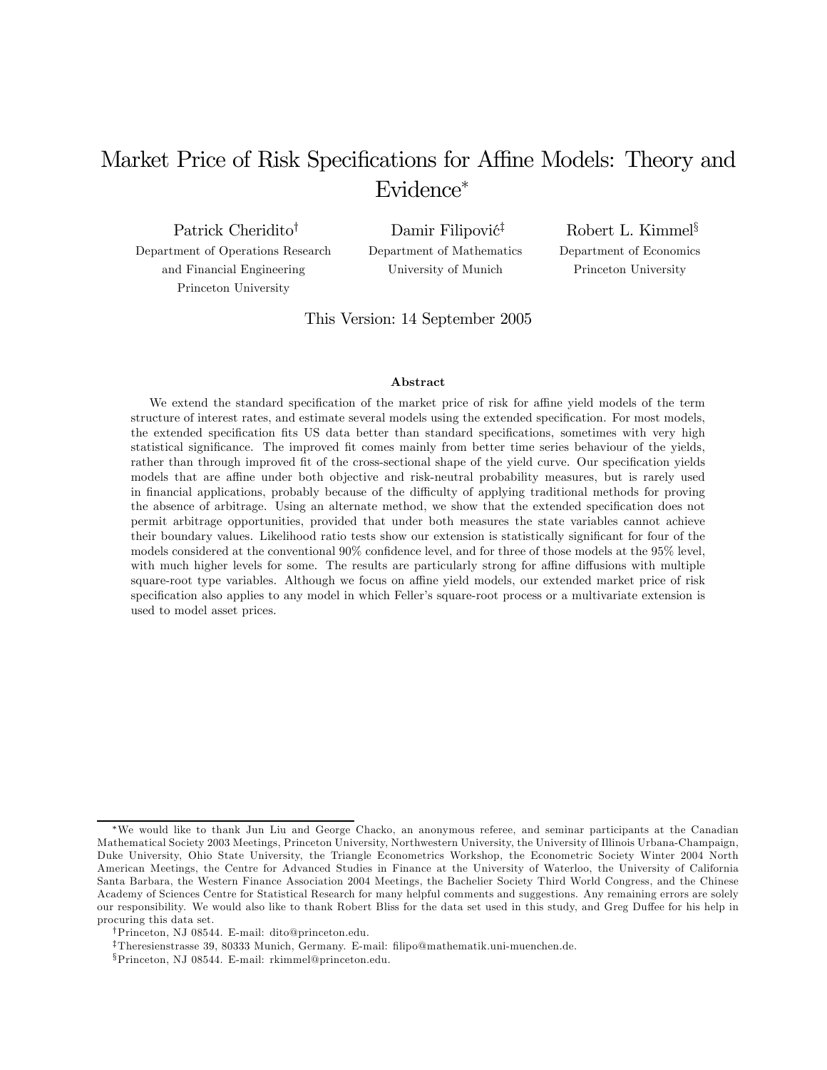# Market Price of Risk Specifications for Affine Models: Theory and Evidence[*]

Patrick Cheridito[†]
Department of Operations Research and Financial Engineering
Princeton University

Damir Filipović[‡]
Department of Mathematics
University of Munich

Robert L. Kimmel[§]
Department of Economics
Princeton University

This Version: 14 September 2005

### Abstract

We extend the standard specification of the market price of risk for affine yield models of the term structure of interest rates, and estimate several models using the extended specification. For most models, the extended specification fits US data better than standard specifications, sometimes with very high statistical significance. The improved fit comes mainly from better time series behaviour of the yields, rather than through improved fit of the cross-sectional shape of the yield curve. Our specification yields models that are affine under both objective and risk-neutral probability measures, but is rarely used in financial applications, probably because of the difficulty of applying traditional methods for proving the absence of arbitrage. Using an alternate method, we show that the extended specification does not permit arbitrage opportunities, provided that under both measures the state variables cannot achieve their boundary values. Likelihood ratio tests show our extension is statistically significant for four of the models considered at the conventional 90% confidence level, and for three of those models at the 95% level, with much higher levels for some. The results are particularly strong for affine diffusions with multiple square-root type variables. Although we focus on affine yield models, our extended market price of risk specification also applies to any model in which Feller's square-root process or a multivariate extension is used to model asset prices.

---

[*]We would like to thank Jun Liu and George Chacko, an anonymous referee, and seminar participants at the Canadian Mathematical Society 2003 Meetings, Princeton University, Northwestern University, the University of Illinois Urbana-Champaign, Duke University, Ohio State University, the Triangle Econometrics Workshop, the Econometric Society Winter 2004 North American Meetings, the Centre for Advanced Studies in Finance at the University of Waterloo, the University of California Santa Barbara, the Western Finance Association 2004 Meetings, the Bachelier Society Third World Congress, and the Chinese Academy of Sciences Centre for Statistical Research for many helpful comments and suggestions. Any remaining errors are solely our responsibility. We would also like to thank Robert Bliss for the data set used in this study, and Greg Duffee for his help in procuring this data set.

[†]Princeton, NJ 08544. E-mail: dito@princeton.edu.

[‡]Theresienstrasse 39, 80333 Munich, Germany. E-mail: filipo@mathematik.uni-muenchen.de.

[§]Princeton, NJ 08544. E-mail: rkimmel@princeton.edu.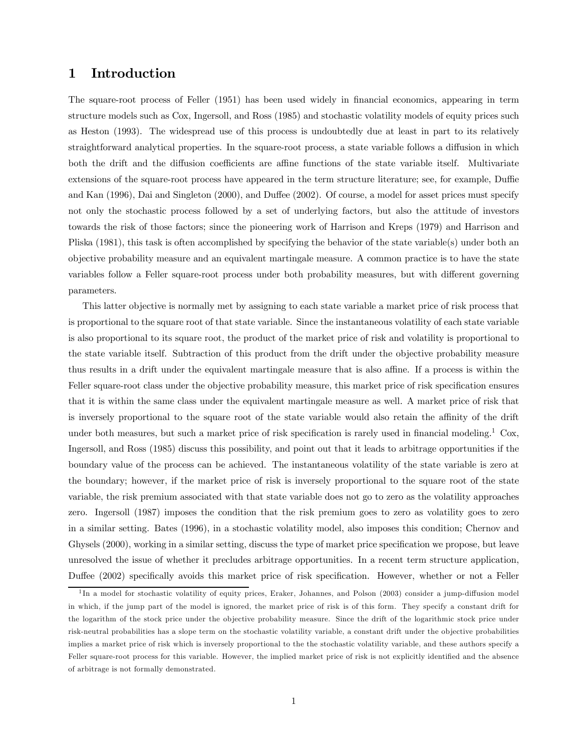# 1 Introduction

The square-root process of Feller (1951) has been used widely in financial economics, appearing in term structure models such as Cox, Ingersoll, and Ross (1985) and stochastic volatility models of equity prices such as Heston (1993). The widespread use of this process is undoubtedly due at least in part to its relatively straightforward analytical properties. In the square-root process, a state variable follows a diffusion in which both the drift and the diffusion coefficients are affine functions of the state variable itself. Multivariate extensions of the square-root process have appeared in the term structure literature; see, for example, Duffie and Kan (1996), Dai and Singleton (2000), and Duffee (2002). Of course, a model for asset prices must specify not only the stochastic process followed by a set of underlying factors, but also the attitude of investors towards the risk of those factors; since the pioneering work of Harrison and Kreps (1979) and Harrison and Pliska (1981), this task is often accomplished by specifying the behavior of the state variable(s) under both an objective probability measure and an equivalent martingale measure. A common practice is to have the state variables follow a Feller square-root process under both probability measures, but with different governing parameters.

This latter objective is normally met by assigning to each state variable a market price of risk process that is proportional to the square root of that state variable. Since the instantaneous volatility of each state variable is also proportional to its square root, the product of the market price of risk and volatility is proportional to the state variable itself. Subtraction of this product from the drift under the objective probability measure thus results in a drift under the equivalent martingale measure that is also affine. If a process is within the Feller square-root class under the objective probability measure, this market price of risk specification ensures that it is within the same class under the equivalent martingale measure as well. A market price of risk that is inversely proportional to the square root of the state variable would also retain the affinity of the drift under both measures, but such a market price of risk specification is rarely used in financial modeling.[1] Cox, Ingersoll, and Ross (1985) discuss this possibility, and point out that it leads to arbitrage opportunities if the boundary value of the process can be achieved. The instantaneous volatility of the state variable is zero at the boundary; however, if the market price of risk is inversely proportional to the square root of the state variable, the risk premium associated with that state variable does not go to zero as the volatility approaches zero. Ingersoll (1987) imposes the condition that the risk premium goes to zero as volatility goes to zero in a similar setting. Bates (1996), in a stochastic volatility model, also imposes this condition; Chernov and Ghysels (2000), working in a similar setting, discuss the type of market price specification we propose, but leave unresolved the issue of whether it precludes arbitrage opportunities. In a recent term structure application, Duffee (2002) specifically avoids this market price of risk specification. However, whether or not a Feller

[1] In a model for stochastic volatility of equity prices, Eraker, Johannes, and Polson (2003) consider a jump-diffusion model in which, if the jump part of the model is ignored, the market price of risk is of this form. They specify a constant drift for the logarithm of the stock price under the objective probability measure. Since the drift of the logarithmic stock price under risk-neutral probabilities has a slope term on the stochastic volatility variable, a constant drift under the objective probabilities implies a market price of risk which is inversely proportional to the the stochastic volatility variable, and these authors specify a Feller square-root process for this variable. However, the implied market price of risk is not explicitly identified and the absence of arbitrage is not formally demonstrated.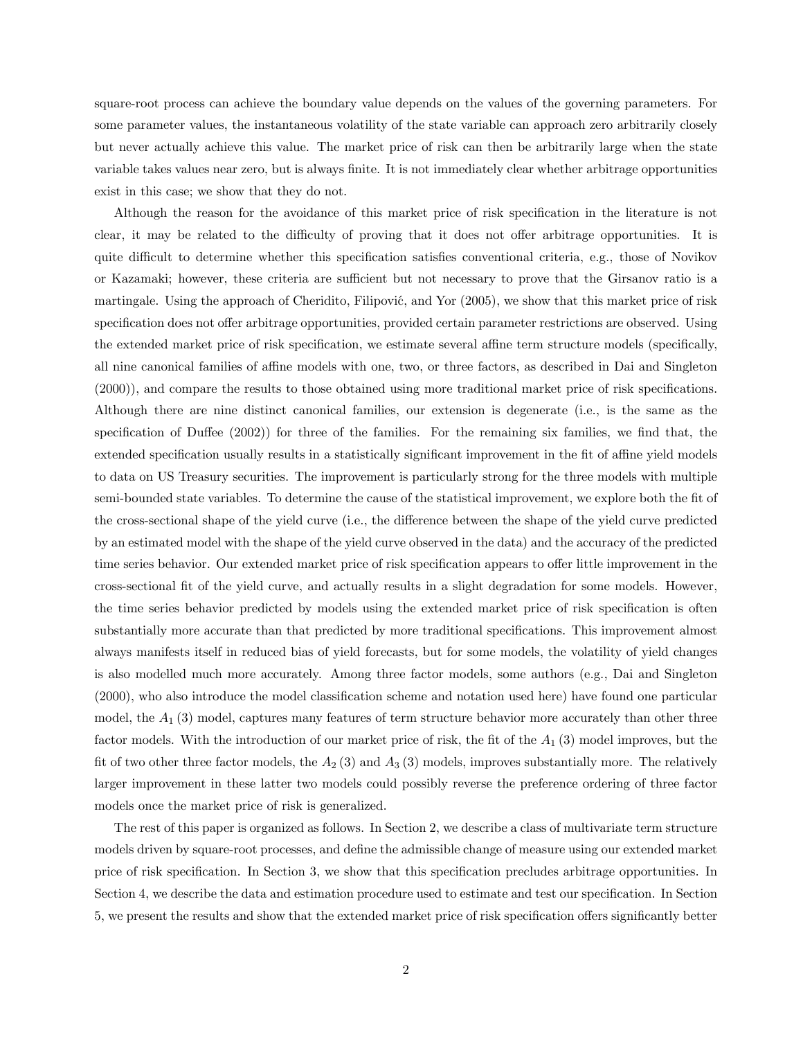square-root process can achieve the boundary value depends on the values of the governing parameters. For some parameter values, the instantaneous volatility of the state variable can approach zero arbitrarily closely but never actually achieve this value. The market price of risk can then be arbitrarily large when the state variable takes values near zero, but is always finite. It is not immediately clear whether arbitrage opportunities exist in this case; we show that they do not.

Although the reason for the avoidance of this market price of risk specification in the literature is not clear, it may be related to the difficulty of proving that it does not offer arbitrage opportunities. It is quite difficult to determine whether this specification satisfies conventional criteria, e.g., those of Novikov or Kazamaki; however, these criteria are sufficient but not necessary to prove that the Girsanov ratio is a martingale. Using the approach of Cheridito, Filipović, and Yor (2005), we show that this market price of risk specification does not offer arbitrage opportunities, provided certain parameter restrictions are observed. Using the extended market price of risk specification, we estimate several affine term structure models (specifically, all nine canonical families of affine models with one, two, or three factors, as described in Dai and Singleton (2000)), and compare the results to those obtained using more traditional market price of risk specifications. Although there are nine distinct canonical families, our extension is degenerate (i.e., is the same as the specification of Duffee (2002)) for three of the families. For the remaining six families, we find that, the extended specification usually results in a statistically significant improvement in the fit of affine yield models to data on US Treasury securities. The improvement is particularly strong for the three models with multiple semi-bounded state variables. To determine the cause of the statistical improvement, we explore both the fit of the cross-sectional shape of the yield curve (i.e., the difference between the shape of the yield curve predicted by an estimated model with the shape of the yield curve observed in the data) and the accuracy of the predicted time series behavior. Our extended market price of risk specification appears to offer little improvement in the cross-sectional fit of the yield curve, and actually results in a slight degradation for some models. However, the time series behavior predicted by models using the extended market price of risk specification is often substantially more accurate than that predicted by more traditional specifications. This improvement almost always manifests itself in reduced bias of yield forecasts, but for some models, the volatility of yield changes is also modelled much more accurately. Among three factor models, some authors (e.g., Dai and Singleton (2000), who also introduce the model classification scheme and notation used here) have found one particular model, the $A_1(3)$ model, captures many features of term structure behavior more accurately than other three factor models. With the introduction of our market price of risk, the fit of the $A_1(3)$ model improves, but the fit of two other three factor models, the $A_2(3)$ and $A_3(3)$ models, improves substantially more. The relatively larger improvement in these latter two models could possibly reverse the preference ordering of three factor models once the market price of risk is generalized.

The rest of this paper is organized as follows. In Section 2, we describe a class of multivariate term structure models driven by square-root processes, and define the admissible change of measure using our extended market price of risk specification. In Section 3, we show that this specification precludes arbitrage opportunities. In Section 4, we describe the data and estimation procedure used to estimate and test our specification. In Section 5, we present the results and show that the extended market price of risk specification offers significantly better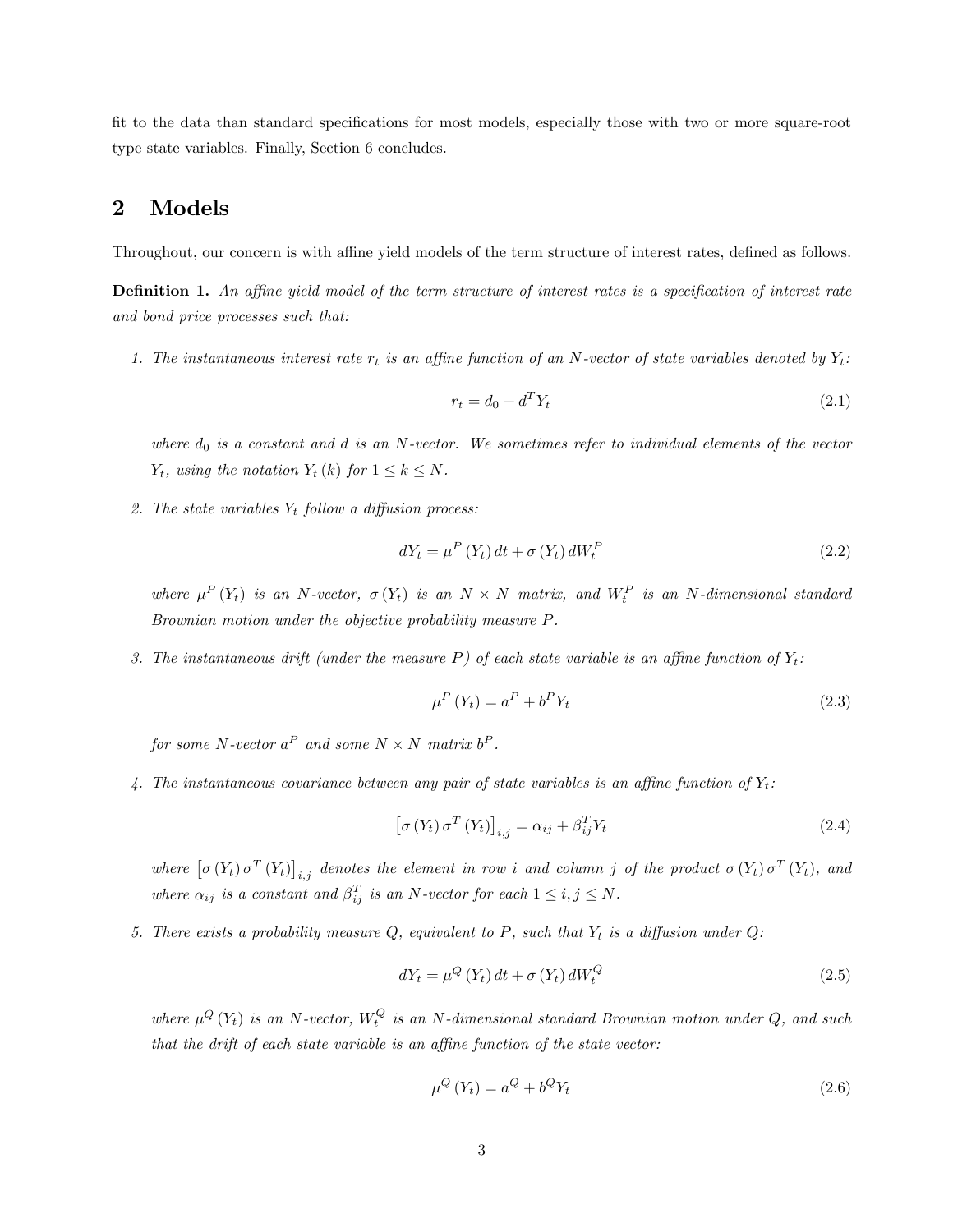fit to the data than standard specifications for most models, especially those with two or more square-root type state variables. Finally, Section 6 concludes.

## 2 Models

Throughout, our concern is with affine yield models of the term structure of interest rates, defined as follows.

**Definition 1.** *An affine yield model of the term structure of interest rates is a specification of interest rate and bond price processes such that:*

1. *The instantaneous interest rate $r_t$ is an affine function of an $N$-vector of state variables denoted by $Y_t$:*

$$r_t = d_0 + d^T Y_t \tag{2.1}$$

*where $d_0$ is a constant and $d$ is an $N$-vector. We sometimes refer to individual elements of the vector $Y_t$, using the notation $Y_t(k)$ for $1 \leq k \leq N$.*

2. *The state variables $Y_t$ follow a diffusion process:*

$$dY_t = \mu^P(Y_t)\,dt + \sigma(Y_t)\,dW_t^P \tag{2.2}$$

*where $\mu^P(Y_t)$ is an $N$-vector, $\sigma(Y_t)$ is an $N \times N$ matrix, and $W_t^P$ is an $N$-dimensional standard Brownian motion under the objective probability measure $P$.*

3. *The instantaneous drift (under the measure $P$) of each state variable is an affine function of $Y_t$:*

$$\mu^P(Y_t) = a^P + b^P Y_t \tag{2.3}$$

*for some $N$-vector $a^P$ and some $N \times N$ matrix $b^P$.*

4. *The instantaneous covariance between any pair of state variables is an affine function of $Y_t$:*

$$\left[\sigma(Y_t)\,\sigma^T(Y_t)\right]_{i,j} = \alpha_{ij} + \beta_{ij}^T Y_t \tag{2.4}$$

*where $\left[\sigma(Y_t)\,\sigma^T(Y_t)\right]_{i,j}$ denotes the element in row $i$ and column $j$ of the product $\sigma(Y_t)\,\sigma^T(Y_t)$, and where $\alpha_{ij}$ is a constant and $\beta_{ij}^T$ is an $N$-vector for each $1 \leq i, j \leq N$.*

5. *There exists a probability measure $Q$, equivalent to $P$, such that $Y_t$ is a diffusion under $Q$:*

$$dY_t = \mu^Q(Y_t)\,dt + \sigma(Y_t)\,dW_t^Q \tag{2.5}$$

*where $\mu^Q(Y_t)$ is an $N$-vector, $W_t^Q$ is an $N$-dimensional standard Brownian motion under $Q$, and such that the drift of each state variable is an affine function of the state vector:*

$$\mu^Q(Y_t) = a^Q + b^Q Y_t \tag{2.6}$$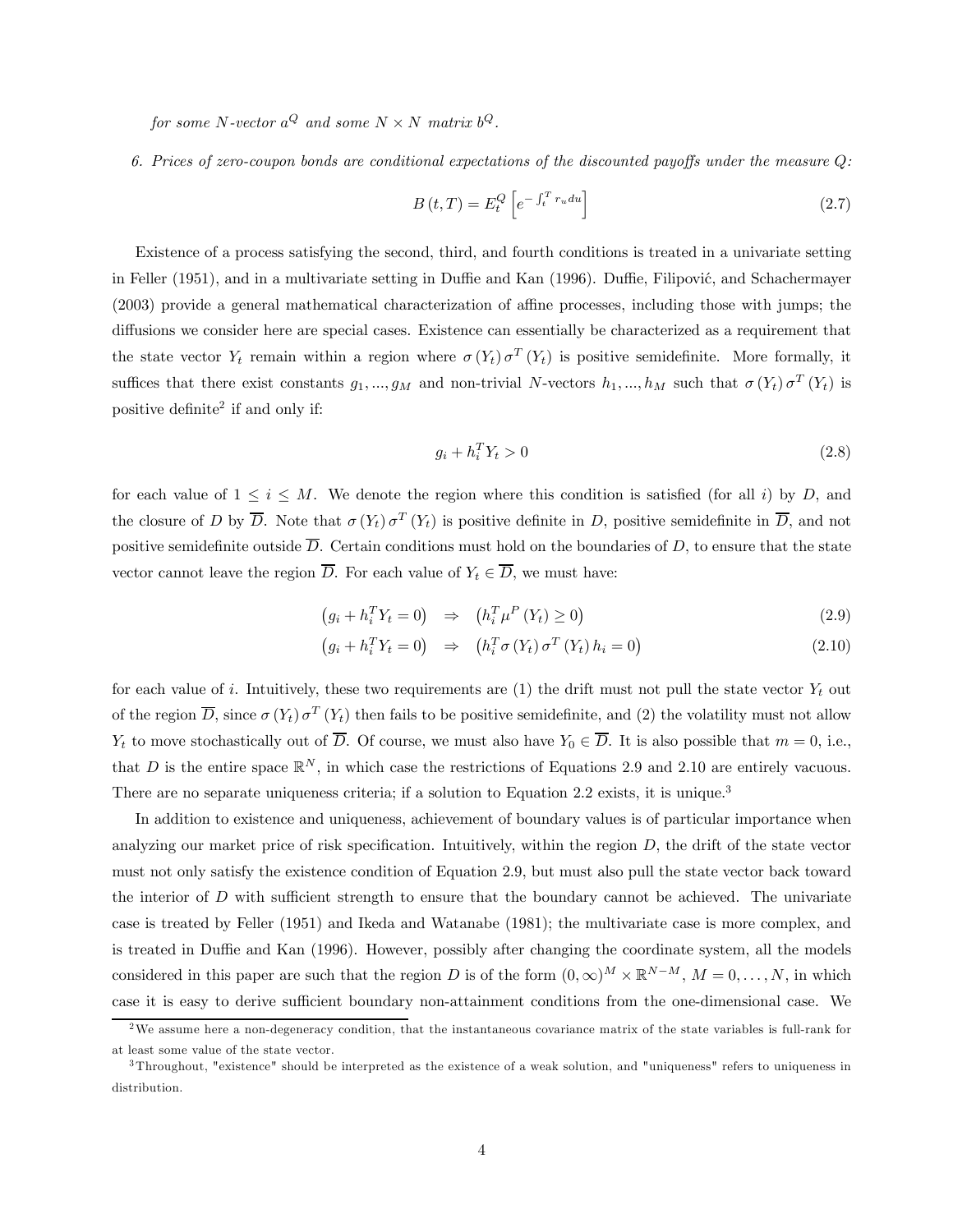*for some $N$-vector $a^Q$ and some $N \times N$ matrix $b^Q$.*

6. *Prices of zero-coupon bonds are conditional expectations of the discounted payoffs under the measure $Q$:*

$$B(t,T) = E_t^Q \left[ e^{-\int_t^T r_u du} \right] \tag{2.7}$$

Existence of a process satisfying the second, third, and fourth conditions is treated in a univariate setting in Feller (1951), and in a multivariate setting in Duffie and Kan (1996). Duffie, Filipović, and Schachermayer (2003) provide a general mathematical characterization of affine processes, including those with jumps; the diffusions we consider here are special cases. Existence can essentially be characterized as a requirement that the state vector $Y_t$ remain within a region where $\sigma(Y_t)\sigma^T(Y_t)$ is positive semidefinite. More formally, it suffices that there exist constants $g_1, ..., g_M$ and non-trivial $N$-vectors $h_1, ..., h_M$ such that $\sigma(Y_t)\sigma^T(Y_t)$ is positive definite[2] if and only if:

$$g_i + h_i^T Y_t > 0 \tag{2.8}$$

for each value of $1 \leq i \leq M$. We denote the region where this condition is satisfied (for all $i$) by $D$, and the closure of $D$ by $\overline{D}$. Note that $\sigma(Y_t)\sigma^T(Y_t)$ is positive definite in $D$, positive semidefinite in $\overline{D}$, and not positive semidefinite outside $\overline{D}$. Certain conditions must hold on the boundaries of $D$, to ensure that the state vector cannot leave the region $\overline{D}$. For each value of $Y_t \in \overline{D}$, we must have:

$$\left(g_i + h_i^T Y_t = 0\right) \quad \Rightarrow \quad \left(h_i^T \mu^P(Y_t) \geq 0\right) \tag{2.9}$$

$$\left(g_i + h_i^T Y_t = 0\right) \quad \Rightarrow \quad \left(h_i^T \sigma(Y_t)\sigma^T(Y_t) h_i = 0\right) \tag{2.10}$$

for each value of $i$. Intuitively, these two requirements are (1) the drift must not pull the state vector $Y_t$ out of the region $\overline{D}$, since $\sigma(Y_t)\sigma^T(Y_t)$ then fails to be positive semidefinite, and (2) the volatility must not allow $Y_t$ to move stochastically out of $\overline{D}$. Of course, we must also have $Y_0 \in \overline{D}$. It is also possible that $m = 0$, i.e., that $D$ is the entire space $\mathbb{R}^N$, in which case the restrictions of Equations 2.9 and 2.10 are entirely vacuous. There are no separate uniqueness criteria; if a solution to Equation 2.2 exists, it is unique.[3]

In addition to existence and uniqueness, achievement of boundary values is of particular importance when analyzing our market price of risk specification. Intuitively, within the region $D$, the drift of the state vector must not only satisfy the existence condition of Equation 2.9, but must also pull the state vector back toward the interior of $D$ with sufficient strength to ensure that the boundary cannot be achieved. The univariate case is treated by Feller (1951) and Ikeda and Watanabe (1981); the multivariate case is more complex, and is treated in Duffie and Kan (1996). However, possibly after changing the coordinate system, all the models considered in this paper are such that the region $D$ is of the form $(0,\infty)^M \times \mathbb{R}^{N-M}$, $M = 0, \ldots, N$, in which case it is easy to derive sufficient boundary non-attainment conditions from the one-dimensional case. We

[2] We assume here a non-degeneracy condition, that the instantaneous covariance matrix of the state variables is full-rank for at least some value of the state vector.

[3] Throughout, "existence" should be interpreted as the existence of a weak solution, and "uniqueness" refers to uniqueness in distribution.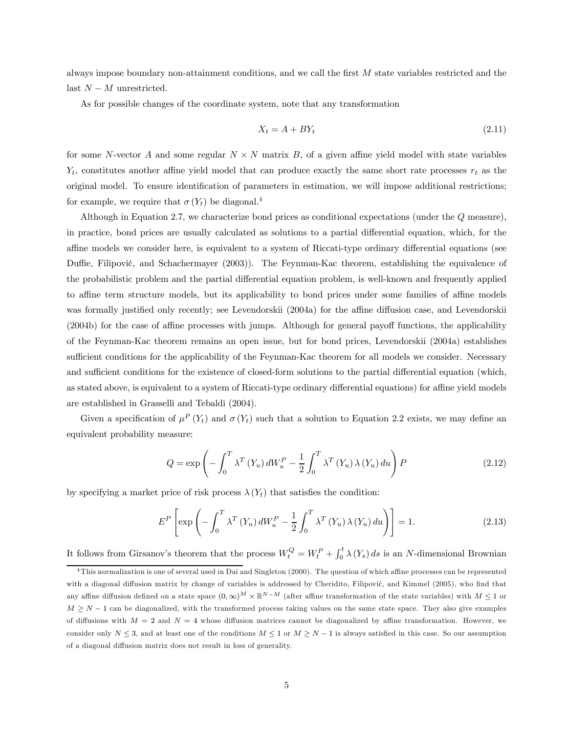always impose boundary non-attainment conditions, and we call the first $M$ state variables restricted and the last $N-M$ unrestricted.

As for possible changes of the coordinate system, note that any transformation

$$X_t = A + BY_t \tag{2.11}$$

for some $N$-vector $A$ and some regular $N \times N$ matrix $B$, of a given affine yield model with state variables $Y_t$, constitutes another affine yield model that can produce exactly the same short rate processes $r_t$ as the original model. To ensure identification of parameters in estimation, we will impose additional restrictions; for example, we require that $\sigma(Y_t)$ be diagonal.[4]

Although in Equation 2.7, we characterize bond prices as conditional expectations (under the $Q$ measure), in practice, bond prices are usually calculated as solutions to a partial differential equation, which, for the affine models we consider here, is equivalent to a system of Riccati-type ordinary differential equations (see Duffie, Filipović, and Schachermayer (2003)). The Feynman-Kac theorem, establishing the equivalence of the probabilistic problem and the partial differential equation problem, is well-known and frequently applied to affine term structure models, but its applicability to bond prices under some families of affine models was formally justified only recently; see Levendorskii (2004a) for the affine diffusion case, and Levendorskii (2004b) for the case of affine processes with jumps. Although for general payoff functions, the applicability of the Feynman-Kac theorem remains an open issue, but for bond prices, Levendorskii (2004a) establishes sufficient conditions for the applicability of the Feynman-Kac theorem for all models we consider. Necessary and sufficient conditions for the existence of closed-form solutions to the partial differential equation (which, as stated above, is equivalent to a system of Riccati-type ordinary differential equations) for affine yield models are established in Grasselli and Tebaldi (2004).

Given a specification of $\mu^P(Y_t)$ and $\sigma(Y_t)$ such that a solution to Equation 2.2 exists, we may define an equivalent probability measure:

$$Q = \exp\left(-\int_0^T \lambda^T(Y_u)\,dW_u^P - \frac{1}{2}\int_0^T \lambda^T(Y_u)\,\lambda(Y_u)\,du\right)P \tag{2.12}$$

by specifying a market price of risk process $\lambda(Y_t)$ that satisfies the condition:

$$E^P\left[\exp\left(-\int_0^T \lambda^T(Y_u)\,dW_u^P - \frac{1}{2}\int_0^T \lambda^T(Y_u)\,\lambda(Y_u)\,du\right)\right] = 1. \tag{2.13}$$

It follows from Girsanov's theorem that the process $W_t^Q = W_t^P + \int_0^t \lambda(Y_s)\,ds$ is an $N$-dimensional Brownian

[4] This normalization is one of several used in Dai and Singleton (2000). The question of which affine processes can be represented with a diagonal diffusion matrix by change of variables is addressed by Cheridito, Filipović, and Kimmel (2005), who find that any affine diffusion defined on a state space $(0,\infty)^M \times \mathbb{R}^{N-M}$ (after affine transformation of the state variables) with $M \leq 1$ or $M \geq N-1$ can be diagonalized, with the transformed process taking values on the same state space. They also give examples of diffusions with $M=2$ and $N=4$ whose diffusion matrices cannot be diagonalized by affine transformation. However, we consider only $N \leq 3$, and at least one of the conditions $M \leq 1$ or $M \geq N-1$ is always satisfied in this case. So our assumption of a diagonal diffusion matrix does not result in loss of generality.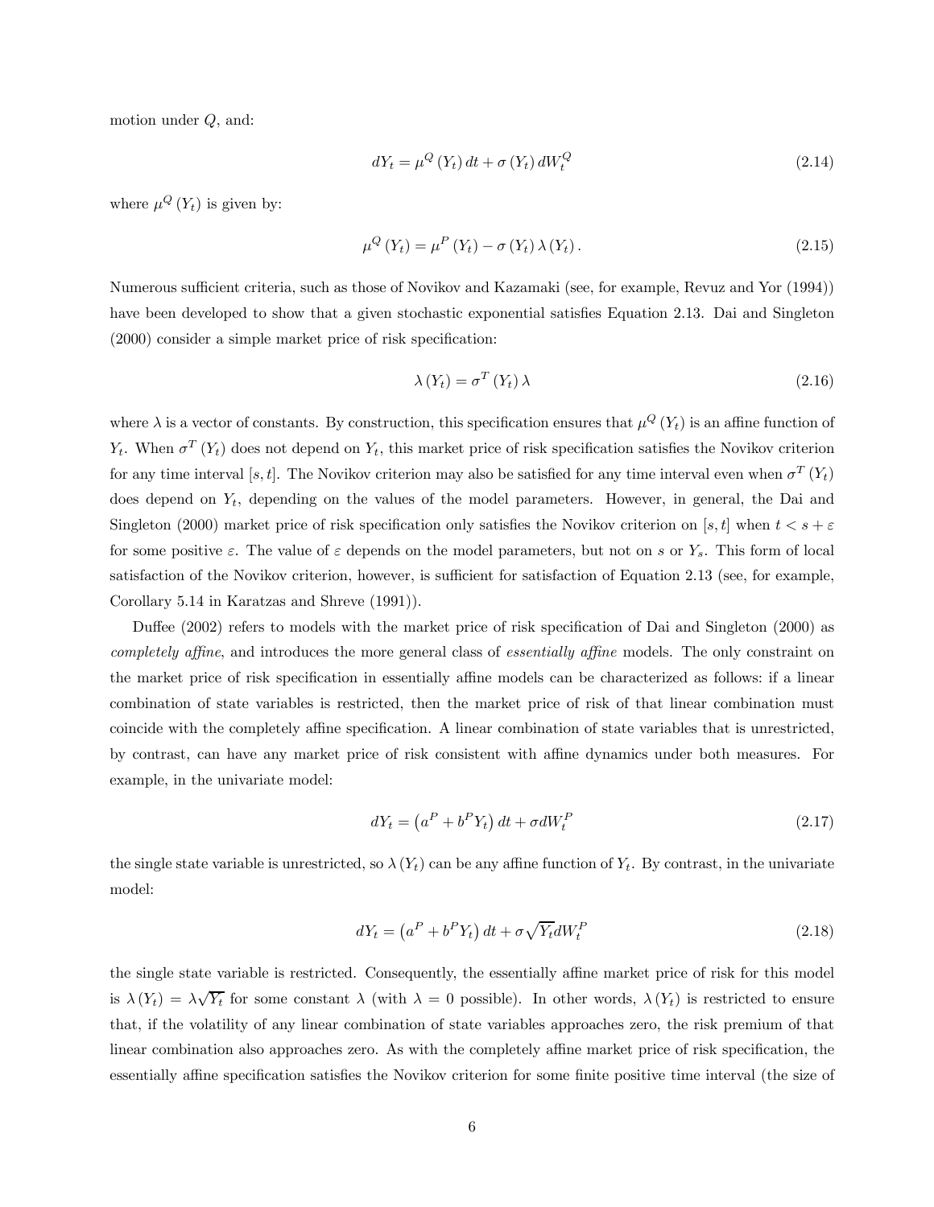motion under $Q$, and:

$$dY_t = \mu^Q (Y_t)\, dt + \sigma (Y_t)\, dW_t^Q \tag{2.14}$$

where $\mu^Q (Y_t)$ is given by:

$$\mu^Q (Y_t) = \mu^P (Y_t) - \sigma (Y_t)\, \lambda (Y_t)\, . \tag{2.15}$$

Numerous sufficient criteria, such as those of Novikov and Kazamaki (see, for example, Revuz and Yor (1994)) have been developed to show that a given stochastic exponential satisfies Equation 2.13. Dai and Singleton (2000) consider a simple market price of risk specification:

$$\lambda (Y_t) = \sigma^T (Y_t)\, \lambda \tag{2.16}$$

where $\lambda$ is a vector of constants. By construction, this specification ensures that $\mu^Q (Y_t)$ is an affine function of $Y_t$. When $\sigma^T (Y_t)$ does not depend on $Y_t$, this market price of risk specification satisfies the Novikov criterion for any time interval $[s, t]$. The Novikov criterion may also be satisfied for any time interval even when $\sigma^T (Y_t)$ does depend on $Y_t$, depending on the values of the model parameters. However, in general, the Dai and Singleton (2000) market price of risk specification only satisfies the Novikov criterion on $[s, t]$ when $t < s + \varepsilon$ for some positive $\varepsilon$. The value of $\varepsilon$ depends on the model parameters, but not on $s$ or $Y_s$. This form of local satisfaction of the Novikov criterion, however, is sufficient for satisfaction of Equation 2.13 (see, for example, Corollary 5.14 in Karatzas and Shreve (1991)).

Duffee (2002) refers to models with the market price of risk specification of Dai and Singleton (2000) as *completely affine*, and introduces the more general class of *essentially affine* models. The only constraint on the market price of risk specification in essentially affine models can be characterized as follows: if a linear combination of state variables is restricted, then the market price of risk of that linear combination must coincide with the completely affine specification. A linear combination of state variables that is unrestricted, by contrast, can have any market price of risk consistent with affine dynamics under both measures. For example, in the univariate model:

$$dY_t = \left(a^P + b^P Y_t\right) dt + \sigma dW_t^P \tag{2.17}$$

the single state variable is unrestricted, so $\lambda (Y_t)$ can be any affine function of $Y_t$. By contrast, in the univariate model:

$$dY_t = \left(a^P + b^P Y_t\right) dt + \sigma \sqrt{Y_t} dW_t^P \tag{2.18}$$

the single state variable is restricted. Consequently, the essentially affine market price of risk for this model is $\lambda (Y_t) = \lambda \sqrt{Y_t}$ for some constant $\lambda$ (with $\lambda = 0$ possible). In other words, $\lambda (Y_t)$ is restricted to ensure that, if the volatility of any linear combination of state variables approaches zero, the risk premium of that linear combination also approaches zero. As with the completely affine market price of risk specification, the essentially affine specification satisfies the Novikov criterion for some finite positive time interval (the size of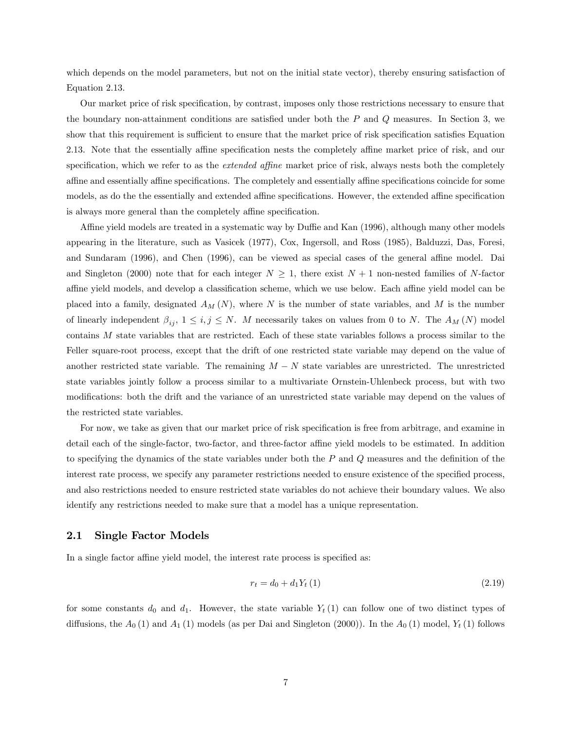which depends on the model parameters, but not on the initial state vector), thereby ensuring satisfaction of Equation 2.13.

Our market price of risk specification, by contrast, imposes only those restrictions necessary to ensure that the boundary non-attainment conditions are satisfied under both the $P$ and $Q$ measures. In Section 3, we show that this requirement is sufficient to ensure that the market price of risk specification satisfies Equation 2.13. Note that the essentially affine specification nests the completely affine market price of risk, and our specification, which we refer to as the *extended affine* market price of risk, always nests both the completely affine and essentially affine specifications. The completely and essentially affine specifications coincide for some models, as do the the essentially and extended affine specifications. However, the extended affine specification is always more general than the completely affine specification.

Affine yield models are treated in a systematic way by Duffie and Kan (1996), although many other models appearing in the literature, such as Vasicek (1977), Cox, Ingersoll, and Ross (1985), Balduzzi, Das, Foresi, and Sundaram (1996), and Chen (1996), can be viewed as special cases of the general affine model. Dai and Singleton (2000) note that for each integer $N \geq 1$, there exist $N+1$ non-nested families of $N$-factor affine yield models, and develop a classification scheme, which we use below. Each affine yield model can be placed into a family, designated $A_M(N)$, where $N$ is the number of state variables, and $M$ is the number of linearly independent $\beta_{ij}$, $1 \leq i, j \leq N$. $M$ necessarily takes on values from 0 to $N$. The $A_M(N)$ model contains $M$ state variables that are restricted. Each of these state variables follows a process similar to the Feller square-root process, except that the drift of one restricted state variable may depend on the value of another restricted state variable. The remaining $M - N$ state variables are unrestricted. The unrestricted state variables jointly follow a process similar to a multivariate Ornstein-Uhlenbeck process, but with two modifications: both the drift and the variance of an unrestricted state variable may depend on the values of the restricted state variables.

For now, we take as given that our market price of risk specification is free from arbitrage, and examine in detail each of the single-factor, two-factor, and three-factor affine yield models to be estimated. In addition to specifying the dynamics of the state variables under both the $P$ and $Q$ measures and the definition of the interest rate process, we specify any parameter restrictions needed to ensure existence of the specified process, and also restrictions needed to ensure restricted state variables do not achieve their boundary values. We also identify any restrictions needed to make sure that a model has a unique representation.

## 2.1 Single Factor Models

In a single factor affine yield model, the interest rate process is specified as:

$$r_t = d_0 + d_1 Y_t(1) \tag{2.19}$$

for some constants $d_0$ and $d_1$. However, the state variable $Y_t(1)$ can follow one of two distinct types of diffusions, the $A_0(1)$ and $A_1(1)$ models (as per Dai and Singleton (2000)). In the $A_0(1)$ model, $Y_t(1)$ follows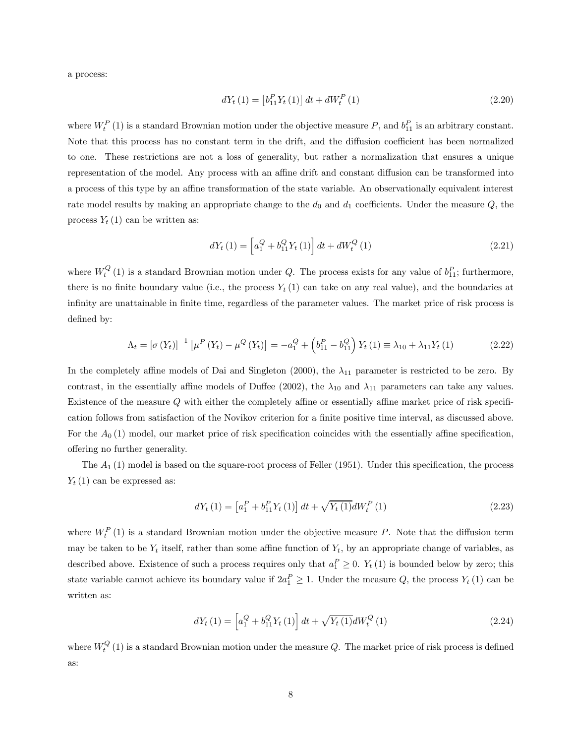a process:

$$dY_t(1) = \left[b_{11}^P Y_t(1)\right] dt + dW_t^P(1) \tag{2.20}$$

where $W_t^P(1)$ is a standard Brownian motion under the objective measure $P$, and $b_{11}^P$ is an arbitrary constant. Note that this process has no constant term in the drift, and the diffusion coefficient has been normalized to one. These restrictions are not a loss of generality, but rather a normalization that ensures a unique representation of the model. Any process with an affine drift and constant diffusion can be transformed into a process of this type by an affine transformation of the state variable. An observationally equivalent interest rate model results by making an appropriate change to the $d_0$ and $d_1$ coefficients. Under the measure $Q$, the process $Y_t(1)$ can be written as:

$$dY_t(1) = \left[a_1^Q + b_{11}^Q Y_t(1)\right] dt + dW_t^Q(1) \tag{2.21}$$

where $W_t^Q(1)$ is a standard Brownian motion under $Q$. The process exists for any value of $b_{11}^P$; furthermore, there is no finite boundary value (i.e., the process $Y_t(1)$ can take on any real value), and the boundaries at infinity are unattainable in finite time, regardless of the parameter values. The market price of risk process is defined by:

$$\Lambda_t = \left[\sigma(Y_t)\right]^{-1}\left[\mu^P(Y_t) - \mu^Q(Y_t)\right] = -a_1^Q + \left(b_{11}^P - b_{11}^Q\right) Y_t(1) \equiv \lambda_{10} + \lambda_{11} Y_t(1) \tag{2.22}$$

In the completely affine models of Dai and Singleton (2000), the $\lambda_{11}$ parameter is restricted to be zero. By contrast, in the essentially affine models of Duffee (2002), the $\lambda_{10}$ and $\lambda_{11}$ parameters can take any values. Existence of the measure $Q$ with either the completely affine or essentially affine market price of risk specification follows from satisfaction of the Novikov criterion for a finite positive time interval, as discussed above. For the $A_0(1)$ model, our market price of risk specification coincides with the essentially affine specification, offering no further generality.

The $A_1(1)$ model is based on the square-root process of Feller (1951). Under this specification, the process $Y_t(1)$ can be expressed as:

$$dY_t(1) = \left[a_1^P + b_{11}^P Y_t(1)\right] dt + \sqrt{Y_t(1)} dW_t^P(1) \tag{2.23}$$

where $W_t^P(1)$ is a standard Brownian motion under the objective measure $P$. Note that the diffusion term may be taken to be $Y_t$ itself, rather than some affine function of $Y_t$, by an appropriate change of variables, as described above. Existence of such a process requires only that $a_1^P \geq 0$. $Y_t(1)$ is bounded below by zero; this state variable cannot achieve its boundary value if $2a_1^P \geq 1$. Under the measure $Q$, the process $Y_t(1)$ can be written as:

$$dY_t(1) = \left[a_1^Q + b_{11}^Q Y_t(1)\right] dt + \sqrt{Y_t(1)} dW_t^Q(1) \tag{2.24}$$

where $W_t^Q(1)$ is a standard Brownian motion under the measure $Q$. The market price of risk process is defined as: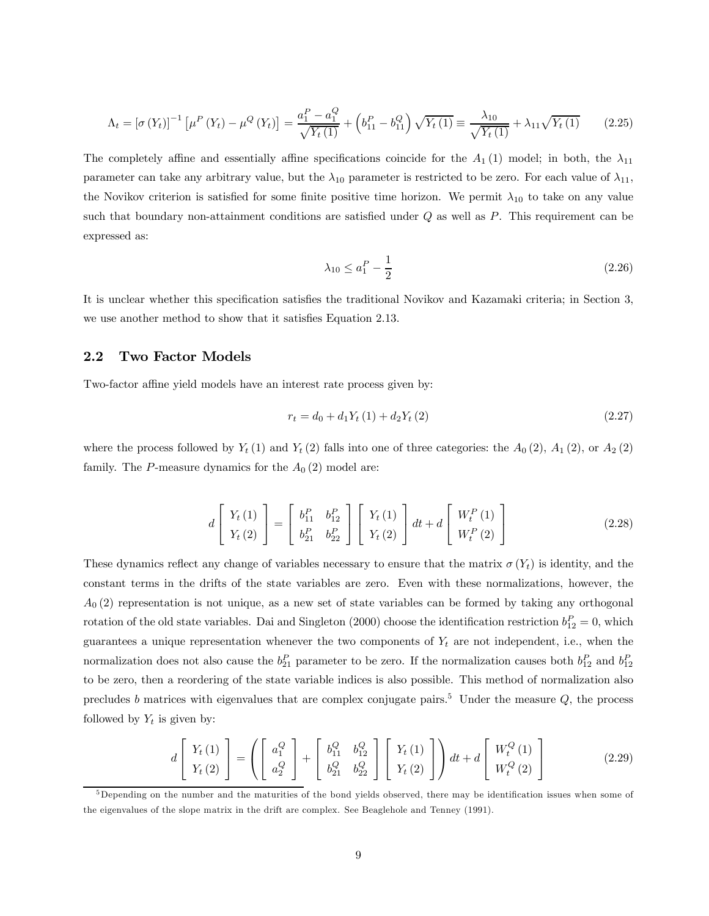$$\Lambda_t = [\sigma(Y_t)]^{-1}\left[\mu^P(Y_t) - \mu^Q(Y_t)\right] = \frac{a_1^P - a_1^Q}{\sqrt{Y_t(1)}} + \left(b_{11}^P - b_{11}^Q\right)\sqrt{Y_t(1)} \equiv \frac{\lambda_{10}}{\sqrt{Y_t(1)}} + \lambda_{11}\sqrt{Y_t(1)} \tag{2.25}$$

The completely affine and essentially affine specifications coincide for the $A_1(1)$ model; in both, the $\lambda_{11}$ parameter can take any arbitrary value, but the $\lambda_{10}$ parameter is restricted to be zero. For each value of $\lambda_{11}$, the Novikov criterion is satisfied for some finite positive time horizon. We permit $\lambda_{10}$ to take on any value such that boundary non-attainment conditions are satisfied under $Q$ as well as $P$. This requirement can be expressed as:

$$\lambda_{10} \leq a_1^P - \frac{1}{2} \tag{2.26}$$

It is unclear whether this specification satisfies the traditional Novikov and Kazamaki criteria; in Section 3, we use another method to show that it satisfies Equation 2.13.

## 2.2 Two Factor Models

Two-factor affine yield models have an interest rate process given by:

$$r_t = d_0 + d_1 Y_t(1) + d_2 Y_t(2) \tag{2.27}$$

where the process followed by $Y_t(1)$ and $Y_t(2)$ falls into one of three categories: the $A_0(2)$, $A_1(2)$, or $A_2(2)$ family. The $P$-measure dynamics for the $A_0(2)$ model are:

$$d\begin{bmatrix} Y_t(1) \\ Y_t(2) \end{bmatrix} = \begin{bmatrix} b_{11}^P & b_{12}^P \\ b_{21}^P & b_{22}^P \end{bmatrix}\begin{bmatrix} Y_t(1) \\ Y_t(2) \end{bmatrix} dt + d\begin{bmatrix} W_t^P(1) \\ W_t^P(2) \end{bmatrix} \tag{2.28}$$

These dynamics reflect any change of variables necessary to ensure that the matrix $\sigma(Y_t)$ is identity, and the constant terms in the drifts of the state variables are zero. Even with these normalizations, however, the $A_0(2)$ representation is not unique, as a new set of state variables can be formed by taking any orthogonal rotation of the old state variables. Dai and Singleton (2000) choose the identification restriction $b_{12}^P = 0$, which guarantees a unique representation whenever the two components of $Y_t$ are not independent, i.e., when the normalization does not also cause the $b_{21}^P$ parameter to be zero. If the normalization causes both $b_{12}^P$ and $b_{12}^P$ to be zero, then a reordering of the state variable indices is also possible. This method of normalization also precludes $b$ matrices with eigenvalues that are complex conjugate pairs.[5] Under the measure $Q$, the process followed by $Y_t$ is given by:

$$d\begin{bmatrix} Y_t(1) \\ Y_t(2) \end{bmatrix} = \left(\begin{bmatrix} a_1^Q \\ a_2^Q \end{bmatrix} + \begin{bmatrix} b_{11}^Q & b_{12}^Q \\ b_{21}^Q & b_{22}^Q \end{bmatrix}\begin{bmatrix} Y_t(1) \\ Y_t(2) \end{bmatrix}\right) dt + d\begin{bmatrix} W_t^Q(1) \\ W_t^Q(2) \end{bmatrix} \tag{2.29}$$

[5] Depending on the number and the maturities of the bond yields observed, there may be identification issues when some of the eigenvalues of the slope matrix in the drift are complex. See Beaglehole and Tenney (1991).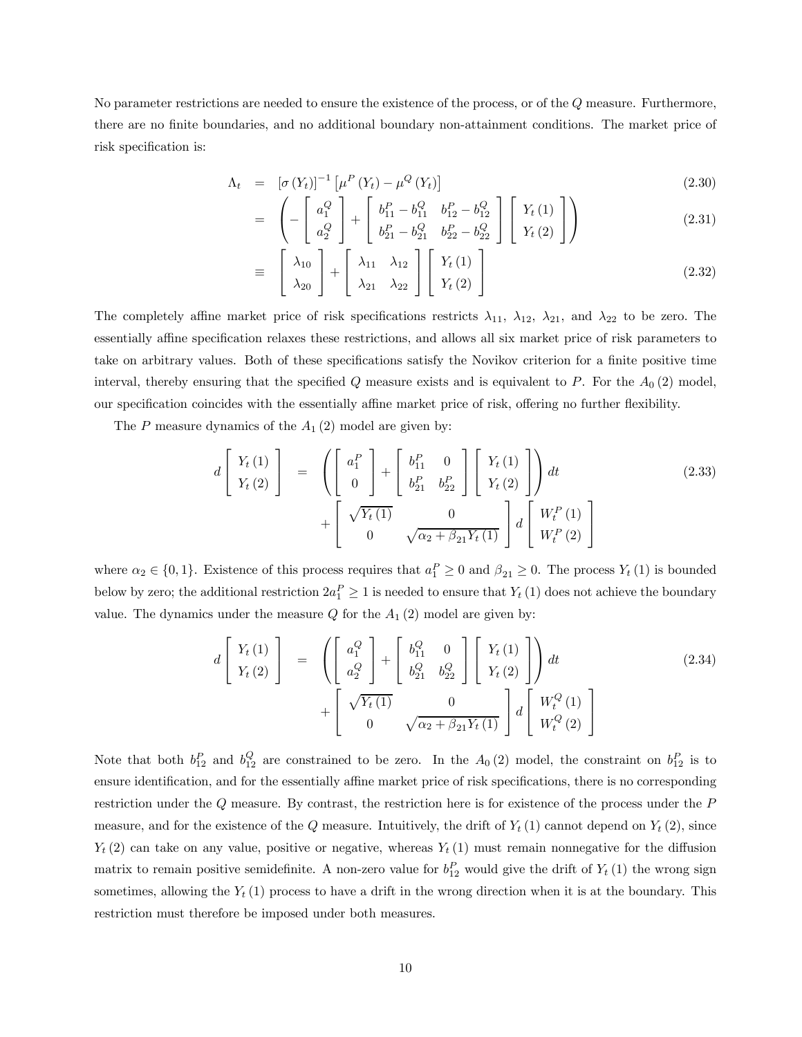No parameter restrictions are needed to ensure the existence of the process, or of the $Q$ measure. Furthermore, there are no finite boundaries, and no additional boundary non-attainment conditions. The market price of risk specification is:

$$
\begin{aligned}
\Lambda_t &= [\sigma(Y_t)]^{-1}\left[\mu^P(Y_t) - \mu^Q(Y_t)\right] && (2.30)\\
&= \left( -\begin{bmatrix} a_1^Q \\ a_2^Q \end{bmatrix} + \begin{bmatrix} b_{11}^P - b_{11}^Q & b_{12}^P - b_{12}^Q \\ b_{21}^P - b_{21}^Q & b_{22}^P - b_{22}^Q \end{bmatrix} \begin{bmatrix} Y_t(1) \\ Y_t(2) \end{bmatrix} \right) && (2.31)\\
&\equiv \begin{bmatrix} \lambda_{10} \\ \lambda_{20} \end{bmatrix} + \begin{bmatrix} \lambda_{11} & \lambda_{12} \\ \lambda_{21} & \lambda_{22} \end{bmatrix} \begin{bmatrix} Y_t(1) \\ Y_t(2) \end{bmatrix} && (2.32)
\end{aligned}
$$

The completely affine market price of risk specifications restricts $\lambda_{11}$, $\lambda_{12}$, $\lambda_{21}$, and $\lambda_{22}$ to be zero. The essentially affine specification relaxes these restrictions, and allows all six market price of risk parameters to take on arbitrary values. Both of these specifications satisfy the Novikov criterion for a finite positive time interval, thereby ensuring that the specified $Q$ measure exists and is equivalent to $P$. For the $A_0(2)$ model, our specification coincides with the essentially affine market price of risk, offering no further flexibility.

The $P$ measure dynamics of the $A_1(2)$ model are given by:

$$
\begin{aligned}
d\begin{bmatrix} Y_t(1) \\ Y_t(2) \end{bmatrix} &= \left( \begin{bmatrix} a_1^P \\ 0 \end{bmatrix} + \begin{bmatrix} b_{11}^P & 0 \\ b_{21}^P & b_{22}^P \end{bmatrix} \begin{bmatrix} Y_t(1) \\ Y_t(2) \end{bmatrix} \right) dt && (2.33)\\
&\quad + \begin{bmatrix} \sqrt{Y_t(1)} & 0 \\ 0 & \sqrt{\alpha_2 + \beta_{21} Y_t(1)} \end{bmatrix} d\begin{bmatrix} W_t^P(1) \\ W_t^P(2) \end{bmatrix}
\end{aligned}
$$

where $\alpha_2 \in \{0, 1\}$. Existence of this process requires that $a_1^P \geq 0$ and $\beta_{21} \geq 0$. The process $Y_t(1)$ is bounded below by zero; the additional restriction $2a_1^P \geq 1$ is needed to ensure that $Y_t(1)$ does not achieve the boundary value. The dynamics under the measure $Q$ for the $A_1(2)$ model are given by:

$$
\begin{aligned}
d\begin{bmatrix} Y_t(1) \\ Y_t(2) \end{bmatrix} &= \left( \begin{bmatrix} a_1^Q \\ a_2^Q \end{bmatrix} + \begin{bmatrix} b_{11}^Q & 0 \\ b_{21}^Q & b_{22}^Q \end{bmatrix} \begin{bmatrix} Y_t(1) \\ Y_t(2) \end{bmatrix} \right) dt && (2.34)\\
&\quad + \begin{bmatrix} \sqrt{Y_t(1)} & 0 \\ 0 & \sqrt{\alpha_2 + \beta_{21} Y_t(1)} \end{bmatrix} d\begin{bmatrix} W_t^Q(1) \\ W_t^Q(2) \end{bmatrix}
\end{aligned}
$$

Note that both $b_{12}^P$ and $b_{12}^Q$ are constrained to be zero. In the $A_0(2)$ model, the constraint on $b_{12}^P$ is to ensure identification, and for the essentially affine market price of risk specifications, there is no corresponding restriction under the $Q$ measure. By contrast, the restriction here is for existence of the process under the $P$ measure, and for the existence of the $Q$ measure. Intuitively, the drift of $Y_t(1)$ cannot depend on $Y_t(2)$, since $Y_t(2)$ can take on any value, positive or negative, whereas $Y_t(1)$ must remain nonnegative for the diffusion matrix to remain positive semidefinite. A non-zero value for $b_{12}^P$ would give the drift of $Y_t(1)$ the wrong sign sometimes, allowing the $Y_t(1)$ process to have a drift in the wrong direction when it is at the boundary. This restriction must therefore be imposed under both measures.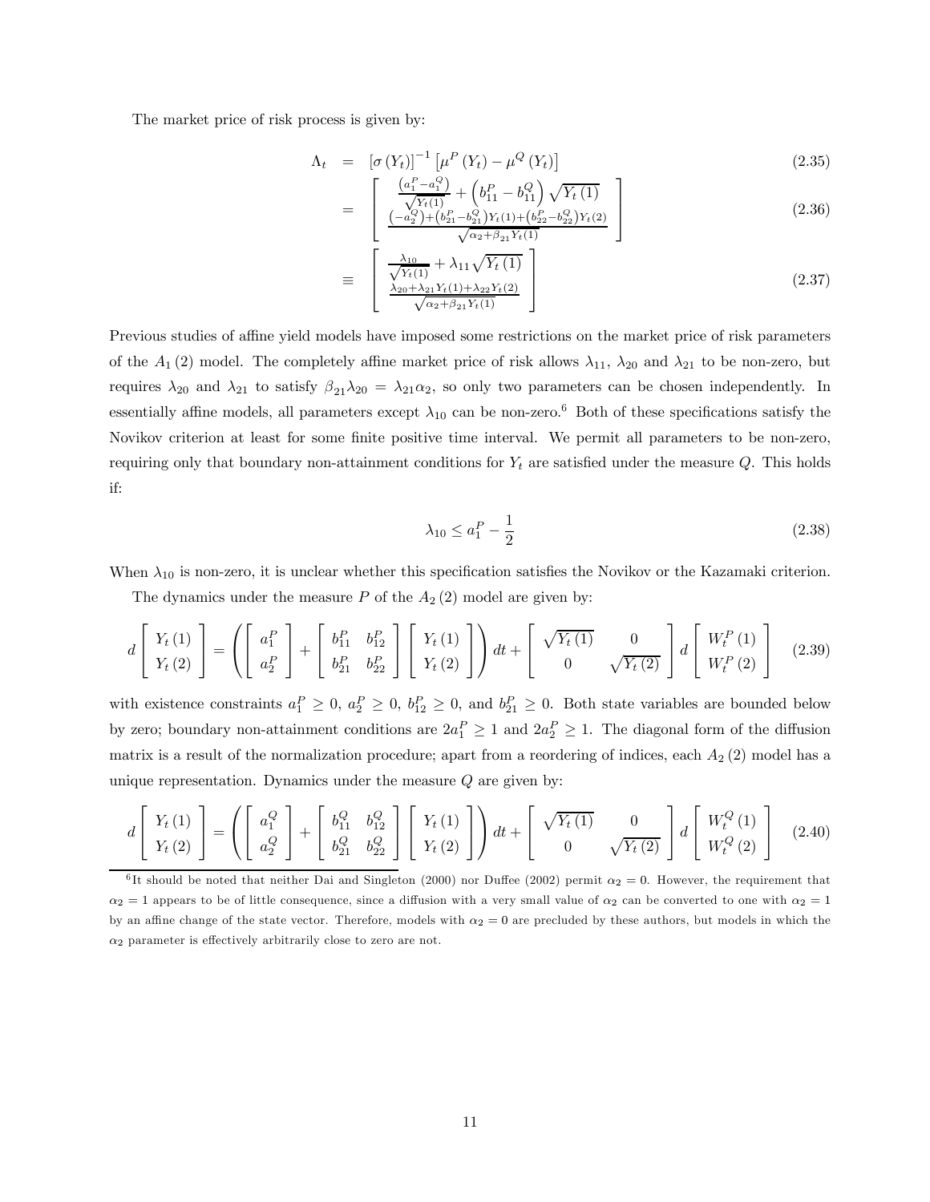The market price of risk process is given by:

$$
\begin{aligned}
\Lambda_t &= [\sigma(Y_t)]^{-1}\left[\mu^P(Y_t) - \mu^Q(Y_t)\right] && (2.35)\\
&= \begin{bmatrix} \frac{\left(a_1^P - a_1^Q\right)}{\sqrt{Y_t(1)}} + \left(b_{11}^P - b_{11}^Q\right)\sqrt{Y_t(1)} \\ \frac{\left(-a_2^Q\right) + \left(b_{21}^P - b_{21}^Q\right)Y_t(1) + \left(b_{22}^P - b_{22}^Q\right)Y_t(2)}{\sqrt{\alpha_2 + \beta_{21}Y_t(1)}} \end{bmatrix} && (2.36)\\
&\equiv \begin{bmatrix} \frac{\lambda_{10}}{\sqrt{Y_t(1)}} + \lambda_{11}\sqrt{Y_t(1)} \\ \frac{\lambda_{20} + \lambda_{21}Y_t(1) + \lambda_{22}Y_t(2)}{\sqrt{\alpha_2 + \beta_{21}Y_t(1)}} \end{bmatrix} && (2.37)
\end{aligned}
$$

Previous studies of affine yield models have imposed some restrictions on the market price of risk parameters of the $A_1(2)$ model. The completely affine market price of risk allows $\lambda_{11}$, $\lambda_{20}$ and $\lambda_{21}$ to be non-zero, but requires $\lambda_{20}$ and $\lambda_{21}$ to satisfy $\beta_{21}\lambda_{20} = \lambda_{21}\alpha_2$, so only two parameters can be chosen independently. In essentially affine models, all parameters except $\lambda_{10}$ can be non-zero.[6] Both of these specifications satisfy the Novikov criterion at least for some finite positive time interval. We permit all parameters to be non-zero, requiring only that boundary non-attainment conditions for $Y_t$ are satisfied under the measure $Q$. This holds if:

$$\lambda_{10} \leq a_1^P - \frac{1}{2} \tag{2.38}$$

When $\lambda_{10}$ is non-zero, it is unclear whether this specification satisfies the Novikov or the Kazamaki criterion.

The dynamics under the measure $P$ of the $A_2(2)$ model are given by:

$$d\begin{bmatrix} Y_t(1) \\ Y_t(2) \end{bmatrix} = \left( \begin{bmatrix} a_1^P \\ a_2^P \end{bmatrix} + \begin{bmatrix} b_{11}^P & b_{12}^P \\ b_{21}^P & b_{22}^P \end{bmatrix} \begin{bmatrix} Y_t(1) \\ Y_t(2) \end{bmatrix} \right) dt + \begin{bmatrix} \sqrt{Y_t(1)} & 0 \\ 0 & \sqrt{Y_t(2)} \end{bmatrix} d\begin{bmatrix} W_t^P(1) \\ W_t^P(2) \end{bmatrix} \tag{2.39}$$

with existence constraints $a_1^P \geq 0$, $a_2^P \geq 0$, $b_{12}^P \geq 0$, and $b_{21}^P \geq 0$. Both state variables are bounded below by zero; boundary non-attainment conditions are $2a_1^P \geq 1$ and $2a_2^P \geq 1$. The diagonal form of the diffusion matrix is a result of the normalization procedure; apart from a reordering of indices, each $A_2(2)$ model has a unique representation. Dynamics under the measure $Q$ are given by:

$$d\begin{bmatrix} Y_t(1) \\ Y_t(2) \end{bmatrix} = \left( \begin{bmatrix} a_1^Q \\ a_2^Q \end{bmatrix} + \begin{bmatrix} b_{11}^Q & b_{12}^Q \\ b_{21}^Q & b_{22}^Q \end{bmatrix} \begin{bmatrix} Y_t(1) \\ Y_t(2) \end{bmatrix} \right) dt + \begin{bmatrix} \sqrt{Y_t(1)} & 0 \\ 0 & \sqrt{Y_t(2)} \end{bmatrix} d\begin{bmatrix} W_t^Q(1) \\ W_t^Q(2) \end{bmatrix} \tag{2.40}$$

[6] It should be noted that neither Dai and Singleton (2000) nor Duffee (2002) permit $\alpha_2 = 0$. However, the requirement that $\alpha_2 = 1$ appears to be of little consequence, since a diffusion with a very small value of $\alpha_2$ can be converted to one with $\alpha_2 = 1$ by an affine change of the state vector. Therefore, models with $\alpha_2 = 0$ are precluded by these authors, but models in which the $\alpha_2$ parameter is effectively arbitrarily close to zero are not.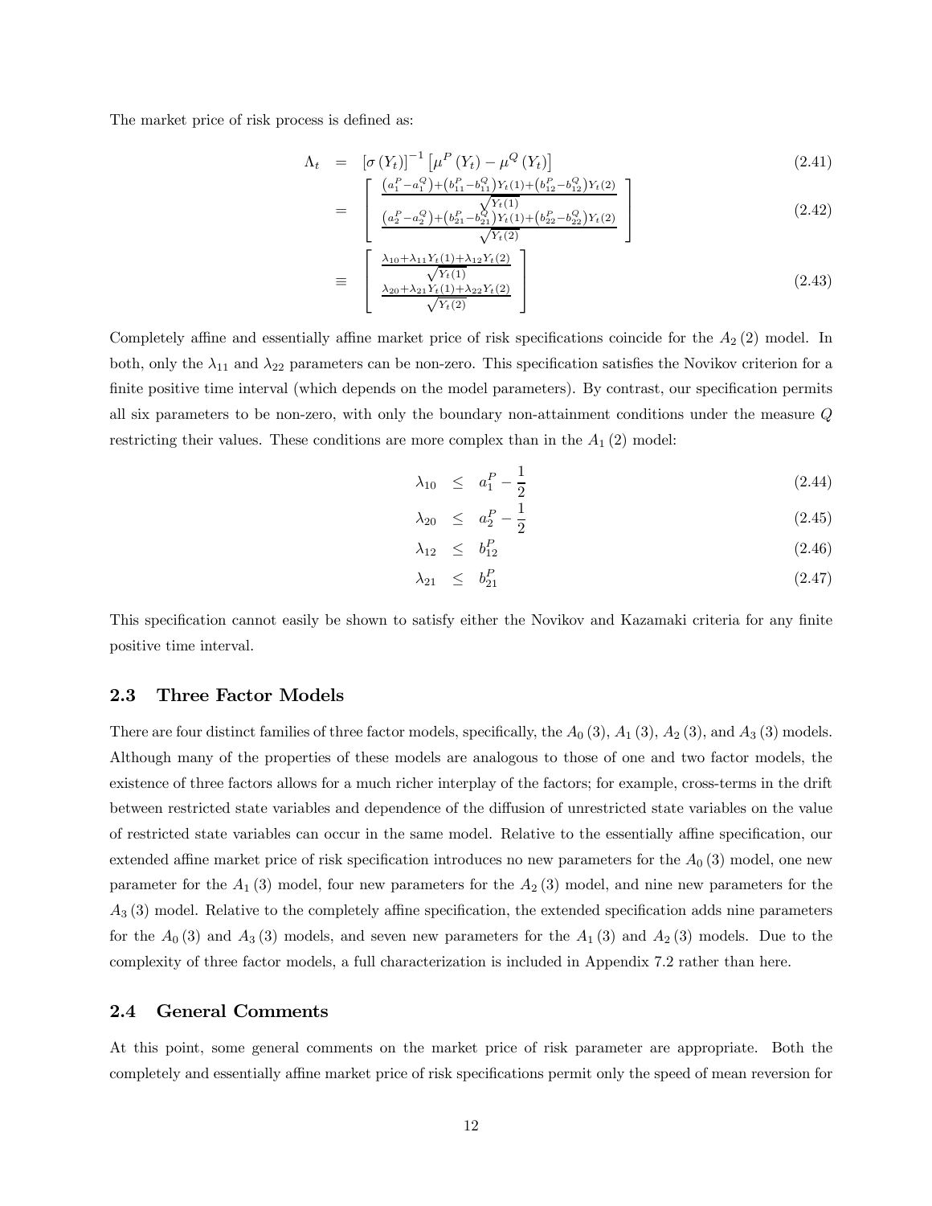The market price of risk process is defined as:

$$
\begin{aligned}
\Lambda_t &= \left[\sigma\left(Y_t\right)\right]^{-1}\left[\mu^P\left(Y_t\right) - \mu^Q\left(Y_t\right)\right] && (2.41)\\
&= \begin{bmatrix} \frac{\left(a_1^P - a_1^Q\right) + \left(b_{11}^P - b_{11}^Q\right) Y_t(1) + \left(b_{12}^P - b_{12}^Q\right) Y_t(2)}{\sqrt{Y_t(1)}} \\ \frac{\left(a_2^P - a_2^Q\right) + \left(b_{21}^P - b_{21}^Q\right) Y_t(1) + \left(b_{22}^P - b_{22}^Q\right) Y_t(2)}{\sqrt{Y_t(2)}} \end{bmatrix} && (2.42)\\
&\equiv \begin{bmatrix} \frac{\lambda_{10} + \lambda_{11} Y_t(1) + \lambda_{12} Y_t(2)}{\sqrt{Y_t(1)}} \\ \frac{\lambda_{20} + \lambda_{21} Y_t(1) + \lambda_{22} Y_t(2)}{\sqrt{Y_t(2)}} \end{bmatrix} && (2.43)
\end{aligned}
$$

Completely affine and essentially affine market price of risk specifications coincide for the $A_2(2)$ model. In both, only the $\lambda_{11}$ and $\lambda_{22}$ parameters can be non-zero. This specification satisfies the Novikov criterion for a finite positive time interval (which depends on the model parameters). By contrast, our specification permits all six parameters to be non-zero, with only the boundary non-attainment conditions under the measure $Q$ restricting their values. These conditions are more complex than in the $A_1(2)$ model:

$$
\begin{aligned}
\lambda_{10} &\leq a_1^P - \frac{1}{2} && (2.44)\\
\lambda_{20} &\leq a_2^P - \frac{1}{2} && (2.45)\\
\lambda_{12} &\leq b_{12}^P && (2.46)\\
\lambda_{21} &\leq b_{21}^P && (2.47)
\end{aligned}
$$

This specification cannot easily be shown to satisfy either the Novikov and Kazamaki criteria for any finite positive time interval.

## 2.3 Three Factor Models

There are four distinct families of three factor models, specifically, the $A_0(3)$, $A_1(3)$, $A_2(3)$, and $A_3(3)$ models. Although many of the properties of these models are analogous to those of one and two factor models, the existence of three factors allows for a much richer interplay of the factors; for example, cross-terms in the drift between restricted state variables and dependence of the diffusion of unrestricted state variables on the value of restricted state variables can occur in the same model. Relative to the essentially affine specification, our extended affine market price of risk specification introduces no new parameters for the $A_0(3)$ model, one new parameter for the $A_1(3)$ model, four new parameters for the $A_2(3)$ model, and nine new parameters for the $A_3(3)$ model. Relative to the completely affine specification, the extended specification adds nine parameters for the $A_0(3)$ and $A_3(3)$ models, and seven new parameters for the $A_1(3)$ and $A_2(3)$ models. Due to the complexity of three factor models, a full characterization is included in Appendix 7.2 rather than here.

## 2.4 General Comments

At this point, some general comments on the market price of risk parameter are appropriate. Both the completely and essentially affine market price of risk specifications permit only the speed of mean reversion for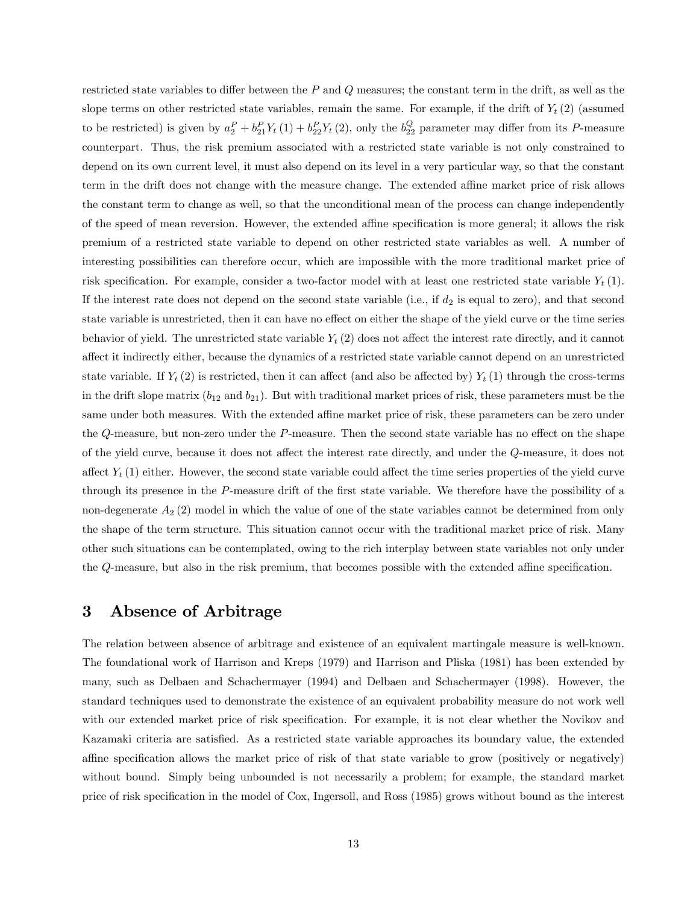restricted state variables to differ between the $P$ and $Q$ measures; the constant term in the drift, as well as the slope terms on other restricted state variables, remain the same. For example, if the drift of $Y_t(2)$ (assumed to be restricted) is given by $a_2^P + b_{21}^P Y_t(1) + b_{22}^P Y_t(2)$, only the $b_{22}^Q$ parameter may differ from its $P$-measure counterpart. Thus, the risk premium associated with a restricted state variable is not only constrained to depend on its own current level, it must also depend on its level in a very particular way, so that the constant term in the drift does not change with the measure change. The extended affine market price of risk allows the constant term to change as well, so that the unconditional mean of the process can change independently of the speed of mean reversion. However, the extended affine specification is more general; it allows the risk premium of a restricted state variable to depend on other restricted state variables as well. A number of interesting possibilities can therefore occur, which are impossible with the more traditional market price of risk specification. For example, consider a two-factor model with at least one restricted state variable $Y_t(1)$. If the interest rate does not depend on the second state variable (i.e., if $d_2$ is equal to zero), and that second state variable is unrestricted, then it can have no effect on either the shape of the yield curve or the time series behavior of yield. The unrestricted state variable $Y_t(2)$ does not affect the interest rate directly, and it cannot affect it indirectly either, because the dynamics of a restricted state variable cannot depend on an unrestricted state variable. If $Y_t(2)$ is restricted, then it can affect (and also be affected by) $Y_t(1)$ through the cross-terms in the drift slope matrix ($b_{12}$ and $b_{21}$). But with traditional market prices of risk, these parameters must be the same under both measures. With the extended affine market price of risk, these parameters can be zero under the $Q$-measure, but non-zero under the $P$-measure. Then the second state variable has no effect on the shape of the yield curve, because it does not affect the interest rate directly, and under the $Q$-measure, it does not affect $Y_t(1)$ either. However, the second state variable could affect the time series properties of the yield curve through its presence in the $P$-measure drift of the first state variable. We therefore have the possibility of a non-degenerate $A_2(2)$ model in which the value of one of the state variables cannot be determined from only the shape of the term structure. This situation cannot occur with the traditional market price of risk. Many other such situations can be contemplated, owing to the rich interplay between state variables not only under the $Q$-measure, but also in the risk premium, that becomes possible with the extended affine specification.

# 3 Absence of Arbitrage

The relation between absence of arbitrage and existence of an equivalent martingale measure is well-known. The foundational work of Harrison and Kreps (1979) and Harrison and Pliska (1981) has been extended by many, such as Delbaen and Schachermayer (1994) and Delbaen and Schachermayer (1998). However, the standard techniques used to demonstrate the existence of an equivalent probability measure do not work well with our extended market price of risk specification. For example, it is not clear whether the Novikov and Kazamaki criteria are satisfied. As a restricted state variable approaches its boundary value, the extended affine specification allows the market price of risk of that state variable to grow (positively or negatively) without bound. Simply being unbounded is not necessarily a problem; for example, the standard market price of risk specification in the model of Cox, Ingersoll, and Ross (1985) grows without bound as the interest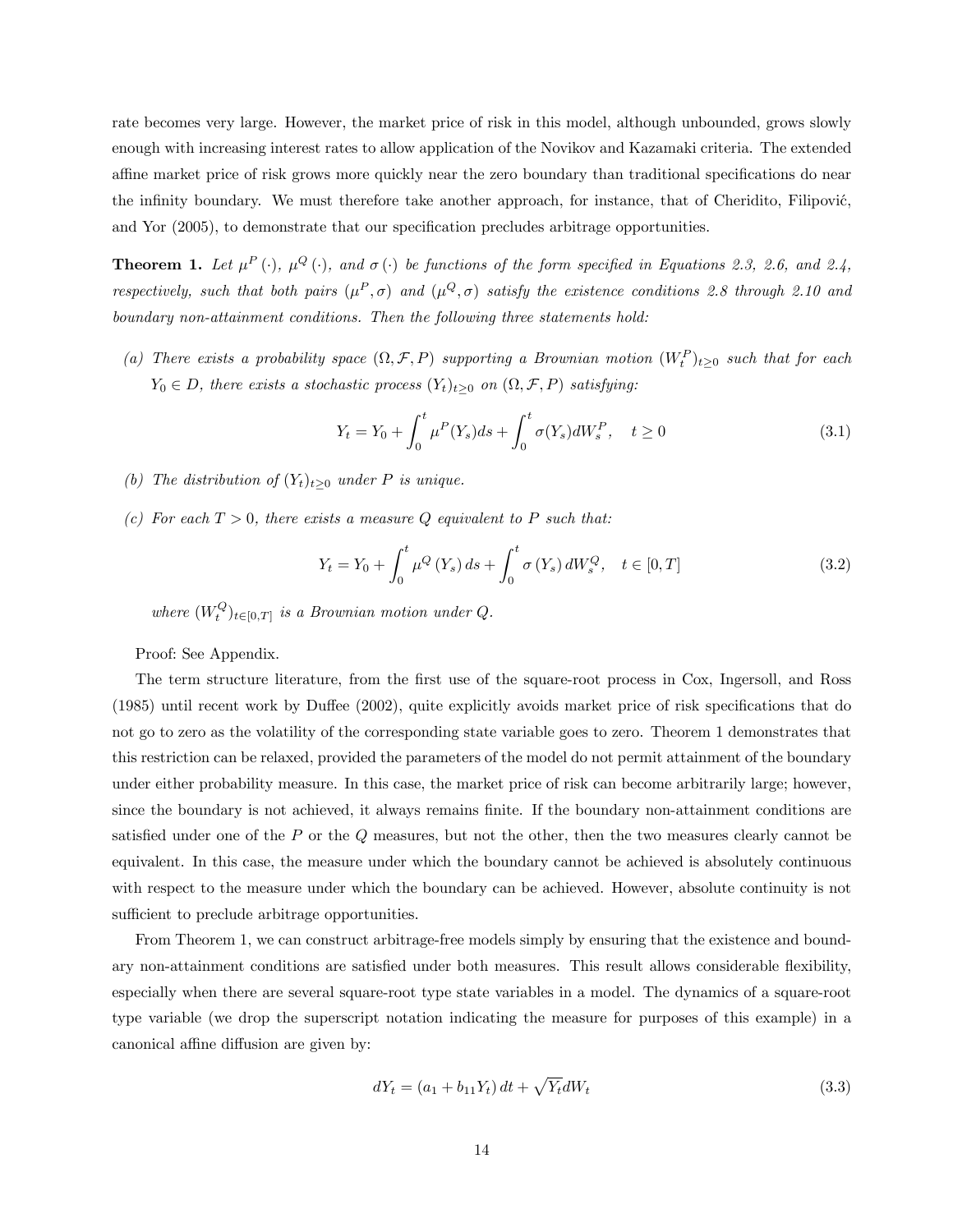rate becomes very large. However, the market price of risk in this model, although unbounded, grows slowly enough with increasing interest rates to allow application of the Novikov and Kazamaki criteria. The extended affine market price of risk grows more quickly near the zero boundary than traditional specifications do near the infinity boundary. We must therefore take another approach, for instance, that of Cheridito, Filipović, and Yor (2005), to demonstrate that our specification precludes arbitrage opportunities.

**Theorem 1.** *Let $\mu^P(\cdot)$, $\mu^Q(\cdot)$, and $\sigma(\cdot)$ be functions of the form specified in Equations 2.3, 2.6, and 2.4, respectively, such that both pairs $(\mu^P, \sigma)$ and $(\mu^Q, \sigma)$ satisfy the existence conditions 2.8 through 2.10 and boundary non-attainment conditions. Then the following three statements hold:*

*(a) There exists a probability space $(\Omega, \mathcal{F}, P)$ supporting a Brownian motion $(W_t^P)_{t\geq 0}$ such that for each $Y_0 \in D$, there exists a stochastic process $(Y_t)_{t\geq 0}$ on $(\Omega, \mathcal{F}, P)$ satisfying:*

$$Y_t = Y_0 + \int_0^t \mu^P(Y_s)ds + \int_0^t \sigma(Y_s)dW_s^P, \quad t \geq 0 \tag{3.1}$$

*(b) The distribution of $(Y_t)_{t\geq 0}$ under $P$ is unique.*

*(c) For each $T > 0$, there exists a measure $Q$ equivalent to $P$ such that:*

$$Y_t = Y_0 + \int_0^t \mu^Q(Y_s)\, ds + \int_0^t \sigma(Y_s)\, dW_s^Q, \quad t \in [0, T] \tag{3.2}$$

*where $(W_t^Q)_{t\in[0,T]}$ is a Brownian motion under $Q$.*

Proof: See Appendix.

The term structure literature, from the first use of the square-root process in Cox, Ingersoll, and Ross (1985) until recent work by Duffee (2002), quite explicitly avoids market price of risk specifications that do not go to zero as the volatility of the corresponding state variable goes to zero. Theorem 1 demonstrates that this restriction can be relaxed, provided the parameters of the model do not permit attainment of the boundary under either probability measure. In this case, the market price of risk can become arbitrarily large; however, since the boundary is not achieved, it always remains finite. If the boundary non-attainment conditions are satisfied under one of the $P$ or the $Q$ measures, but not the other, then the two measures clearly cannot be equivalent. In this case, the measure under which the boundary cannot be achieved is absolutely continuous with respect to the measure under which the boundary can be achieved. However, absolute continuity is not sufficient to preclude arbitrage opportunities.

From Theorem 1, we can construct arbitrage-free models simply by ensuring that the existence and boundary non-attainment conditions are satisfied under both measures. This result allows considerable flexibility, especially when there are several square-root type state variables in a model. The dynamics of a square-root type variable (we drop the superscript notation indicating the measure for purposes of this example) in a canonical affine diffusion are given by:

$$dY_t = (a_1 + b_{11} Y_t)\, dt + \sqrt{Y_t} dW_t \tag{3.3}$$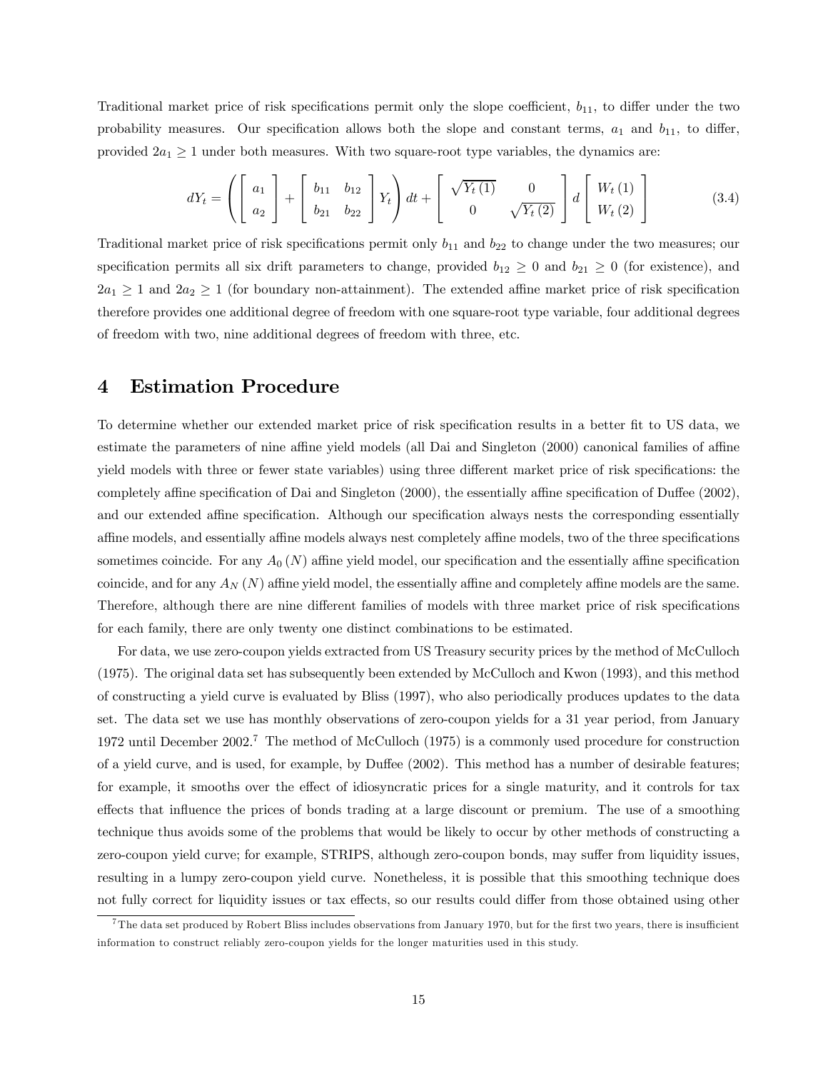Traditional market price of risk specifications permit only the slope coefficient, $b_{11}$, to differ under the two probability measures. Our specification allows both the slope and constant terms, $a_1$ and $b_{11}$, to differ, provided $2a_1 \geq 1$ under both measures. With two square-root type variables, the dynamics are:

$$dY_t = \left( \begin{bmatrix} a_1 \\ a_2 \end{bmatrix} + \begin{bmatrix} b_{11} & b_{12} \\ b_{21} & b_{22} \end{bmatrix} Y_t \right) dt + \begin{bmatrix} \sqrt{Y_t(1)} & 0 \\ 0 & \sqrt{Y_t(2)} \end{bmatrix} d \begin{bmatrix} W_t(1) \\ W_t(2) \end{bmatrix} \tag{3.4}$$

Traditional market price of risk specifications permit only $b_{11}$ and $b_{22}$ to change under the two measures; our specification permits all six drift parameters to change, provided $b_{12} \geq 0$ and $b_{21} \geq 0$ (for existence), and $2a_1 \geq 1$ and $2a_2 \geq 1$ (for boundary non-attainment). The extended affine market price of risk specification therefore provides one additional degree of freedom with one square-root type variable, four additional degrees of freedom with two, nine additional degrees of freedom with three, etc.

# 4 Estimation Procedure

To determine whether our extended market price of risk specification results in a better fit to US data, we estimate the parameters of nine affine yield models (all Dai and Singleton (2000) canonical families of affine yield models with three or fewer state variables) using three different market price of risk specifications: the completely affine specification of Dai and Singleton (2000), the essentially affine specification of Duffee (2002), and our extended affine specification. Although our specification always nests the corresponding essentially affine models, and essentially affine models always nest completely affine models, two of the three specifications sometimes coincide. For any $A_0(N)$ affine yield model, our specification and the essentially affine specification coincide, and for any $A_N(N)$ affine yield model, the essentially affine and completely affine models are the same. Therefore, although there are nine different families of models with three market price of risk specifications for each family, there are only twenty one distinct combinations to be estimated.

For data, we use zero-coupon yields extracted from US Treasury security prices by the method of McCulloch (1975). The original data set has subsequently been extended by McCulloch and Kwon (1993), and this method of constructing a yield curve is evaluated by Bliss (1997), who also periodically produces updates to the data set. The data set we use has monthly observations of zero-coupon yields for a 31 year period, from January 1972 until December 2002.[7] The method of McCulloch (1975) is a commonly used procedure for construction of a yield curve, and is used, for example, by Duffee (2002). This method has a number of desirable features; for example, it smooths over the effect of idiosyncratic prices for a single maturity, and it controls for tax effects that influence the prices of bonds trading at a large discount or premium. The use of a smoothing technique thus avoids some of the problems that would be likely to occur by other methods of constructing a zero-coupon yield curve; for example, STRIPS, although zero-coupon bonds, may suffer from liquidity issues, resulting in a lumpy zero-coupon yield curve. Nonetheless, it is possible that this smoothing technique does not fully correct for liquidity issues or tax effects, so our results could differ from those obtained using other

[7] The data set produced by Robert Bliss includes observations from January 1970, but for the first two years, there is insufficient information to construct reliably zero-coupon yields for the longer maturities used in this study.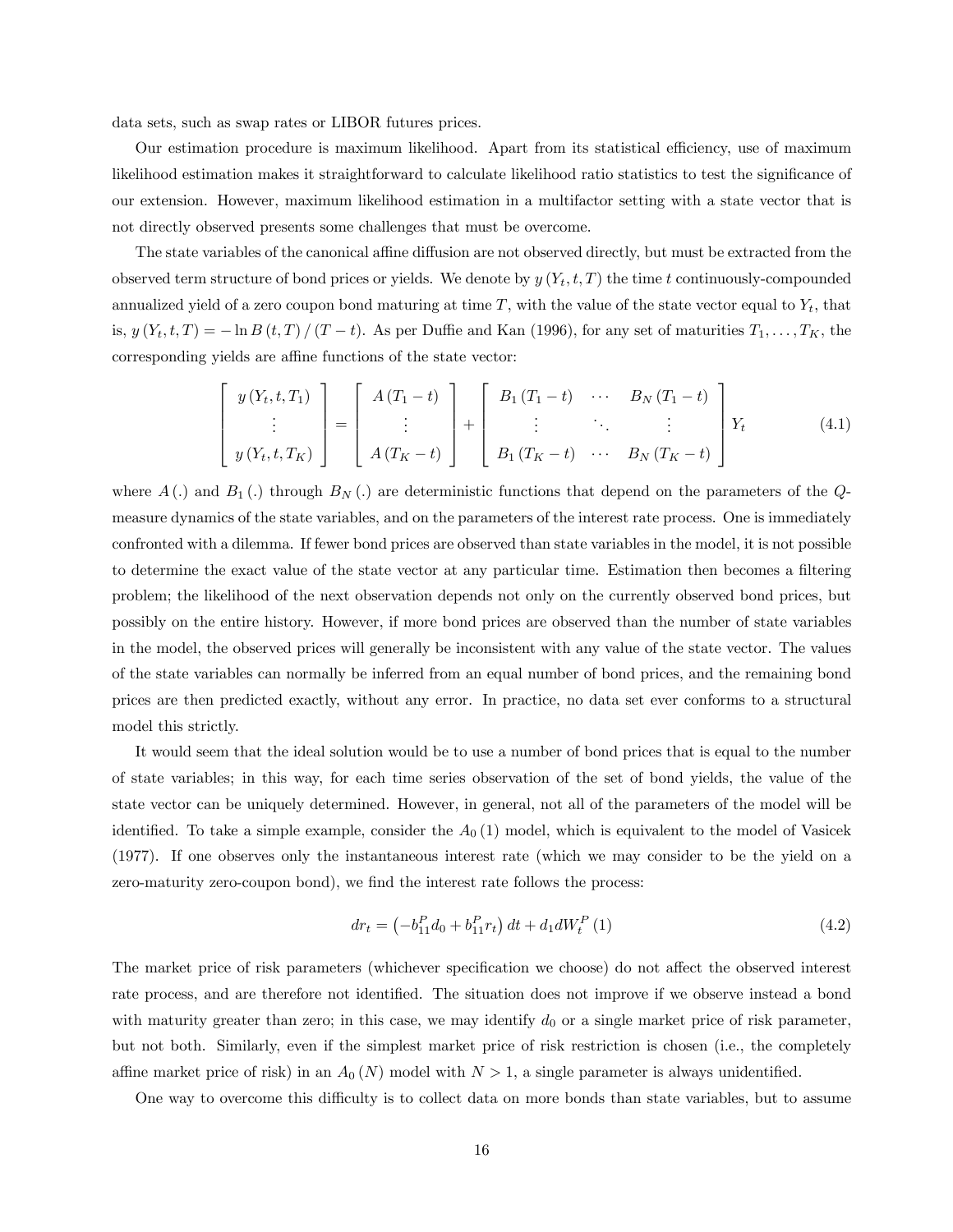data sets, such as swap rates or LIBOR futures prices.

Our estimation procedure is maximum likelihood. Apart from its statistical efficiency, use of maximum likelihood estimation makes it straightforward to calculate likelihood ratio statistics to test the significance of our extension. However, maximum likelihood estimation in a multifactor setting with a state vector that is not directly observed presents some challenges that must be overcome.

The state variables of the canonical affine diffusion are not observed directly, but must be extracted from the observed term structure of bond prices or yields. We denote by $y(Y_t, t, T)$ the time $t$ continuously-compounded annualized yield of a zero coupon bond maturing at time $T$, with the value of the state vector equal to $Y_t$, that is, $y(Y_t, t, T) = -\ln B(t,T) / (T-t)$. As per Duffie and Kan (1996), for any set of maturities $T_1, \ldots, T_K$, the corresponding yields are affine functions of the state vector:

$$\begin{bmatrix} y(Y_t, t, T_1) \\ \vdots \\ y(Y_t, t, T_K) \end{bmatrix} = \begin{bmatrix} A(T_1 - t) \\ \vdots \\ A(T_K - t) \end{bmatrix} + \begin{bmatrix} B_1(T_1 - t) & \cdots & B_N(T_1 - t) \\ \vdots & \ddots & \vdots \\ B_1(T_K - t) & \cdots & B_N(T_K - t) \end{bmatrix} Y_t \tag{4.1}$$

where $A(.)$ and $B_1(.)$ through $B_N(.)$ are deterministic functions that depend on the parameters of the $Q$-measure dynamics of the state variables, and on the parameters of the interest rate process. One is immediately confronted with a dilemma. If fewer bond prices are observed than state variables in the model, it is not possible to determine the exact value of the state vector at any particular time. Estimation then becomes a filtering problem; the likelihood of the next observation depends not only on the currently observed bond prices, but possibly on the entire history. However, if more bond prices are observed than the number of state variables in the model, the observed prices will generally be inconsistent with any value of the state vector. The values of the state variables can normally be inferred from an equal number of bond prices, and the remaining bond prices are then predicted exactly, without any error. In practice, no data set ever conforms to a structural model this strictly.

It would seem that the ideal solution would be to use a number of bond prices that is equal to the number of state variables; in this way, for each time series observation of the set of bond yields, the value of the state vector can be uniquely determined. However, in general, not all of the parameters of the model will be identified. To take a simple example, consider the $A_0(1)$ model, which is equivalent to the model of Vasicek (1977). If one observes only the instantaneous interest rate (which we may consider to be the yield on a zero-maturity zero-coupon bond), we find the interest rate follows the process:

$$dr_t = \left(-b_{11}^P d_0 + b_{11}^P r_t\right) dt + d_1 dW_t^P(1) \tag{4.2}$$

The market price of risk parameters (whichever specification we choose) do not affect the observed interest rate process, and are therefore not identified. The situation does not improve if we observe instead a bond with maturity greater than zero; in this case, we may identify $d_0$ or a single market price of risk parameter, but not both. Similarly, even if the simplest market price of risk restriction is chosen (i.e., the completely affine market price of risk) in an $A_0(N)$ model with $N > 1$, a single parameter is always unidentified.

One way to overcome this difficulty is to collect data on more bonds than state variables, but to assume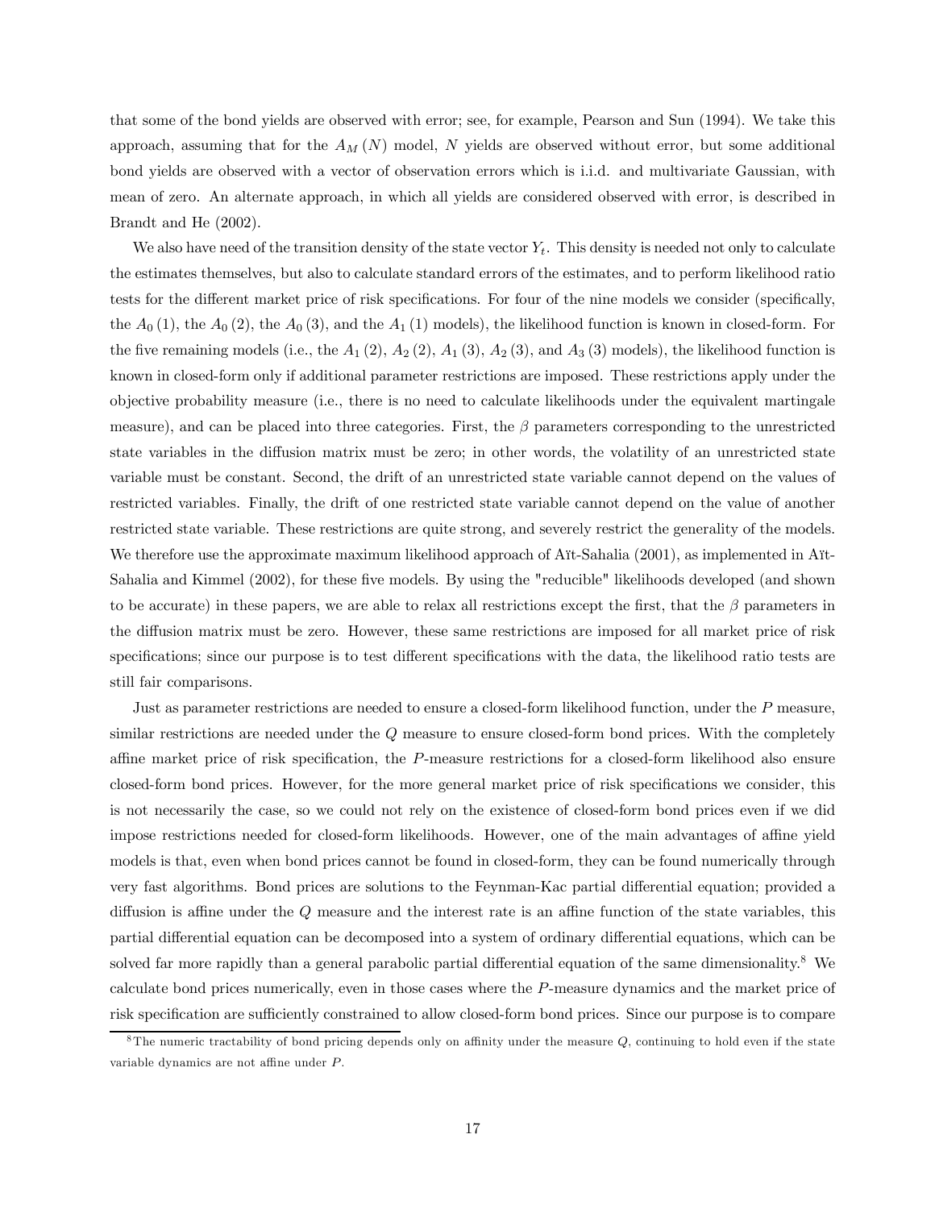that some of the bond yields are observed with error; see, for example, Pearson and Sun (1994). We take this approach, assuming that for the $A_M(N)$ model, $N$ yields are observed without error, but some additional bond yields are observed with a vector of observation errors which is i.i.d. and multivariate Gaussian, with mean of zero. An alternate approach, in which all yields are considered observed with error, is described in Brandt and He (2002).

We also have need of the transition density of the state vector $Y_t$. This density is needed not only to calculate the estimates themselves, but also to calculate standard errors of the estimates, and to perform likelihood ratio tests for the different market price of risk specifications. For four of the nine models we consider (specifically, the $A_0(1)$, the $A_0(2)$, the $A_0(3)$, and the $A_1(1)$ models), the likelihood function is known in closed-form. For the five remaining models (i.e., the $A_1(2)$, $A_2(2)$, $A_1(3)$, $A_2(3)$, and $A_3(3)$ models), the likelihood function is known in closed-form only if additional parameter restrictions are imposed. These restrictions apply under the objective probability measure (i.e., there is no need to calculate likelihoods under the equivalent martingale measure), and can be placed into three categories. First, the $\beta$ parameters corresponding to the unrestricted state variables in the diffusion matrix must be zero; in other words, the volatility of an unrestricted state variable must be constant. Second, the drift of an unrestricted state variable cannot depend on the values of restricted variables. Finally, the drift of one restricted state variable cannot depend on the value of another restricted state variable. These restrictions are quite strong, and severely restrict the generality of the models. We therefore use the approximate maximum likelihood approach of Aït-Sahalia (2001), as implemented in Aït-Sahalia and Kimmel (2002), for these five models. By using the "reducible" likelihoods developed (and shown to be accurate) in these papers, we are able to relax all restrictions except the first, that the $\beta$ parameters in the diffusion matrix must be zero. However, these same restrictions are imposed for all market price of risk specifications; since our purpose is to test different specifications with the data, the likelihood ratio tests are still fair comparisons.

Just as parameter restrictions are needed to ensure a closed-form likelihood function, under the $P$ measure, similar restrictions are needed under the $Q$ measure to ensure closed-form bond prices. With the completely affine market price of risk specification, the $P$-measure restrictions for a closed-form likelihood also ensure closed-form bond prices. However, for the more general market price of risk specifications we consider, this is not necessarily the case, so we could not rely on the existence of closed-form bond prices even if we did impose restrictions needed for closed-form likelihoods. However, one of the main advantages of affine yield models is that, even when bond prices cannot be found in closed-form, they can be found numerically through very fast algorithms. Bond prices are solutions to the Feynman-Kac partial differential equation; provided a diffusion is affine under the $Q$ measure and the interest rate is an affine function of the state variables, this partial differential equation can be decomposed into a system of ordinary differential equations, which can be solved far more rapidly than a general parabolic partial differential equation of the same dimensionality.[8] We calculate bond prices numerically, even in those cases where the $P$-measure dynamics and the market price of risk specification are sufficiently constrained to allow closed-form bond prices. Since our purpose is to compare

[8] The numeric tractability of bond pricing depends only on affinity under the measure $Q$, continuing to hold even if the state variable dynamics are not affine under $P$.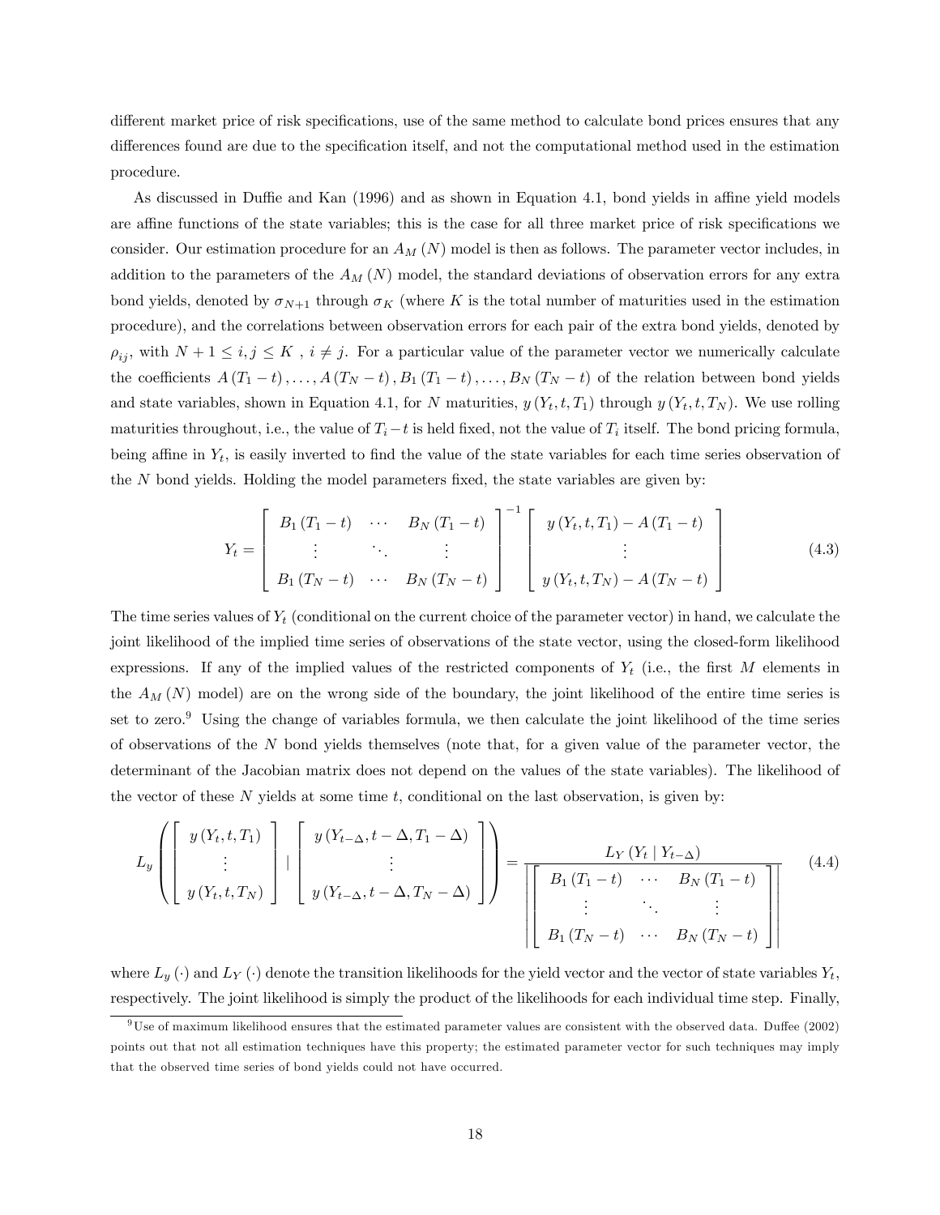different market price of risk specifications, use of the same method to calculate bond prices ensures that any differences found are due to the specification itself, and not the computational method used in the estimation procedure.

As discussed in Duffie and Kan (1996) and as shown in Equation 4.1, bond yields in affine yield models are affine functions of the state variables; this is the case for all three market price of risk specifications we consider. Our estimation procedure for an $A_M(N)$ model is then as follows. The parameter vector includes, in addition to the parameters of the $A_M(N)$ model, the standard deviations of observation errors for any extra bond yields, denoted by $\sigma_{N+1}$ through $\sigma_K$ (where $K$ is the total number of maturities used in the estimation procedure), and the correlations between observation errors for each pair of the extra bond yields, denoted by $\rho_{ij}$, with $N+1 \leq i, j \leq K$ , $i \neq j$. For a particular value of the parameter vector we numerically calculate the coefficients $A(T_1 - t), \ldots, A(T_N - t), B_1(T_1 - t), \ldots, B_N(T_N - t)$ of the relation between bond yields and state variables, shown in Equation 4.1, for $N$ maturities, $y(Y_t, t, T_1)$ through $y(Y_t, t, T_N)$. We use rolling maturities throughout, i.e., the value of $T_i - t$ is held fixed, not the value of $T_i$ itself. The bond pricing formula, being affine in $Y_t$, is easily inverted to find the value of the state variables for each time series observation of the $N$ bond yields. Holding the model parameters fixed, the state variables are given by:

$$Y_t = \begin{bmatrix} B_1(T_1 - t) & \cdots & B_N(T_1 - t) \\ \vdots & \ddots & \vdots \\ B_1(T_N - t) & \cdots & B_N(T_N - t) \end{bmatrix}^{-1} \begin{bmatrix} y(Y_t, t, T_1) - A(T_1 - t) \\ \vdots \\ y(Y_t, t, T_N) - A(T_N - t) \end{bmatrix} \tag{4.3}$$

The time series values of $Y_t$ (conditional on the current choice of the parameter vector) in hand, we calculate the joint likelihood of the implied time series of observations of the state vector, using the closed-form likelihood expressions. If any of the implied values of the restricted components of $Y_t$ (i.e., the first $M$ elements in the $A_M(N)$ model) are on the wrong side of the boundary, the joint likelihood of the entire time series is set to zero.[9] Using the change of variables formula, we then calculate the joint likelihood of the time series of observations of the $N$ bond yields themselves (note that, for a given value of the parameter vector, the determinant of the Jacobian matrix does not depend on the values of the state variables). The likelihood of the vector of these $N$ yields at some time $t$, conditional on the last observation, is given by:

$$L_y\left( \begin{bmatrix} y(Y_t, t, T_1) \\ \vdots \\ y(Y_t, t, T_N) \end{bmatrix} \mid \begin{bmatrix} y(Y_{t-\Delta}, t-\Delta, T_1 - \Delta) \\ \vdots \\ y(Y_{t-\Delta}, t-\Delta, T_N - \Delta) \end{bmatrix} \right) = \frac{L_Y(Y_t \mid Y_{t-\Delta})}{\left\| \begin{bmatrix} B_1(T_1 - t) & \cdots & B_N(T_1 - t) \\ \vdots & \ddots & \vdots \\ B_1(T_N - t) & \cdots & B_N(T_N - t) \end{bmatrix} \right\|} \tag{4.4}$$

where $L_y(\cdot)$ and $L_Y(\cdot)$ denote the transition likelihoods for the yield vector and the vector of state variables $Y_t$, respectively. The joint likelihood is simply the product of the likelihoods for each individual time step. Finally,

[9] Use of maximum likelihood ensures that the estimated parameter values are consistent with the observed data. Duffee (2002) points out that not all estimation techniques have this property; the estimated parameter vector for such techniques may imply that the observed time series of bond yields could not have occurred.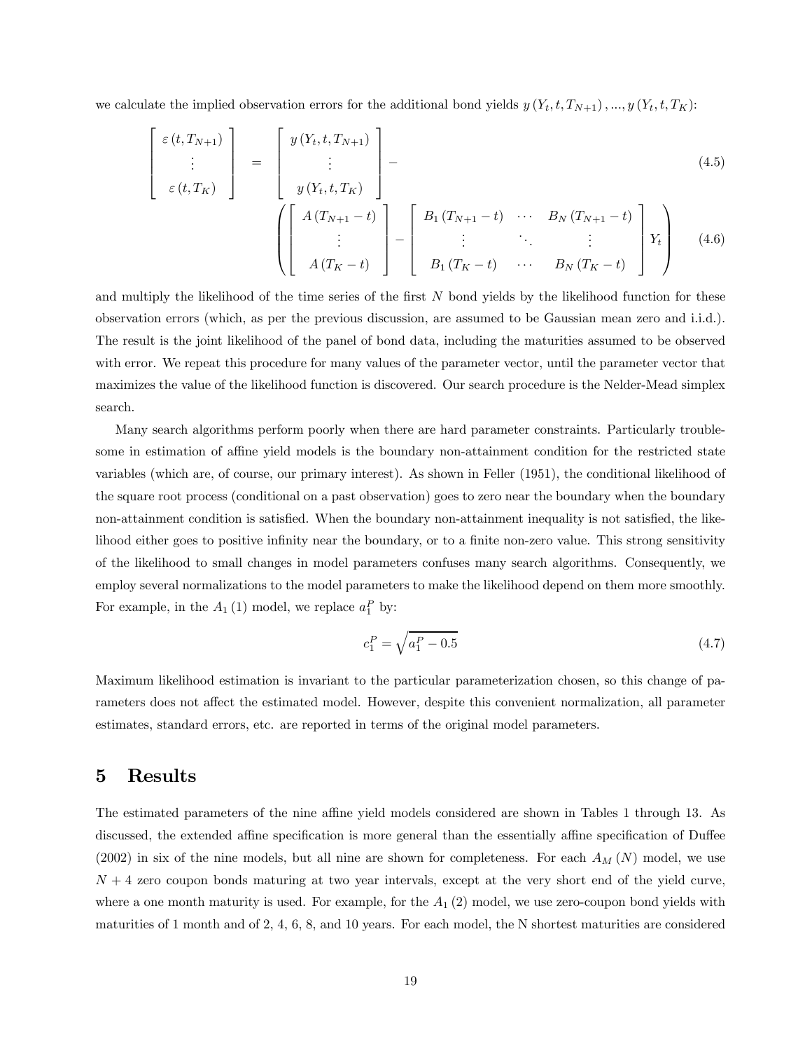we calculate the implied observation errors for the additional bond yields $y(Y_t, t, T_{N+1}), ..., y(Y_t, t, T_K)$:

$$
\begin{bmatrix} \varepsilon(t, T_{N+1}) \\ \vdots \\ \varepsilon(t, T_K) \end{bmatrix} = \begin{bmatrix} y(Y_t, t, T_{N+1}) \\ \vdots \\ y(Y_t, t, T_K) \end{bmatrix} - \tag{4.5}
$$

$$
\left( \begin{bmatrix} A(T_{N+1} - t) \\ \vdots \\ A(T_K - t) \end{bmatrix} - \begin{bmatrix} B_1(T_{N+1} - t) & \cdots & B_N(T_{N+1} - t) \\ \vdots & \ddots & \vdots \\ B_1(T_K - t) & \cdots & B_N(T_K - t) \end{bmatrix} Y_t \right) \tag{4.6}
$$

and multiply the likelihood of the time series of the first $N$ bond yields by the likelihood function for these observation errors (which, as per the previous discussion, are assumed to be Gaussian mean zero and i.i.d.). The result is the joint likelihood of the panel of bond data, including the maturities assumed to be observed with error. We repeat this procedure for many values of the parameter vector, until the parameter vector that maximizes the value of the likelihood function is discovered. Our search procedure is the Nelder-Mead simplex search.

Many search algorithms perform poorly when there are hard parameter constraints. Particularly troublesome in estimation of affine yield models is the boundary non-attainment condition for the restricted state variables (which are, of course, our primary interest). As shown in Feller (1951), the conditional likelihood of the square root process (conditional on a past observation) goes to zero near the boundary when the boundary non-attainment condition is satisfied. When the boundary non-attainment inequality is not satisfied, the likelihood either goes to positive infinity near the boundary, or to a finite non-zero value. This strong sensitivity of the likelihood to small changes in model parameters confuses many search algorithms. Consequently, we employ several normalizations to the model parameters to make the likelihood depend on them more smoothly. For example, in the $A_1(1)$ model, we replace $a_1^P$ by:

$$
c_1^P = \sqrt{a_1^P - 0.5} \tag{4.7}
$$

Maximum likelihood estimation is invariant to the particular parameterization chosen, so this change of parameters does not affect the estimated model. However, despite this convenient normalization, all parameter estimates, standard errors, etc. are reported in terms of the original model parameters.

# 5 Results

The estimated parameters of the nine affine yield models considered are shown in Tables 1 through 13. As discussed, the extended affine specification is more general than the essentially affine specification of Duffee (2002) in six of the nine models, but all nine are shown for completeness. For each $A_M(N)$ model, we use $N+4$ zero coupon bonds maturing at two year intervals, except at the very short end of the yield curve, where a one month maturity is used. For example, for the $A_1(2)$ model, we use zero-coupon bond yields with maturities of 1 month and of 2, 4, 6, 8, and 10 years. For each model, the N shortest maturities are considered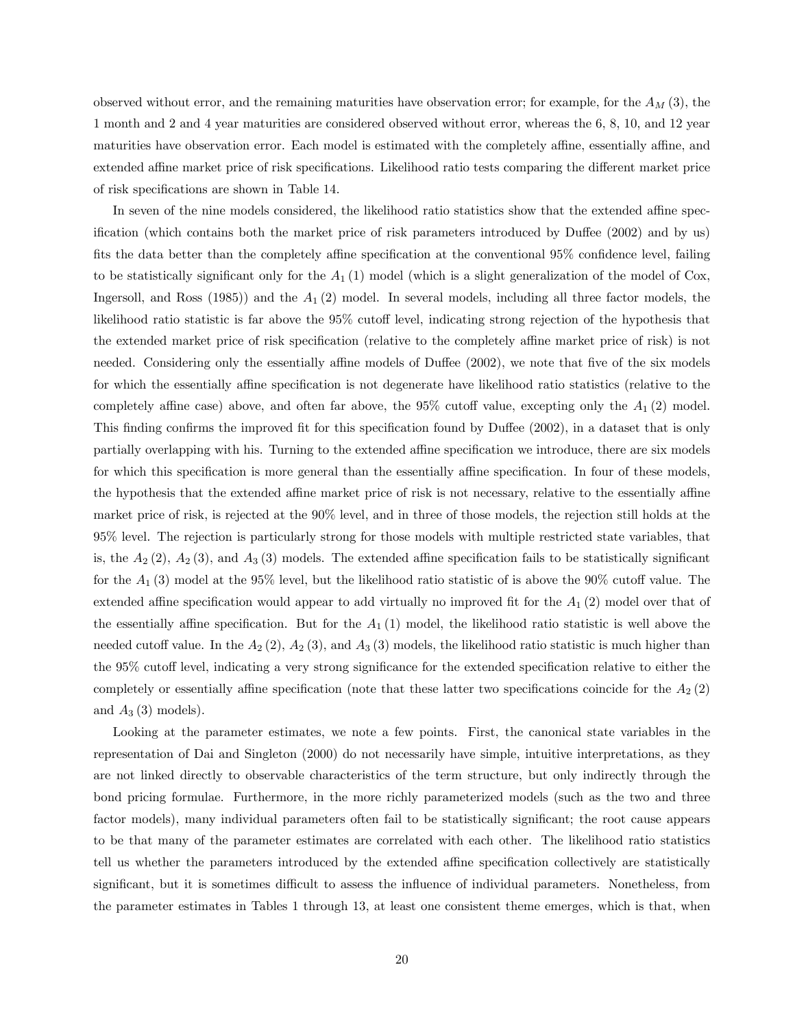observed without error, and the remaining maturities have observation error; for example, for the $A_M(3)$, the 1 month and 2 and 4 year maturities are considered observed without error, whereas the 6, 8, 10, and 12 year maturities have observation error. Each model is estimated with the completely affine, essentially affine, and extended affine market price of risk specifications. Likelihood ratio tests comparing the different market price of risk specifications are shown in Table 14.

In seven of the nine models considered, the likelihood ratio statistics show that the extended affine specification (which contains both the market price of risk parameters introduced by Duffee (2002) and by us) fits the data better than the completely affine specification at the conventional 95% confidence level, failing to be statistically significant only for the $A_1(1)$ model (which is a slight generalization of the model of Cox, Ingersoll, and Ross (1985)) and the $A_1(2)$ model. In several models, including all three factor models, the likelihood ratio statistic is far above the 95% cutoff level, indicating strong rejection of the hypothesis that the extended market price of risk specification (relative to the completely affine market price of risk) is not needed. Considering only the essentially affine models of Duffee (2002), we note that five of the six models for which the essentially affine specification is not degenerate have likelihood ratio statistics (relative to the completely affine case) above, and often far above, the 95% cutoff value, excepting only the $A_1(2)$ model. This finding confirms the improved fit for this specification found by Duffee (2002), in a dataset that is only partially overlapping with his. Turning to the extended affine specification we introduce, there are six models for which this specification is more general than the essentially affine specification. In four of these models, the hypothesis that the extended affine market price of risk is not necessary, relative to the essentially affine market price of risk, is rejected at the 90% level, and in three of those models, the rejection still holds at the 95% level. The rejection is particularly strong for those models with multiple restricted state variables, that is, the $A_2(2)$, $A_2(3)$, and $A_3(3)$ models. The extended affine specification fails to be statistically significant for the $A_1(3)$ model at the 95% level, but the likelihood ratio statistic of is above the 90% cutoff value. The extended affine specification would appear to add virtually no improved fit for the $A_1(2)$ model over that of the essentially affine specification. But for the $A_1(1)$ model, the likelihood ratio statistic is well above the needed cutoff value. In the $A_2(2)$, $A_2(3)$, and $A_3(3)$ models, the likelihood ratio statistic is much higher than the 95% cutoff level, indicating a very strong significance for the extended specification relative to either the completely or essentially affine specification (note that these latter two specifications coincide for the $A_2(2)$ and $A_3(3)$ models).

Looking at the parameter estimates, we note a few points. First, the canonical state variables in the representation of Dai and Singleton (2000) do not necessarily have simple, intuitive interpretations, as they are not linked directly to observable characteristics of the term structure, but only indirectly through the bond pricing formulae. Furthermore, in the more richly parameterized models (such as the two and three factor models), many individual parameters often fail to be statistically significant; the root cause appears to be that many of the parameter estimates are correlated with each other. The likelihood ratio statistics tell us whether the parameters introduced by the extended affine specification collectively are statistically significant, but it is sometimes difficult to assess the influence of individual parameters. Nonetheless, from the parameter estimates in Tables 1 through 13, at least one consistent theme emerges, which is that, when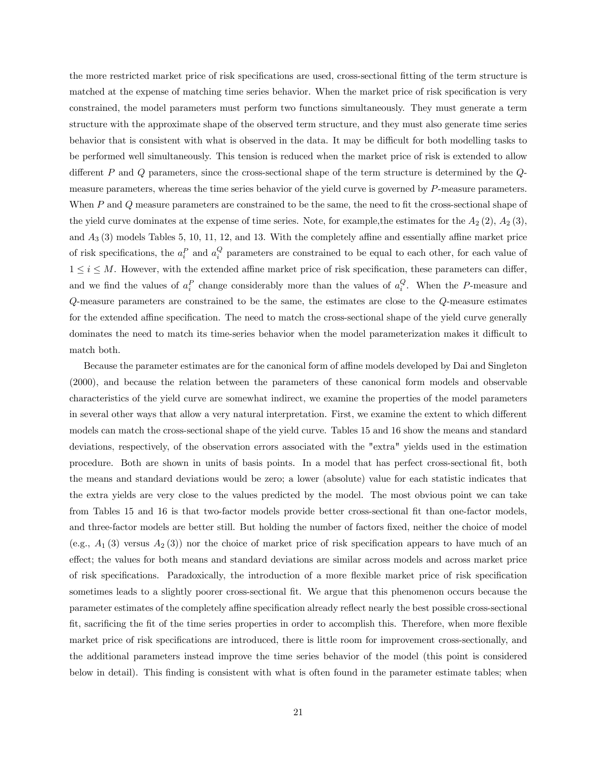the more restricted market price of risk specifications are used, cross-sectional fitting of the term structure is matched at the expense of matching time series behavior. When the market price of risk specification is very constrained, the model parameters must perform two functions simultaneously. They must generate a term structure with the approximate shape of the observed term structure, and they must also generate time series behavior that is consistent with what is observed in the data. It may be difficult for both modelling tasks to be performed well simultaneously. This tension is reduced when the market price of risk is extended to allow different $P$ and $Q$ parameters, since the cross-sectional shape of the term structure is determined by the $Q$-measure parameters, whereas the time series behavior of the yield curve is governed by $P$-measure parameters. When $P$ and $Q$ measure parameters are constrained to be the same, the need to fit the cross-sectional shape of the yield curve dominates at the expense of time series. Note, for example,the estimates for the $A_2(2)$, $A_2(3)$, and $A_3(3)$ models Tables 5, 10, 11, 12, and 13. With the completely affine and essentially affine market price of risk specifications, the $a_i^P$ and $a_i^Q$ parameters are constrained to be equal to each other, for each value of $1 \leq i \leq M$. However, with the extended affine market price of risk specification, these parameters can differ, and we find the values of $a_i^P$ change considerably more than the values of $a_i^Q$. When the $P$-measure and $Q$-measure parameters are constrained to be the same, the estimates are close to the $Q$-measure estimates for the extended affine specification. The need to match the cross-sectional shape of the yield curve generally dominates the need to match its time-series behavior when the model parameterization makes it difficult to match both.

Because the parameter estimates are for the canonical form of affine models developed by Dai and Singleton (2000), and because the relation between the parameters of these canonical form models and observable characteristics of the yield curve are somewhat indirect, we examine the properties of the model parameters in several other ways that allow a very natural interpretation. First, we examine the extent to which different models can match the cross-sectional shape of the yield curve. Tables 15 and 16 show the means and standard deviations, respectively, of the observation errors associated with the "extra" yields used in the estimation procedure. Both are shown in units of basis points. In a model that has perfect cross-sectional fit, both the means and standard deviations would be zero; a lower (absolute) value for each statistic indicates that the extra yields are very close to the values predicted by the model. The most obvious point we can take from Tables 15 and 16 is that two-factor models provide better cross-sectional fit than one-factor models, and three-factor models are better still. But holding the number of factors fixed, neither the choice of model (e.g., $A_1(3)$ versus $A_2(3)$) nor the choice of market price of risk specification appears to have much of an effect; the values for both means and standard deviations are similar across models and across market price of risk specifications. Paradoxically, the introduction of a more flexible market price of risk specification sometimes leads to a slightly poorer cross-sectional fit. We argue that this phenomenon occurs because the parameter estimates of the completely affine specification already reflect nearly the best possible cross-sectional fit, sacrificing the fit of the time series properties in order to accomplish this. Therefore, when more flexible market price of risk specifications are introduced, there is little room for improvement cross-sectionally, and the additional parameters instead improve the time series behavior of the model (this point is considered below in detail). This finding is consistent with what is often found in the parameter estimate tables; when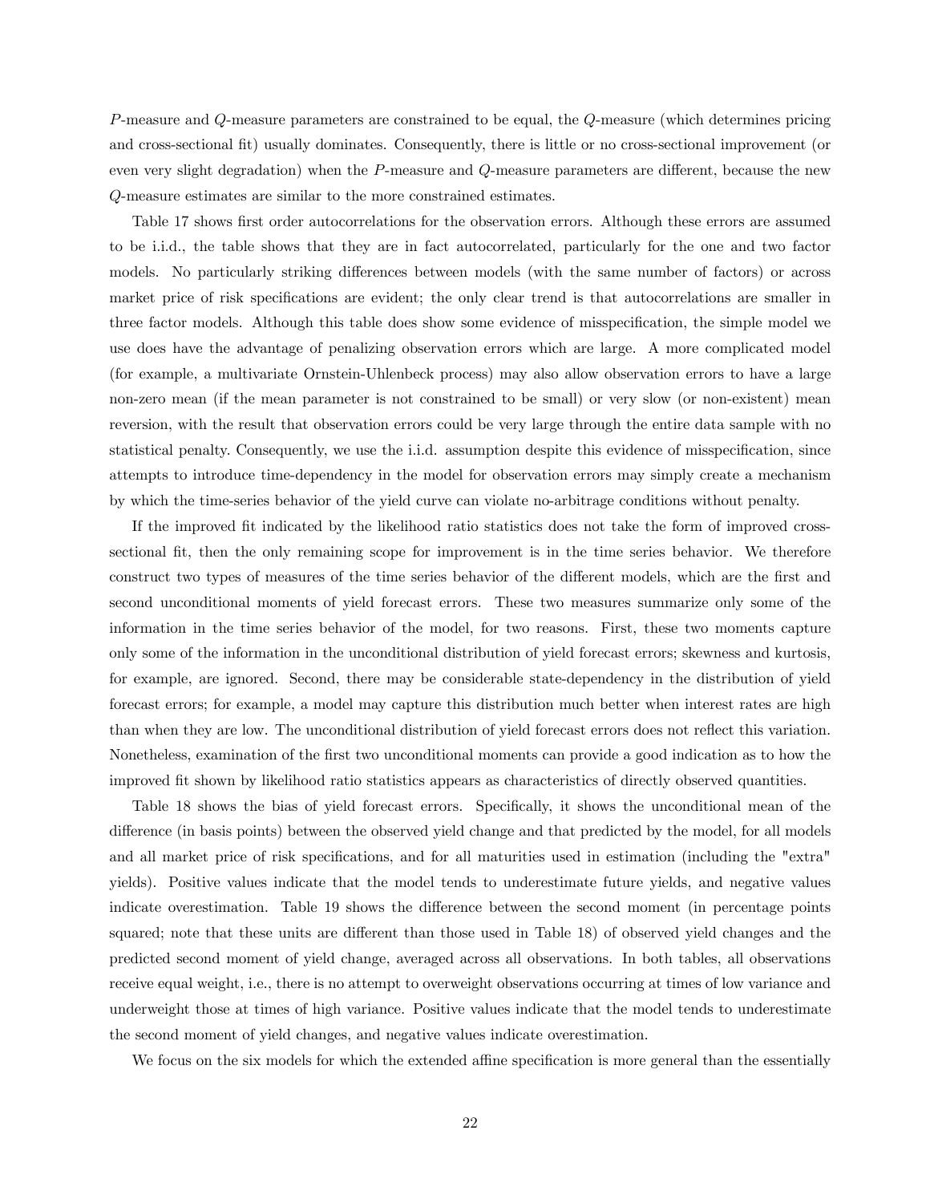$P$-measure and $Q$-measure parameters are constrained to be equal, the $Q$-measure (which determines pricing and cross-sectional fit) usually dominates. Consequently, there is little or no cross-sectional improvement (or even very slight degradation) when the $P$-measure and $Q$-measure parameters are different, because the new $Q$-measure estimates are similar to the more constrained estimates.

Table 17 shows first order autocorrelations for the observation errors. Although these errors are assumed to be i.i.d., the table shows that they are in fact autocorrelated, particularly for the one and two factor models. No particularly striking differences between models (with the same number of factors) or across market price of risk specifications are evident; the only clear trend is that autocorrelations are smaller in three factor models. Although this table does show some evidence of misspecification, the simple model we use does have the advantage of penalizing observation errors which are large. A more complicated model (for example, a multivariate Ornstein-Uhlenbeck process) may also allow observation errors to have a large non-zero mean (if the mean parameter is not constrained to be small) or very slow (or non-existent) mean reversion, with the result that observation errors could be very large through the entire data sample with no statistical penalty. Consequently, we use the i.i.d. assumption despite this evidence of misspecification, since attempts to introduce time-dependency in the model for observation errors may simply create a mechanism by which the time-series behavior of the yield curve can violate no-arbitrage conditions without penalty.

If the improved fit indicated by the likelihood ratio statistics does not take the form of improved cross-sectional fit, then the only remaining scope for improvement is in the time series behavior. We therefore construct two types of measures of the time series behavior of the different models, which are the first and second unconditional moments of yield forecast errors. These two measures summarize only some of the information in the time series behavior of the model, for two reasons. First, these two moments capture only some of the information in the unconditional distribution of yield forecast errors; skewness and kurtosis, for example, are ignored. Second, there may be considerable state-dependency in the distribution of yield forecast errors; for example, a model may capture this distribution much better when interest rates are high than when they are low. The unconditional distribution of yield forecast errors does not reflect this variation. Nonetheless, examination of the first two unconditional moments can provide a good indication as to how the improved fit shown by likelihood ratio statistics appears as characteristics of directly observed quantities.

Table 18 shows the bias of yield forecast errors. Specifically, it shows the unconditional mean of the difference (in basis points) between the observed yield change and that predicted by the model, for all models and all market price of risk specifications, and for all maturities used in estimation (including the "extra" yields). Positive values indicate that the model tends to underestimate future yields, and negative values indicate overestimation. Table 19 shows the difference between the second moment (in percentage points squared; note that these units are different than those used in Table 18) of observed yield changes and the predicted second moment of yield change, averaged across all observations. In both tables, all observations receive equal weight, i.e., there is no attempt to overweight observations occurring at times of low variance and underweight those at times of high variance. Positive values indicate that the model tends to underestimate the second moment of yield changes, and negative values indicate overestimation.

We focus on the six models for which the extended affine specification is more general than the essentially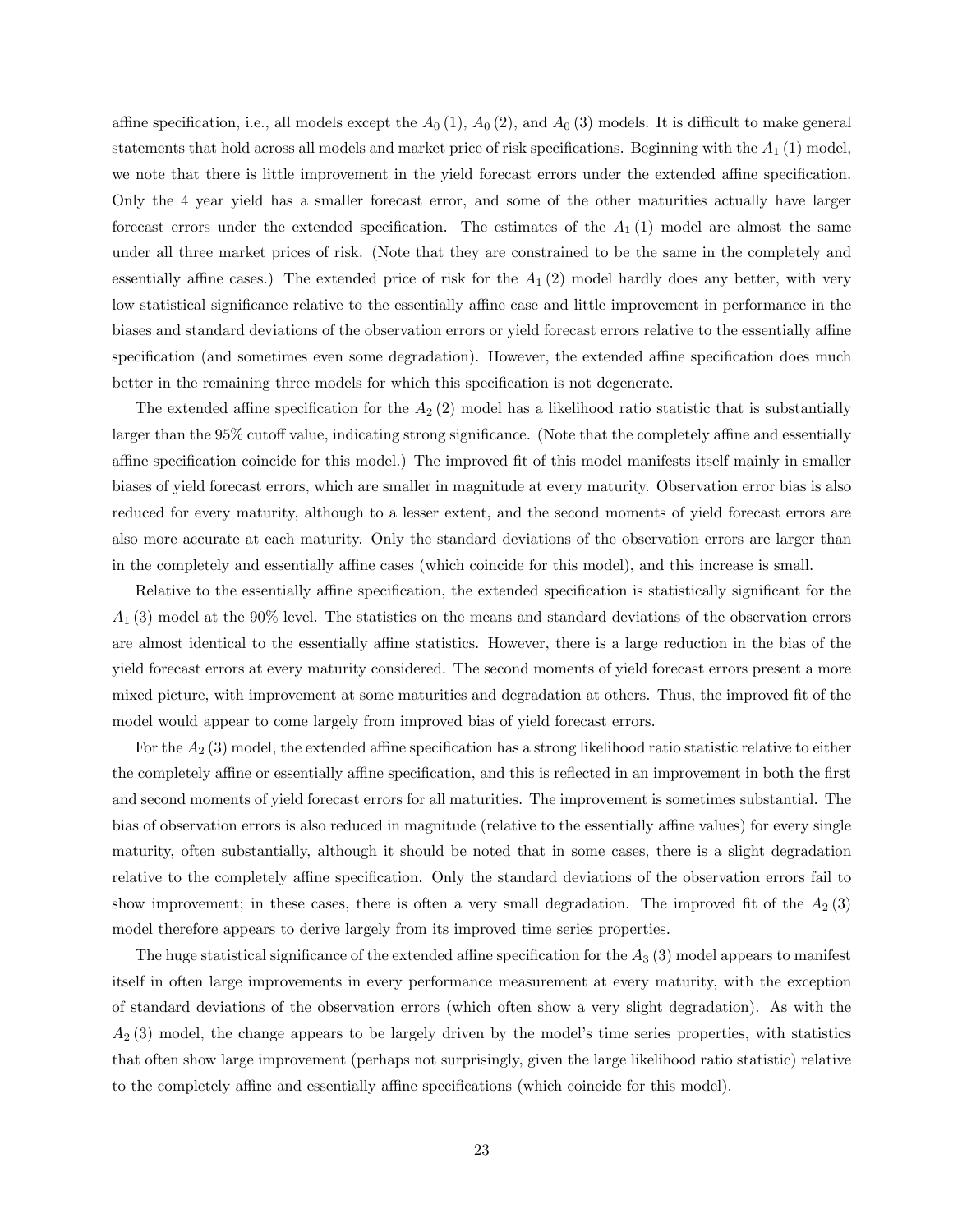affine specification, i.e., all models except the $A_0(1)$, $A_0(2)$, and $A_0(3)$ models. It is difficult to make general statements that hold across all models and market price of risk specifications. Beginning with the $A_1(1)$ model, we note that there is little improvement in the yield forecast errors under the extended affine specification. Only the 4 year yield has a smaller forecast error, and some of the other maturities actually have larger forecast errors under the extended specification. The estimates of the $A_1(1)$ model are almost the same under all three market prices of risk. (Note that they are constrained to be the same in the completely and essentially affine cases.) The extended price of risk for the $A_1(2)$ model hardly does any better, with very low statistical significance relative to the essentially affine case and little improvement in performance in the biases and standard deviations of the observation errors or yield forecast errors relative to the essentially affine specification (and sometimes even some degradation). However, the extended affine specification does much better in the remaining three models for which this specification is not degenerate.

The extended affine specification for the $A_2(2)$ model has a likelihood ratio statistic that is substantially larger than the 95% cutoff value, indicating strong significance. (Note that the completely affine and essentially affine specification coincide for this model.) The improved fit of this model manifests itself mainly in smaller biases of yield forecast errors, which are smaller in magnitude at every maturity. Observation error bias is also reduced for every maturity, although to a lesser extent, and the second moments of yield forecast errors are also more accurate at each maturity. Only the standard deviations of the observation errors are larger than in the completely and essentially affine cases (which coincide for this model), and this increase is small.

Relative to the essentially affine specification, the extended specification is statistically significant for the $A_1(3)$ model at the 90% level. The statistics on the means and standard deviations of the observation errors are almost identical to the essentially affine statistics. However, there is a large reduction in the bias of the yield forecast errors at every maturity considered. The second moments of yield forecast errors present a more mixed picture, with improvement at some maturities and degradation at others. Thus, the improved fit of the model would appear to come largely from improved bias of yield forecast errors.

For the $A_2(3)$ model, the extended affine specification has a strong likelihood ratio statistic relative to either the completely affine or essentially affine specification, and this is reflected in an improvement in both the first and second moments of yield forecast errors for all maturities. The improvement is sometimes substantial. The bias of observation errors is also reduced in magnitude (relative to the essentially affine values) for every single maturity, often substantially, although it should be noted that in some cases, there is a slight degradation relative to the completely affine specification. Only the standard deviations of the observation errors fail to show improvement; in these cases, there is often a very small degradation. The improved fit of the $A_2(3)$ model therefore appears to derive largely from its improved time series properties.

The huge statistical significance of the extended affine specification for the $A_3(3)$ model appears to manifest itself in often large improvements in every performance measurement at every maturity, with the exception of standard deviations of the observation errors (which often show a very slight degradation). As with the $A_2(3)$ model, the change appears to be largely driven by the model's time series properties, with statistics that often show large improvement (perhaps not surprisingly, given the large likelihood ratio statistic) relative to the completely affine and essentially affine specifications (which coincide for this model).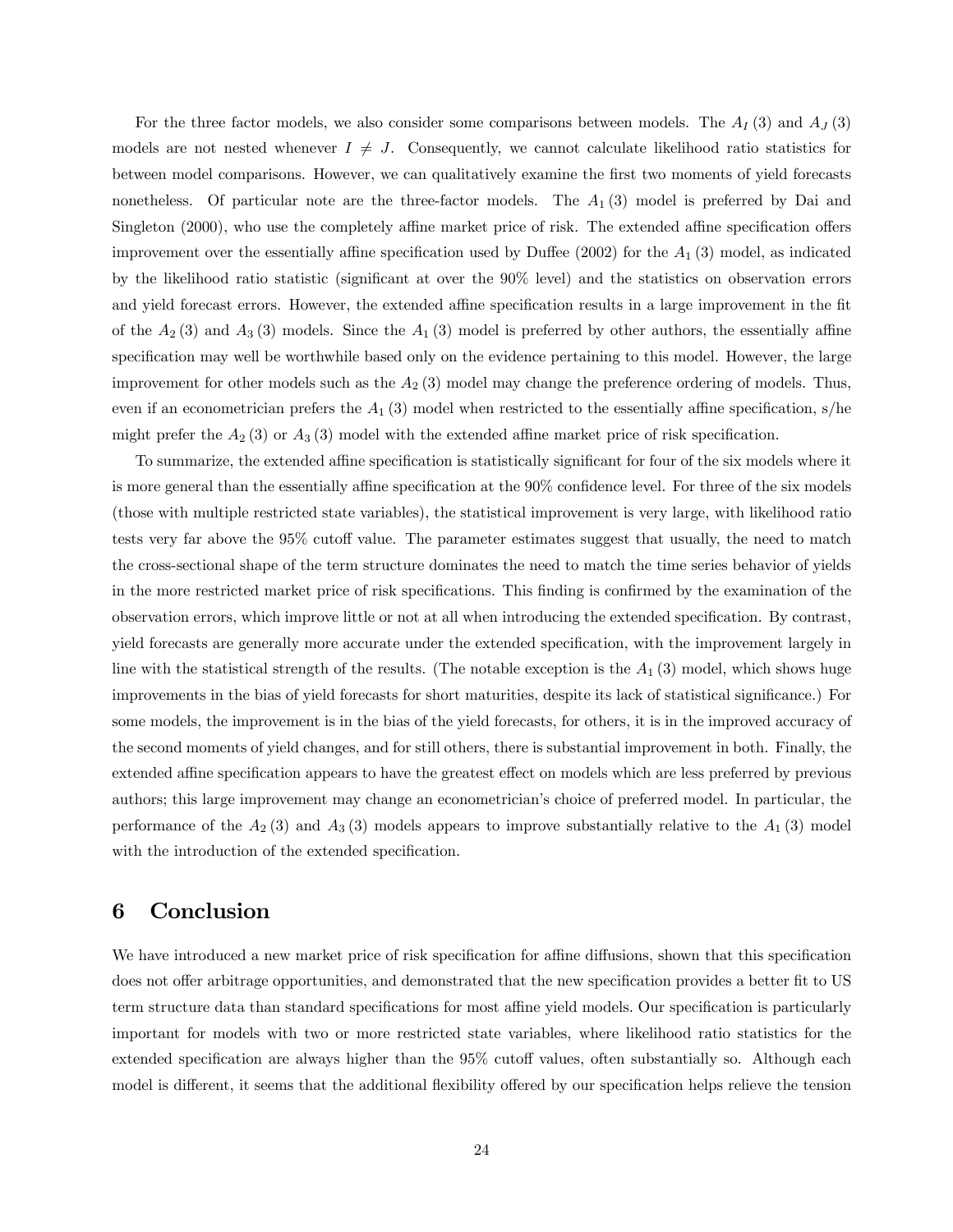For the three factor models, we also consider some comparisons between models. The $A_I(3)$ and $A_J(3)$ models are not nested whenever $I \neq J$. Consequently, we cannot calculate likelihood ratio statistics for between model comparisons. However, we can qualitatively examine the first two moments of yield forecasts nonetheless. Of particular note are the three-factor models. The $A_1(3)$ model is preferred by Dai and Singleton (2000), who use the completely affine market price of risk. The extended affine specification offers improvement over the essentially affine specification used by Duffee (2002) for the $A_1(3)$ model, as indicated by the likelihood ratio statistic (significant at over the 90% level) and the statistics on observation errors and yield forecast errors. However, the extended affine specification results in a large improvement in the fit of the $A_2(3)$ and $A_3(3)$ models. Since the $A_1(3)$ model is preferred by other authors, the essentially affine specification may well be worthwhile based only on the evidence pertaining to this model. However, the large improvement for other models such as the $A_2(3)$ model may change the preference ordering of models. Thus, even if an econometrician prefers the $A_1(3)$ model when restricted to the essentially affine specification, s/he might prefer the $A_2(3)$ or $A_3(3)$ model with the extended affine market price of risk specification.

To summarize, the extended affine specification is statistically significant for four of the six models where it is more general than the essentially affine specification at the 90% confidence level. For three of the six models (those with multiple restricted state variables), the statistical improvement is very large, with likelihood ratio tests very far above the 95% cutoff value. The parameter estimates suggest that usually, the need to match the cross-sectional shape of the term structure dominates the need to match the time series behavior of yields in the more restricted market price of risk specifications. This finding is confirmed by the examination of the observation errors, which improve little or not at all when introducing the extended specification. By contrast, yield forecasts are generally more accurate under the extended specification, with the improvement largely in line with the statistical strength of the results. (The notable exception is the $A_1(3)$ model, which shows huge improvements in the bias of yield forecasts for short maturities, despite its lack of statistical significance.) For some models, the improvement is in the bias of the yield forecasts, for others, it is in the improved accuracy of the second moments of yield changes, and for still others, there is substantial improvement in both. Finally, the extended affine specification appears to have the greatest effect on models which are less preferred by previous authors; this large improvement may change an econometrician's choice of preferred model. In particular, the performance of the $A_2(3)$ and $A_3(3)$ models appears to improve substantially relative to the $A_1(3)$ model with the introduction of the extended specification.

# 6 Conclusion

We have introduced a new market price of risk specification for affine diffusions, shown that this specification does not offer arbitrage opportunities, and demonstrated that the new specification provides a better fit to US term structure data than standard specifications for most affine yield models. Our specification is particularly important for models with two or more restricted state variables, where likelihood ratio statistics for the extended specification are always higher than the 95% cutoff values, often substantially so. Although each model is different, it seems that the additional flexibility offered by our specification helps relieve the tension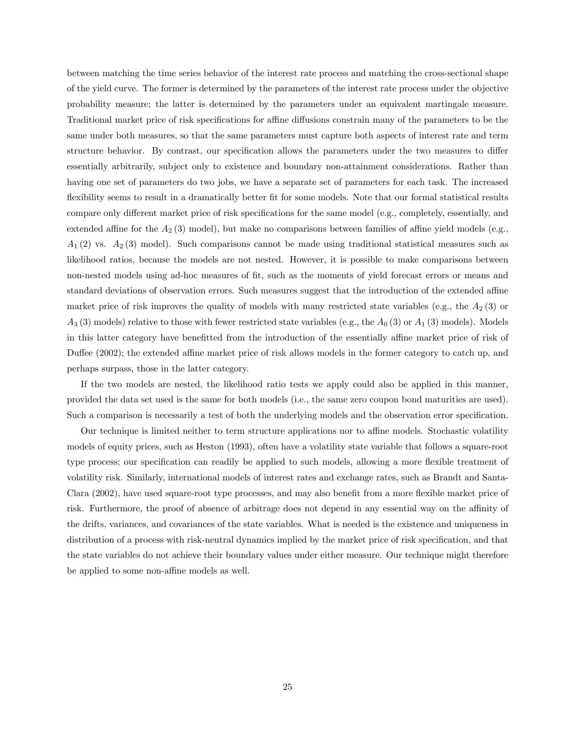between matching the time series behavior of the interest rate process and matching the cross-sectional shape of the yield curve. The former is determined by the parameters of the interest rate process under the objective probability measure; the latter is determined by the parameters under an equivalent martingale measure. Traditional market price of risk specifications for affine diffusions constrain many of the parameters to be the same under both measures, so that the same parameters must capture both aspects of interest rate and term structure behavior. By contrast, our specification allows the parameters under the two measures to differ essentially arbitrarily, subject only to existence and boundary non-attainment considerations. Rather than having one set of parameters do two jobs, we have a separate set of parameters for each task. The increased flexibility seems to result in a dramatically better fit for some models. Note that our formal statistical results compare only different market price of risk specifications for the same model (e.g., completely, essentially, and extended affine for the $A_2(3)$ model), but make no comparisons between families of affine yield models (e.g., $A_1(2)$ vs. $A_2(3)$ model). Such comparisons cannot be made using traditional statistical measures such as likelihood ratios, because the models are not nested. However, it is possible to make comparisons between non-nested models using ad-hoc measures of fit, such as the moments of yield forecast errors or means and standard deviations of observation errors. Such measures suggest that the introduction of the extended affine market price of risk improves the quality of models with many restricted state variables (e.g., the $A_2(3)$ or $A_3(3)$ models) relative to those with fewer restricted state variables (e.g., the $A_0(3)$ or $A_1(3)$ models). Models in this latter category have benefitted from the introduction of the essentially affine market price of risk of Duffee (2002); the extended affine market price of risk allows models in the former category to catch up, and perhaps surpass, those in the latter category.

If the two models are nested, the likelihood ratio tests we apply could also be applied in this manner, provided the data set used is the same for both models (i.e., the same zero coupon bond maturities are used). Such a comparison is necessarily a test of both the underlying models and the observation error specification.

Our technique is limited neither to term structure applications nor to affine models. Stochastic volatility models of equity prices, such as Heston (1993), often have a volatility state variable that follows a square-root type process; our specification can readily be applied to such models, allowing a more flexible treatment of volatility risk. Similarly, international models of interest rates and exchange rates, such as Brandt and Santa-Clara (2002), have used square-root type processes, and may also benefit from a more flexible market price of risk. Furthermore, the proof of absence of arbitrage does not depend in any essential way on the affinity of the drifts, variances, and covariances of the state variables. What is needed is the existence and uniqueness in distribution of a process with risk-neutral dynamics implied by the market price of risk specification, and that the state variables do not achieve their boundary values under either measure. Our technique might therefore be applied to some non-affine models as well.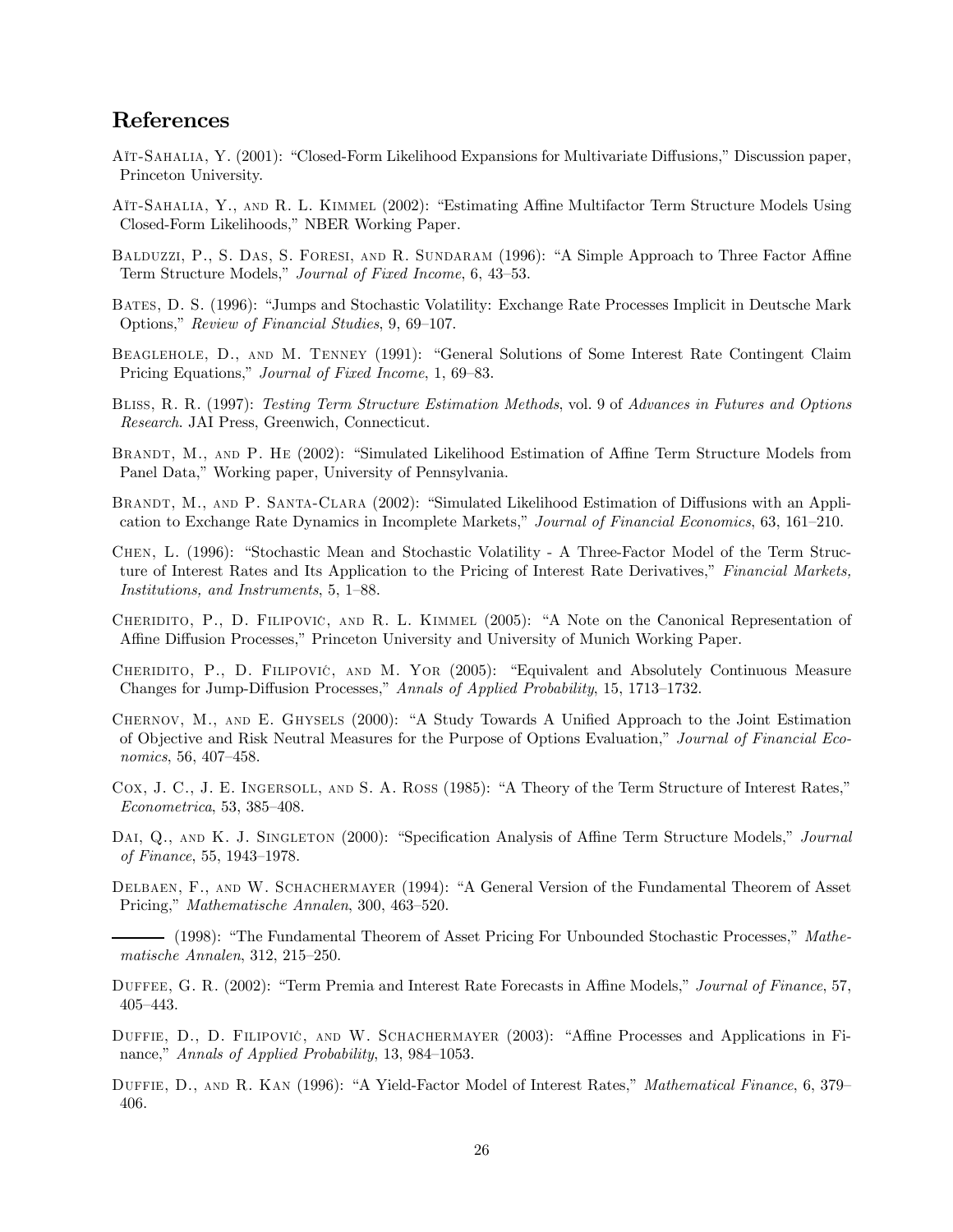## References

Aït-Sahalia, Y. (2001): "Closed-Form Likelihood Expansions for Multivariate Diffusions," Discussion paper, Princeton University.

Aït-Sahalia, Y., and R. L. Kimmel (2002): "Estimating Affine Multifactor Term Structure Models Using Closed-Form Likelihoods," NBER Working Paper.

Balduzzi, P., S. Das, S. Foresi, and R. Sundaram (1996): "A Simple Approach to Three Factor Affine Term Structure Models," *Journal of Fixed Income*, 6, 43–53.

Bates, D. S. (1996): "Jumps and Stochastic Volatility: Exchange Rate Processes Implicit in Deutsche Mark Options," *Review of Financial Studies*, 9, 69–107.

Beaglehole, D., and M. Tenney (1991): "General Solutions of Some Interest Rate Contingent Claim Pricing Equations," *Journal of Fixed Income*, 1, 69–83.

Bliss, R. R. (1997): *Testing Term Structure Estimation Methods*, vol. 9 of *Advances in Futures and Options Research*. JAI Press, Greenwich, Connecticut.

Brandt, M., and P. He (2002): "Simulated Likelihood Estimation of Affine Term Structure Models from Panel Data," Working paper, University of Pennsylvania.

Brandt, M., and P. Santa-Clara (2002): "Simulated Likelihood Estimation of Diffusions with an Application to Exchange Rate Dynamics in Incomplete Markets," *Journal of Financial Economics*, 63, 161–210.

Chen, L. (1996): "Stochastic Mean and Stochastic Volatility - A Three-Factor Model of the Term Structure of Interest Rates and Its Application to the Pricing of Interest Rate Derivatives," *Financial Markets, Institutions, and Instruments*, 5, 1–88.

Cheridito, P., D. Filipović, and R. L. Kimmel (2005): "A Note on the Canonical Representation of Affine Diffusion Processes," Princeton University and University of Munich Working Paper.

Cheridito, P., D. Filipović, and M. Yor (2005): "Equivalent and Absolutely Continuous Measure Changes for Jump-Diffusion Processes," *Annals of Applied Probability*, 15, 1713–1732.

Chernov, M., and E. Ghysels (2000): "A Study Towards A Unified Approach to the Joint Estimation of Objective and Risk Neutral Measures for the Purpose of Options Evaluation," *Journal of Financial Economics*, 56, 407–458.

Cox, J. C., J. E. Ingersoll, and S. A. Ross (1985): "A Theory of the Term Structure of Interest Rates," *Econometrica*, 53, 385–408.

Dai, Q., and K. J. Singleton (2000): "Specification Analysis of Affine Term Structure Models," *Journal of Finance*, 55, 1943–1978.

Delbaen, F., and W. Schachermayer (1994): "A General Version of the Fundamental Theorem of Asset Pricing," *Mathematische Annalen*, 300, 463–520.

——— (1998): "The Fundamental Theorem of Asset Pricing For Unbounded Stochastic Processes," *Mathematische Annalen*, 312, 215–250.

Duffee, G. R. (2002): "Term Premia and Interest Rate Forecasts in Affine Models," *Journal of Finance*, 57, 405–443.

Duffie, D., D. Filipović, and W. Schachermayer (2003): "Affine Processes and Applications in Finance," *Annals of Applied Probability*, 13, 984–1053.

Duffie, D., and R. Kan (1996): "A Yield-Factor Model of Interest Rates," *Mathematical Finance*, 6, 379–406.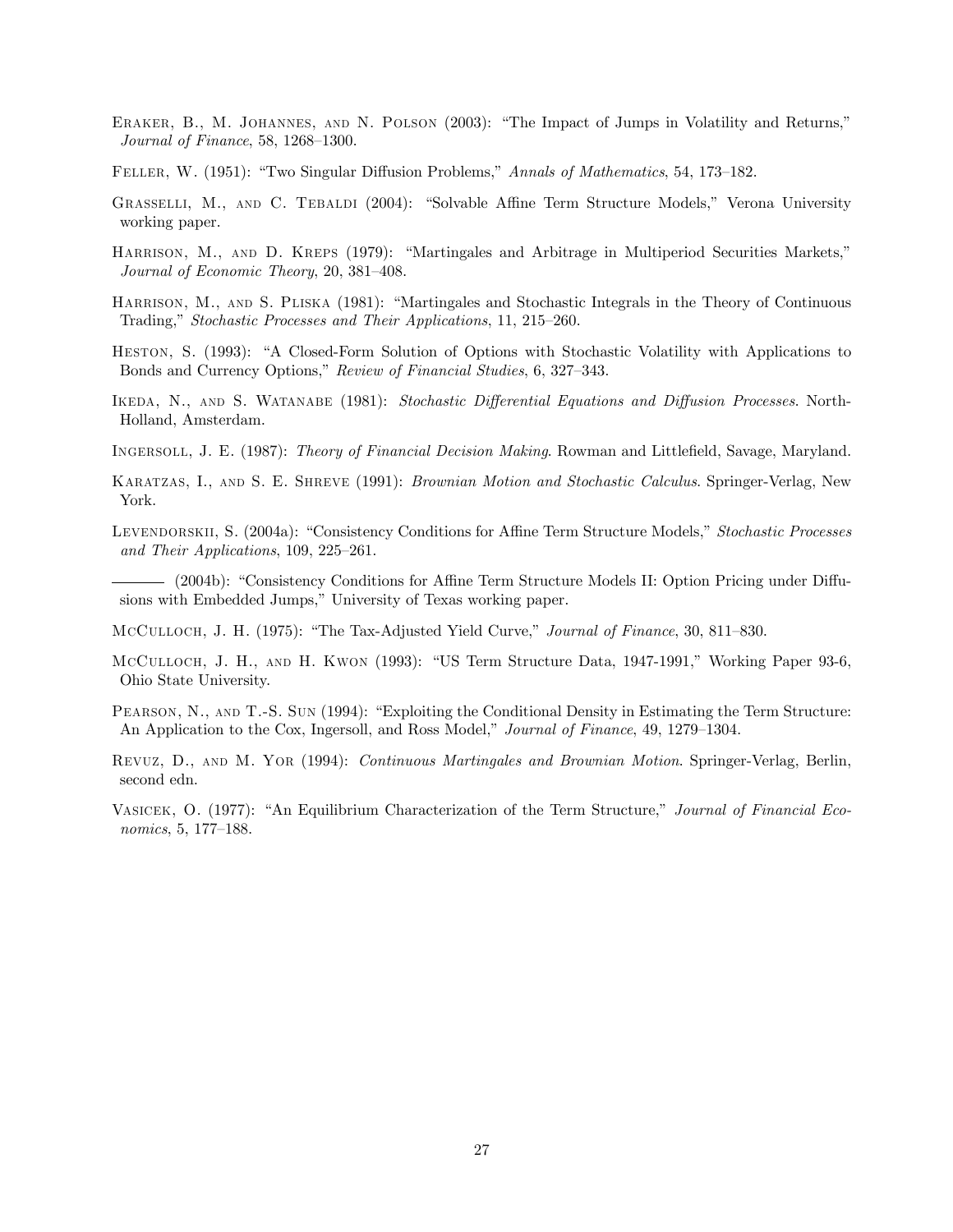Eraker, B., M. Johannes, and N. Polson (2003): "The Impact of Jumps in Volatility and Returns," *Journal of Finance*, 58, 1268–1300.

Feller, W. (1951): "Two Singular Diffusion Problems," *Annals of Mathematics*, 54, 173–182.

Grasselli, M., and C. Tebaldi (2004): "Solvable Affine Term Structure Models," Verona University working paper.

Harrison, M., and D. Kreps (1979): "Martingales and Arbitrage in Multiperiod Securities Markets," *Journal of Economic Theory*, 20, 381–408.

Harrison, M., and S. Pliska (1981): "Martingales and Stochastic Integrals in the Theory of Continuous Trading," *Stochastic Processes and Their Applications*, 11, 215–260.

Heston, S. (1993): "A Closed-Form Solution of Options with Stochastic Volatility with Applications to Bonds and Currency Options," *Review of Financial Studies*, 6, 327–343.

Ikeda, N., and S. Watanabe (1981): *Stochastic Differential Equations and Diffusion Processes*. North-Holland, Amsterdam.

Ingersoll, J. E. (1987): *Theory of Financial Decision Making*. Rowman and Littlefield, Savage, Maryland.

Karatzas, I., and S. E. Shreve (1991): *Brownian Motion and Stochastic Calculus*. Springer-Verlag, New York.

Levendorskii, S. (2004a): "Consistency Conditions for Affine Term Structure Models," *Stochastic Processes and Their Applications*, 109, 225–261.

——— (2004b): "Consistency Conditions for Affine Term Structure Models II: Option Pricing under Diffusions with Embedded Jumps," University of Texas working paper.

McCulloch, J. H. (1975): "The Tax-Adjusted Yield Curve," *Journal of Finance*, 30, 811–830.

McCulloch, J. H., and H. Kwon (1993): "US Term Structure Data, 1947-1991," Working Paper 93-6, Ohio State University.

Pearson, N., and T.-S. Sun (1994): "Exploiting the Conditional Density in Estimating the Term Structure: An Application to the Cox, Ingersoll, and Ross Model," *Journal of Finance*, 49, 1279–1304.

Revuz, D., and M. Yor (1994): *Continuous Martingales and Brownian Motion*. Springer-Verlag, Berlin, second edn.

Vasicek, O. (1977): "An Equilibrium Characterization of the Term Structure," *Journal of Financial Economics*, 5, 177–188.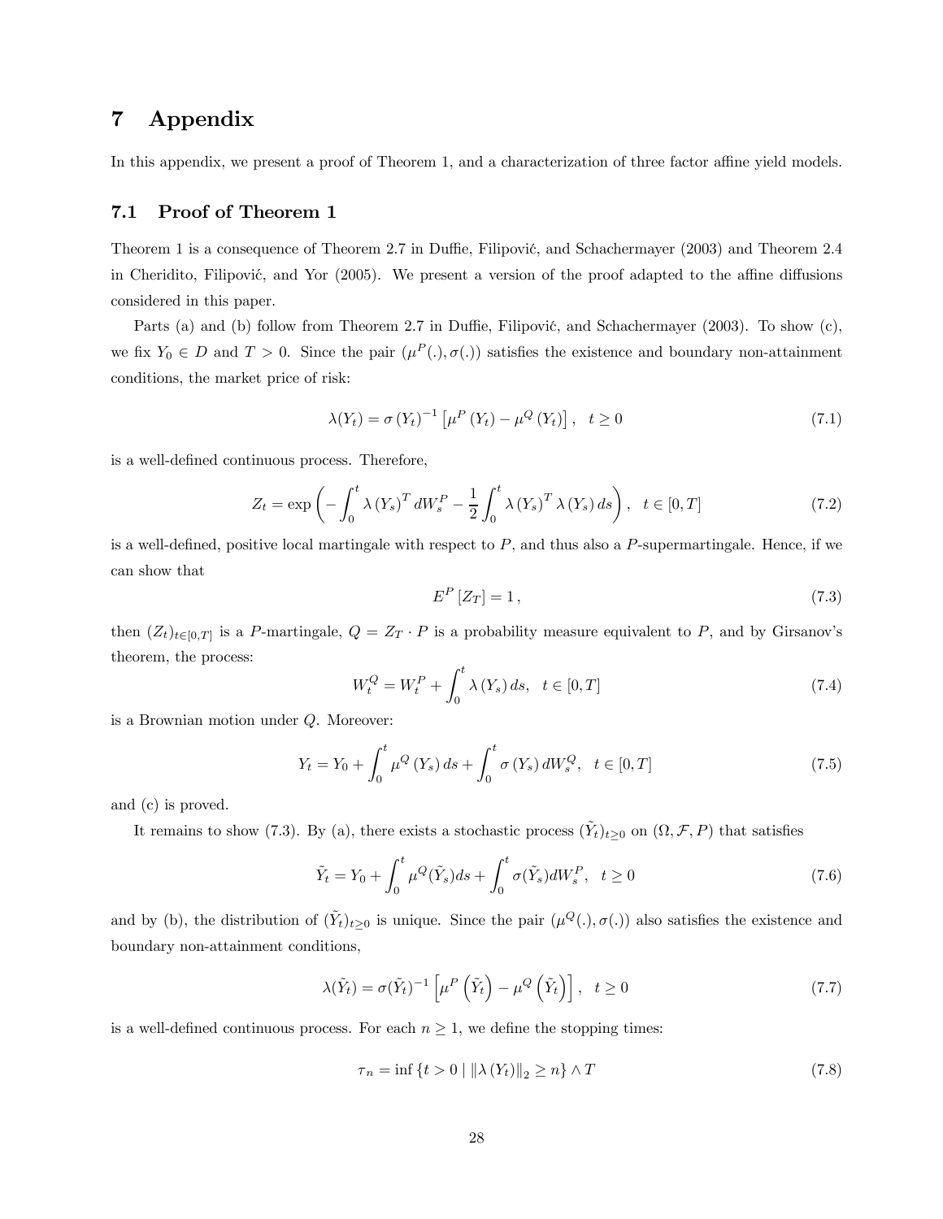# 7 Appendix

In this appendix, we present a proof of Theorem 1, and a characterization of three factor affine yield models.

## 7.1 Proof of Theorem 1

Theorem 1 is a consequence of Theorem 2.7 in Duffie, Filipović, and Schachermayer (2003) and Theorem 2.4 in Cheridito, Filipović, and Yor (2005). We present a version of the proof adapted to the affine diffusions considered in this paper.

Parts (a) and (b) follow from Theorem 2.7 in Duffie, Filipović, and Schachermayer (2003). To show (c), we fix $Y_0 \in D$ and $T > 0$. Since the pair $(\mu^P(.), \sigma(.))$ satisfies the existence and boundary non-attainment conditions, the market price of risk:

$$\lambda(Y_t) = \sigma(Y_t)^{-1} \left[\mu^P(Y_t) - \mu^Q(Y_t)\right], \quad t \geq 0 \tag{7.1}$$

is a well-defined continuous process. Therefore,

$$Z_t = \exp\left(-\int_0^t \lambda(Y_s)^T dW_s^P - \frac{1}{2}\int_0^t \lambda(Y_s)^T \lambda(Y_s)\, ds\right), \quad t \in [0, T] \tag{7.2}$$

is a well-defined, positive local martingale with respect to $P$, and thus also a $P$-supermartingale. Hence, if we can show that

$$E^P[Z_T] = 1, \tag{7.3}$$

then $(Z_t)_{t\in[0,T]}$ is a $P$-martingale, $Q = Z_T \cdot P$ is a probability measure equivalent to $P$, and by Girsanov's theorem, the process:

$$W_t^Q = W_t^P + \int_0^t \lambda(Y_s)\, ds, \quad t \in [0, T] \tag{7.4}$$

is a Brownian motion under $Q$. Moreover:

$$Y_t = Y_0 + \int_0^t \mu^Q(Y_s)\, ds + \int_0^t \sigma(Y_s)\, dW_s^Q, \quad t \in [0, T] \tag{7.5}$$

and (c) is proved.

It remains to show (7.3). By (a), there exists a stochastic process $(\tilde{Y}_t)_{t\geq 0}$ on $(\Omega, \mathcal{F}, P)$ that satisfies

$$\tilde{Y}_t = Y_0 + \int_0^t \mu^Q(\tilde{Y}_s) ds + \int_0^t \sigma(\tilde{Y}_s) dW_s^P, \quad t \geq 0 \tag{7.6}$$

and by (b), the distribution of $(\tilde{Y}_t)_{t\geq 0}$ is unique. Since the pair $(\mu^Q(.), \sigma(.))$ also satisfies the existence and boundary non-attainment conditions,

$$\lambda(\tilde{Y}_t) = \sigma(\tilde{Y}_t)^{-1} \left[\mu^P\left(\tilde{Y}_t\right) - \mu^Q\left(\tilde{Y}_t\right)\right], \quad t \geq 0 \tag{7.7}$$

is a well-defined continuous process. For each $n \geq 1$, we define the stopping times:

$$\tau_n = \inf\{t > 0 \mid \|\lambda(Y_t)\|_2 \geq n\} \wedge T \tag{7.8}$$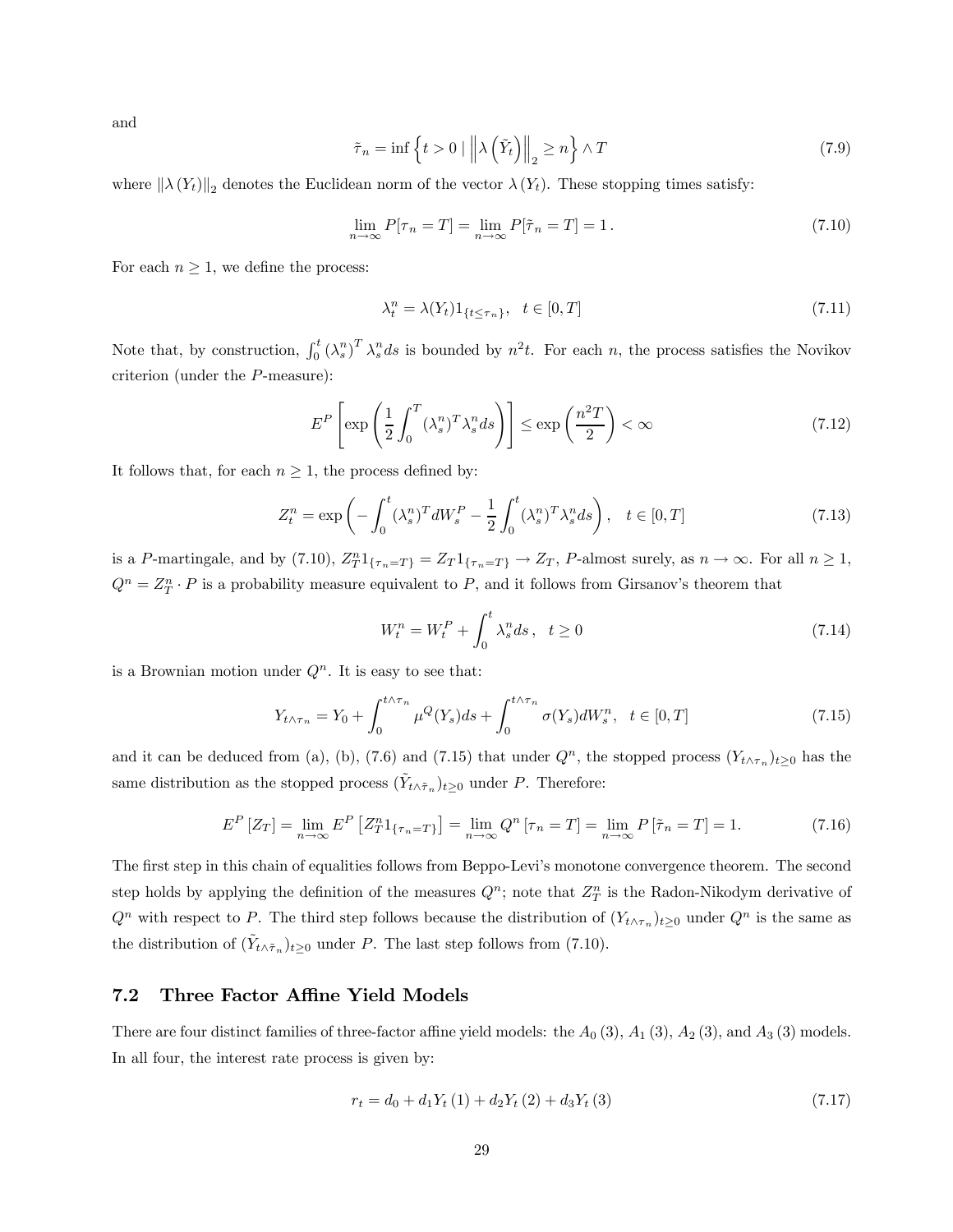and

$$\tilde{\tau}_n = \inf\left\{t > 0 \mid \left\|\lambda\left(\tilde{Y}_t\right)\right\|_2 \geq n\right\} \wedge T \tag{7.9}$$

where $\|\lambda(Y_t)\|_2$ denotes the Euclidean norm of the vector $\lambda(Y_t)$. These stopping times satisfy:

$$\lim_{n\to\infty} P[\tau_n = T] = \lim_{n\to\infty} P[\tilde{\tau}_n = T] = 1\,. \tag{7.10}$$

For each $n \geq 1$, we define the process:

$$\lambda_t^n = \lambda(Y_t)1_{\{t\leq\tau_n\}}, \quad t \in [0,T] \tag{7.11}$$

Note that, by construction, $\int_0^t (\lambda_s^n)^T \lambda_s^n ds$ is bounded by $n^2 t$. For each $n$, the process satisfies the Novikov criterion (under the $P$-measure):

$$E^P\left[\exp\left(\frac{1}{2}\int_0^T (\lambda_s^n)^T \lambda_s^n ds\right)\right] \leq \exp\left(\frac{n^2 T}{2}\right) < \infty \tag{7.12}$$

It follows that, for each $n \geq 1$, the process defined by:

$$Z_t^n = \exp\left(-\int_0^t (\lambda_s^n)^T dW_s^P - \frac{1}{2}\int_0^t (\lambda_s^n)^T \lambda_s^n ds\right), \quad t \in [0,T] \tag{7.13}$$

is a $P$-martingale, and by (7.10), $Z_T^n 1_{\{\tau_n=T\}} = Z_T 1_{\{\tau_n=T\}} \to Z_T$, $P$-almost surely, as $n \to \infty$. For all $n \geq 1$, $Q^n = Z_T^n \cdot P$ is a probability measure equivalent to $P$, and it follows from Girsanov's theorem that

$$W_t^n = W_t^P + \int_0^t \lambda_s^n ds\,, \quad t \geq 0 \tag{7.14}$$

is a Brownian motion under $Q^n$. It is easy to see that:

$$Y_{t\wedge\tau_n} = Y_0 + \int_0^{t\wedge\tau_n} \mu^Q(Y_s)ds + \int_0^{t\wedge\tau_n} \sigma(Y_s)dW_s^n, \quad t \in [0,T] \tag{7.15}$$

and it can be deduced from (a), (b), (7.6) and (7.15) that under $Q^n$, the stopped process $(Y_{t\wedge\tau_n})_{t\geq0}$ has the same distribution as the stopped process $(\tilde{Y}_{t\wedge\tilde{\tau}_n})_{t\geq0}$ under $P$. Therefore:

$$E^P[Z_T] = \lim_{n\to\infty} E^P\left[Z_T^n 1_{\{\tau_n=T\}}\right] = \lim_{n\to\infty} Q^n[\tau_n = T] = \lim_{n\to\infty} P[\tilde{\tau}_n = T] = 1. \tag{7.16}$$

The first step in this chain of equalities follows from Beppo-Levi's monotone convergence theorem. The second step holds by applying the definition of the measures $Q^n$; note that $Z_T^n$ is the Radon-Nikodym derivative of $Q^n$ with respect to $P$. The third step follows because the distribution of $(Y_{t\wedge\tau_n})_{t\geq0}$ under $Q^n$ is the same as the distribution of $(\tilde{Y}_{t\wedge\tilde{\tau}_n})_{t\geq0}$ under $P$. The last step follows from (7.10).

## 7.2 Three Factor Affine Yield Models

There are four distinct families of three-factor affine yield models: the $A_0(3)$, $A_1(3)$, $A_2(3)$, and $A_3(3)$ models. In all four, the interest rate process is given by:

$$r_t = d_0 + d_1 Y_t(1) + d_2 Y_t(2) + d_3 Y_t(3) \tag{7.17}$$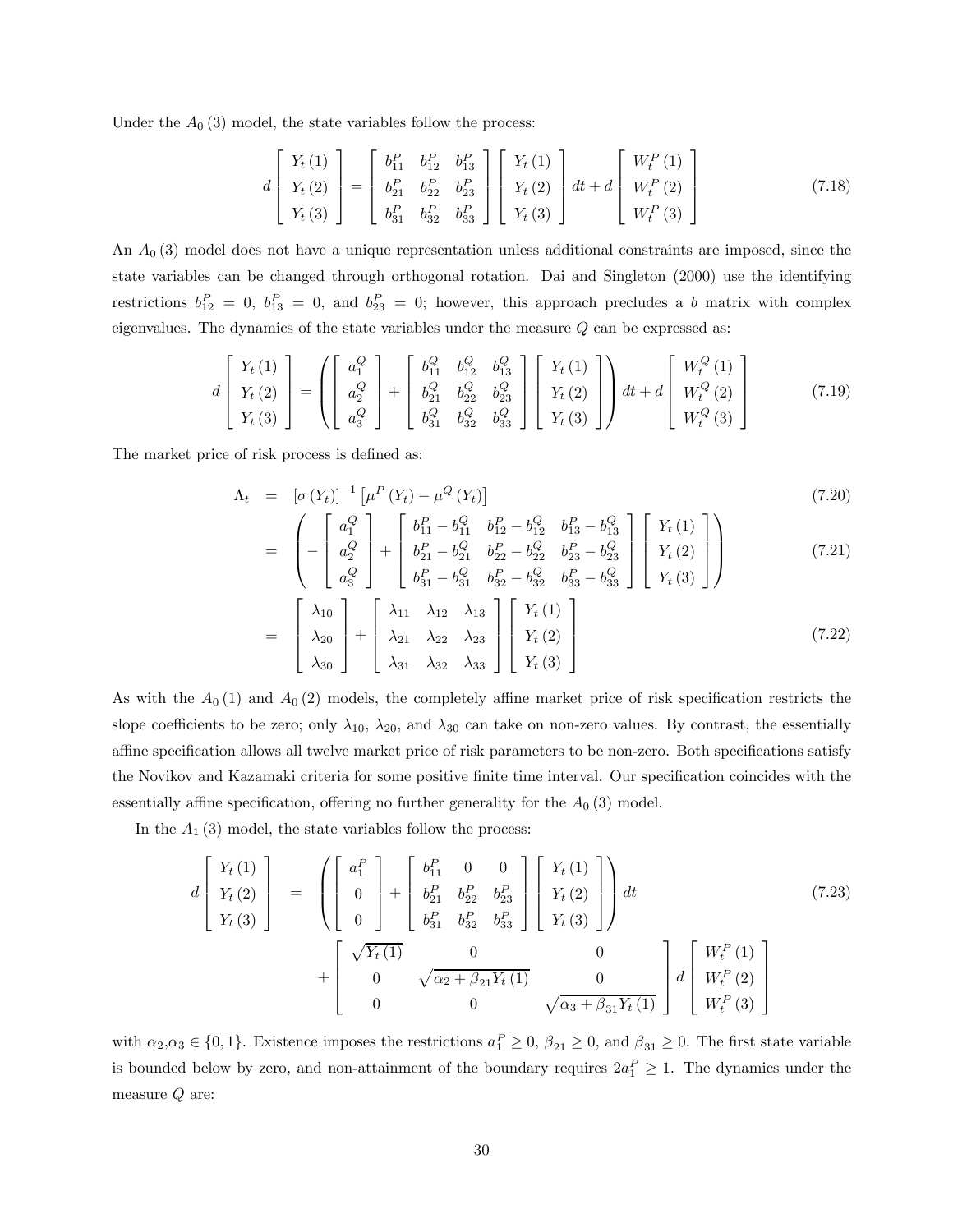Under the $A_0(3)$ model, the state variables follow the process:

$$
d\begin{bmatrix} Y_t(1) \\ Y_t(2) \\ Y_t(3) \end{bmatrix} = \begin{bmatrix} b_{11}^P & b_{12}^P & b_{13}^P \\ b_{21}^P & b_{22}^P & b_{23}^P \\ b_{31}^P & b_{32}^P & b_{33}^P \end{bmatrix} \begin{bmatrix} Y_t(1) \\ Y_t(2) \\ Y_t(3) \end{bmatrix} dt + d\begin{bmatrix} W_t^P(1) \\ W_t^P(2) \\ W_t^P(3) \end{bmatrix} \tag{7.18}
$$

An $A_0(3)$ model does not have a unique representation unless additional constraints are imposed, since the state variables can be changed through orthogonal rotation. Dai and Singleton (2000) use the identifying restrictions $b_{12}^P = 0$, $b_{13}^P = 0$, and $b_{23}^P = 0$; however, this approach precludes a $b$ matrix with complex eigenvalues. The dynamics of the state variables under the measure $Q$ can be expressed as:

$$
d\begin{bmatrix} Y_t(1) \\ Y_t(2) \\ Y_t(3) \end{bmatrix} = \left( \begin{bmatrix} a_1^Q \\ a_2^Q \\ a_3^Q \end{bmatrix} + \begin{bmatrix} b_{11}^Q & b_{12}^Q & b_{13}^Q \\ b_{21}^Q & b_{22}^Q & b_{23}^Q \\ b_{31}^Q & b_{32}^Q & b_{33}^Q \end{bmatrix} \begin{bmatrix} Y_t(1) \\ Y_t(2) \\ Y_t(3) \end{bmatrix} \right) dt + d\begin{bmatrix} W_t^Q(1) \\ W_t^Q(2) \\ W_t^Q(3) \end{bmatrix} \tag{7.19}
$$

The market price of risk process is defined as:

$$
\Lambda_t = [\sigma(Y_t)]^{-1} \left[ \mu^P(Y_t) - \mu^Q(Y_t) \right] \tag{7.20}
$$

$$
= \left( -\begin{bmatrix} a_1^Q \\ a_2^Q \\ a_3^Q \end{bmatrix} + \begin{bmatrix} b_{11}^P - b_{11}^Q & b_{12}^P - b_{12}^Q & b_{13}^P - b_{13}^Q \\ b_{21}^P - b_{21}^Q & b_{22}^P - b_{22}^Q & b_{23}^P - b_{23}^Q \\ b_{31}^P - b_{31}^Q & b_{32}^P - b_{32}^Q & b_{33}^P - b_{33}^Q \end{bmatrix} \begin{bmatrix} Y_t(1) \\ Y_t(2) \\ Y_t(3) \end{bmatrix} \right) \tag{7.21}
$$

$$
\equiv \begin{bmatrix} \lambda_{10} \\ \lambda_{20} \\ \lambda_{30} \end{bmatrix} + \begin{bmatrix} \lambda_{11} & \lambda_{12} & \lambda_{13} \\ \lambda_{21} & \lambda_{22} & \lambda_{23} \\ \lambda_{31} & \lambda_{32} & \lambda_{33} \end{bmatrix} \begin{bmatrix} Y_t(1) \\ Y_t(2) \\ Y_t(3) \end{bmatrix} \tag{7.22}
$$

As with the $A_0(1)$ and $A_0(2)$ models, the completely affine market price of risk specification restricts the slope coefficients to be zero; only $\lambda_{10}$, $\lambda_{20}$, and $\lambda_{30}$ can take on non-zero values. By contrast, the essentially affine specification allows all twelve market price of risk parameters to be non-zero. Both specifications satisfy the Novikov and Kazamaki criteria for some positive finite time interval. Our specification coincides with the essentially affine specification, offering no further generality for the $A_0(3)$ model.

In the $A_1(3)$ model, the state variables follow the process:

$$
\begin{aligned}
d\begin{bmatrix} Y_t(1) \\ Y_t(2) \\ Y_t(3) \end{bmatrix} &= \left( \begin{bmatrix} a_1^P \\ 0 \\ 0 \end{bmatrix} + \begin{bmatrix} b_{11}^P & 0 & 0 \\ b_{21}^P & b_{22}^P & b_{23}^P \\ b_{31}^P & b_{32}^P & b_{33}^P \end{bmatrix} \begin{bmatrix} Y_t(1) \\ Y_t(2) \\ Y_t(3) \end{bmatrix} \right) dt \\
&\quad + \begin{bmatrix} \sqrt{Y_t(1)} & 0 & 0 \\ 0 & \sqrt{\alpha_2 + \beta_{21} Y_t(1)} & 0 \\ 0 & 0 & \sqrt{\alpha_3 + \beta_{31} Y_t(1)} \end{bmatrix} d\begin{bmatrix} W_t^P(1) \\ W_t^P(2) \\ W_t^P(3) \end{bmatrix}
\end{aligned} \tag{7.23}
$$

with $\alpha_2, \alpha_3 \in \{0, 1\}$. Existence imposes the restrictions $a_1^P \geq 0$, $\beta_{21} \geq 0$, and $\beta_{31} \geq 0$. The first state variable is bounded below by zero, and non-attainment of the boundary requires $2a_1^P \geq 1$. The dynamics under the measure $Q$ are: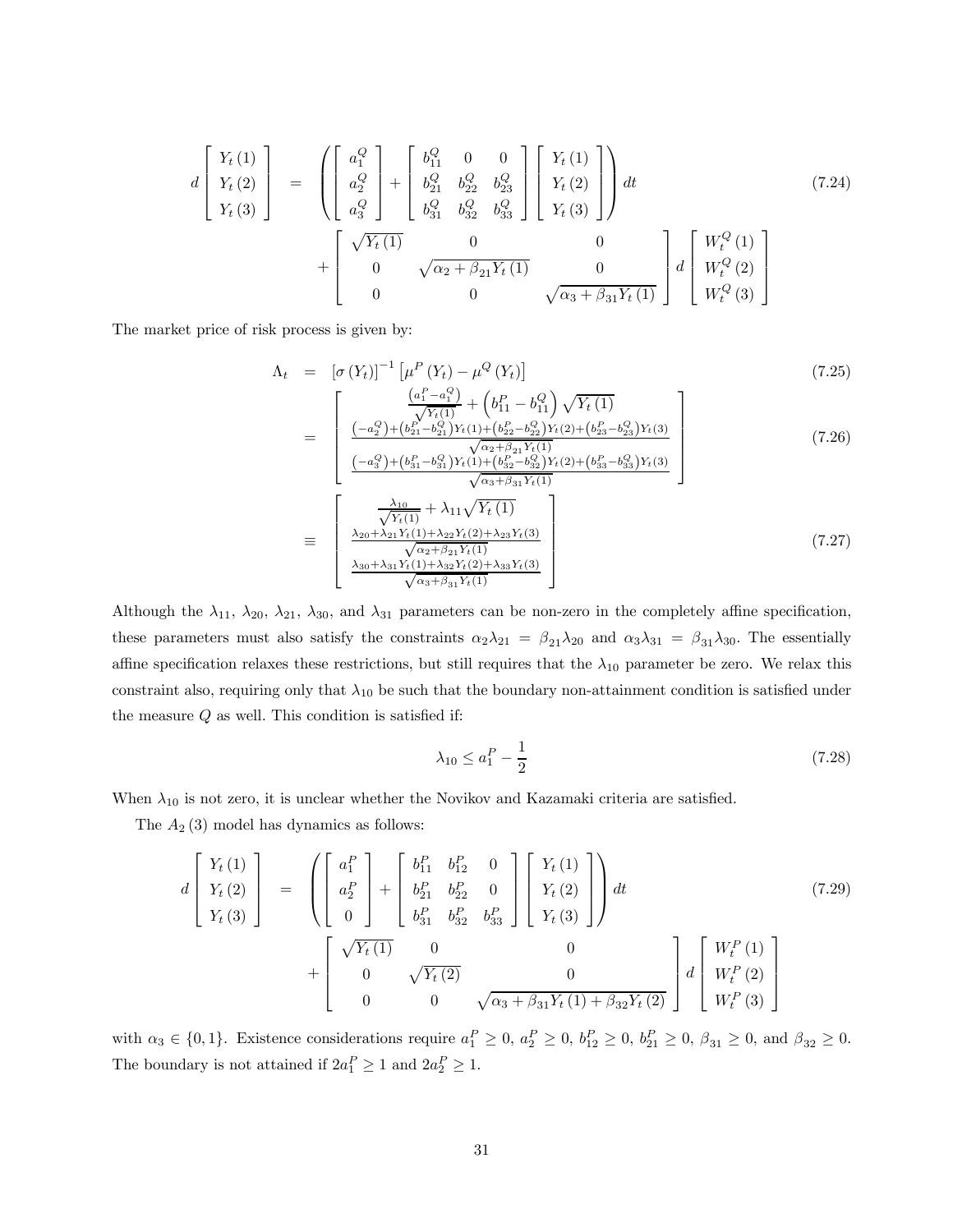$$
d\begin{bmatrix} Y_t(1) \\ Y_t(2) \\ Y_t(3) \end{bmatrix} = \left( \begin{bmatrix} a_1^Q \\ a_2^Q \\ a_3^Q \end{bmatrix} + \begin{bmatrix} b_{11}^Q & 0 & 0 \\ b_{21}^Q & b_{22}^Q & b_{23}^Q \\ b_{31}^Q & b_{32}^Q & b_{33}^Q \end{bmatrix} \begin{bmatrix} Y_t(1) \\ Y_t(2) \\ Y_t(3) \end{bmatrix} \right) dt + \begin{bmatrix} \sqrt{Y_t(1)} & 0 & 0 \\ 0 & \sqrt{\alpha_2 + \beta_{21} Y_t(1)} & 0 \\ 0 & 0 & \sqrt{\alpha_3 + \beta_{31} Y_t(1)} \end{bmatrix} d \begin{bmatrix} W_t^Q(1) \\ W_t^Q(2) \\ W_t^Q(3) \end{bmatrix} \tag{7.24}
$$

The market price of risk process is given by:

$$
\Lambda_t = [\sigma(Y_t)]^{-1} \left[ \mu^P(Y_t) - \mu^Q(Y_t) \right] \tag{7.25}
$$

$$
= \begin{bmatrix} \frac{\left(a_1^P - a_1^Q\right)}{\sqrt{Y_t(1)}} + \left(b_{11}^P - b_{11}^Q\right)\sqrt{Y_t(1)} \\ \frac{\left(-a_2^Q\right) + \left(b_{21}^P - b_{21}^Q\right) Y_t(1) + \left(b_{22}^P - b_{22}^Q\right) Y_t(2) + \left(b_{23}^P - b_{23}^Q\right) Y_t(3)}{\sqrt{\alpha_2 + \beta_{21} Y_t(1)}} \\ \frac{\left(-a_3^Q\right) + \left(b_{31}^P - b_{31}^Q\right) Y_t(1) + \left(b_{32}^P - b_{32}^Q\right) Y_t(2) + \left(b_{33}^P - b_{33}^Q\right) Y_t(3)}{\sqrt{\alpha_3 + \beta_{31} Y_t(1)}} \end{bmatrix} \tag{7.26}
$$

$$
\equiv \begin{bmatrix} \frac{\lambda_{10}}{\sqrt{Y_t(1)}} + \lambda_{11}\sqrt{Y_t(1)} \\ \frac{\lambda_{20} + \lambda_{21} Y_t(1) + \lambda_{22} Y_t(2) + \lambda_{23} Y_t(3)}{\sqrt{\alpha_2 + \beta_{21} Y_t(1)}} \\ \frac{\lambda_{30} + \lambda_{31} Y_t(1) + \lambda_{32} Y_t(2) + \lambda_{33} Y_t(3)}{\sqrt{\alpha_3 + \beta_{31} Y_t(1)}} \end{bmatrix} \tag{7.27}
$$

Although the $\lambda_{11}$, $\lambda_{20}$, $\lambda_{21}$, $\lambda_{30}$, and $\lambda_{31}$ parameters can be non-zero in the completely affine specification, these parameters must also satisfy the constraints $\alpha_2 \lambda_{21} = \beta_{21} \lambda_{20}$ and $\alpha_3 \lambda_{31} = \beta_{31} \lambda_{30}$. The essentially affine specification relaxes these restrictions, but still requires that the $\lambda_{10}$ parameter be zero. We relax this constraint also, requiring only that $\lambda_{10}$ be such that the boundary non-attainment condition is satisfied under the measure $Q$ as well. This condition is satisfied if:

$$
\lambda_{10} \leq a_1^P - \frac{1}{2} \tag{7.28}
$$

When $\lambda_{10}$ is not zero, it is unclear whether the Novikov and Kazamaki criteria are satisfied.

The $A_2(3)$ model has dynamics as follows:

$$
d\begin{bmatrix} Y_t(1) \\ Y_t(2) \\ Y_t(3) \end{bmatrix} = \left( \begin{bmatrix} a_1^P \\ a_2^P \\ 0 \end{bmatrix} + \begin{bmatrix} b_{11}^P & b_{12}^P & 0 \\ b_{21}^P & b_{22}^P & 0 \\ b_{31}^P & b_{32}^P & b_{33}^P \end{bmatrix} \begin{bmatrix} Y_t(1) \\ Y_t(2) \\ Y_t(3) \end{bmatrix} \right) dt + \begin{bmatrix} \sqrt{Y_t(1)} & 0 & 0 \\ 0 & \sqrt{Y_t(2)} & 0 \\ 0 & 0 & \sqrt{\alpha_3 + \beta_{31} Y_t(1) + \beta_{32} Y_t(2)} \end{bmatrix} d \begin{bmatrix} W_t^P(1) \\ W_t^P(2) \\ W_t^P(3) \end{bmatrix} \tag{7.29}
$$

with $\alpha_3 \in \{0, 1\}$. Existence considerations require $a_1^P \geq 0$, $a_2^P \geq 0$, $b_{12}^P \geq 0$, $b_{21}^P \geq 0$, $\beta_{31} \geq 0$, and $\beta_{32} \geq 0$. The boundary is not attained if $2a_1^P \geq 1$ and $2a_2^P \geq 1$.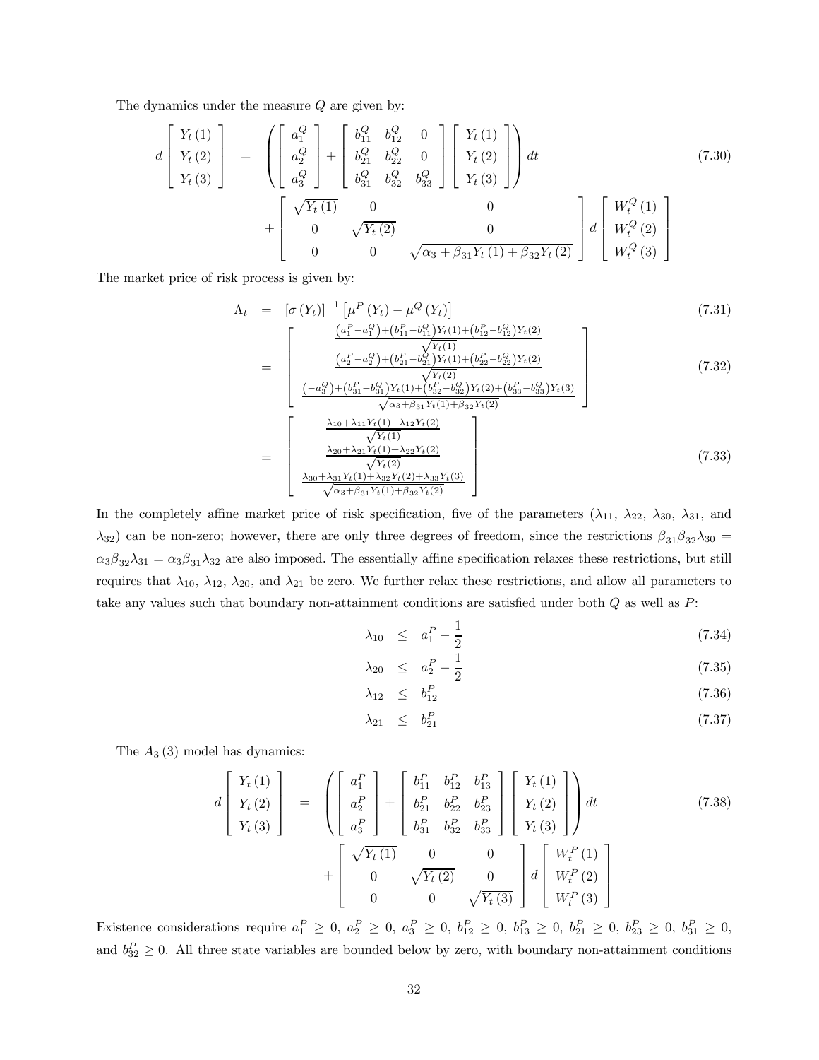The dynamics under the measure $Q$ are given by:

$$
d\begin{bmatrix} Y_t(1) \\ Y_t(2) \\ Y_t(3) \end{bmatrix} = \left( \begin{bmatrix} a_1^Q \\ a_2^Q \\ a_3^Q \end{bmatrix} + \begin{bmatrix} b_{11}^Q & b_{12}^Q & 0 \\ b_{21}^Q & b_{22}^Q & 0 \\ b_{31}^Q & b_{32}^Q & b_{33}^Q \end{bmatrix} \begin{bmatrix} Y_t(1) \\ Y_t(2) \\ Y_t(3) \end{bmatrix} \right) dt + \begin{bmatrix} \sqrt{Y_t(1)} & 0 & 0 \\ 0 & \sqrt{Y_t(2)} & 0 \\ 0 & 0 & \sqrt{\alpha_3 + \beta_{31} Y_t(1) + \beta_{32} Y_t(2)} \end{bmatrix} d\begin{bmatrix} W_t^Q(1) \\ W_t^Q(2) \\ W_t^Q(3) \end{bmatrix} \tag{7.30}
$$

The market price of risk process is given by:

$$
\Lambda_t = \left[\sigma(Y_t)\right]^{-1}\left[\mu^P(Y_t) - \mu^Q(Y_t)\right] \tag{7.31}
$$

$$
= \begin{bmatrix} \frac{\left(a_1^P - a_1^Q\right) + \left(b_{11}^P - b_{11}^Q\right) Y_t(1) + \left(b_{12}^P - b_{12}^Q\right) Y_t(2)}{\sqrt{Y_t(1)}} \\ \frac{\left(a_2^P - a_2^Q\right) + \left(b_{21}^P - b_{21}^Q\right) Y_t(1) + \left(b_{22}^P - b_{22}^Q\right) Y_t(2)}{\sqrt{Y_t(2)}} \\ \frac{\left(-a_3^Q\right) + \left(b_{31}^P - b_{31}^Q\right) Y_t(1) + \left(b_{32}^P - b_{32}^Q\right) Y_t(2) + \left(b_{33}^P - b_{33}^Q\right) Y_t(3)}{\sqrt{\alpha_3 + \beta_{31} Y_t(1) + \beta_{32} Y_t(2)}} \end{bmatrix} \tag{7.32}
$$

$$
\equiv \begin{bmatrix} \frac{\lambda_{10} + \lambda_{11} Y_t(1) + \lambda_{12} Y_t(2)}{\sqrt{Y_t(1)}} \\ \frac{\lambda_{20} + \lambda_{21} Y_t(1) + \lambda_{22} Y_t(2)}{\sqrt{Y_t(2)}} \\ \frac{\lambda_{30} + \lambda_{31} Y_t(1) + \lambda_{32} Y_t(2) + \lambda_{33} Y_t(3)}{\sqrt{\alpha_3 + \beta_{31} Y_t(1) + \beta_{32} Y_t(2)}} \end{bmatrix} \tag{7.33}
$$

In the completely affine market price of risk specification, five of the parameters ($\lambda_{11}$, $\lambda_{22}$, $\lambda_{30}$, $\lambda_{31}$, and $\lambda_{32}$) can be non-zero; however, there are only three degrees of freedom, since the restrictions $\beta_{31}\beta_{32}\lambda_{30} = \alpha_3\beta_{32}\lambda_{31} = \alpha_3\beta_{31}\lambda_{32}$ are also imposed. The essentially affine specification relaxes these restrictions, but still requires that $\lambda_{10}$, $\lambda_{12}$, $\lambda_{20}$, and $\lambda_{21}$ be zero. We further relax these restrictions, and allow all parameters to take any values such that boundary non-attainment conditions are satisfied under both $Q$ as well as $P$:

$$
\lambda_{10} \leq a_1^P - \frac{1}{2} \tag{7.34}
$$

$$
\lambda_{20} \leq a_2^P - \frac{1}{2} \tag{7.35}
$$

$$
\lambda_{12} \leq b_{12}^P \tag{7.36}
$$

$$
\lambda_{21} \leq b_{21}^P \tag{7.37}
$$

The $A_3(3)$ model has dynamics:

$$
d\begin{bmatrix} Y_t(1) \\ Y_t(2) \\ Y_t(3) \end{bmatrix} = \left( \begin{bmatrix} a_1^P \\ a_2^P \\ a_3^P \end{bmatrix} + \begin{bmatrix} b_{11}^P & b_{12}^P & b_{13}^P \\ b_{21}^P & b_{22}^P & b_{23}^P \\ b_{31}^P & b_{32}^P & b_{33}^P \end{bmatrix} \begin{bmatrix} Y_t(1) \\ Y_t(2) \\ Y_t(3) \end{bmatrix} \right) dt + \begin{bmatrix} \sqrt{Y_t(1)} & 0 & 0 \\ 0 & \sqrt{Y_t(2)} & 0 \\ 0 & 0 & \sqrt{Y_t(3)} \end{bmatrix} d\begin{bmatrix} W_t^P(1) \\ W_t^P(2) \\ W_t^P(3) \end{bmatrix} \tag{7.38}
$$

Existence considerations require $a_1^P \geq 0$, $a_2^P \geq 0$, $a_3^P \geq 0$, $b_{12}^P \geq 0$, $b_{13}^P \geq 0$, $b_{21}^P \geq 0$, $b_{23}^P \geq 0$, $b_{31}^P \geq 0$, and $b_{32}^P \geq 0$. All three state variables are bounded below by zero, with boundary non-attainment conditions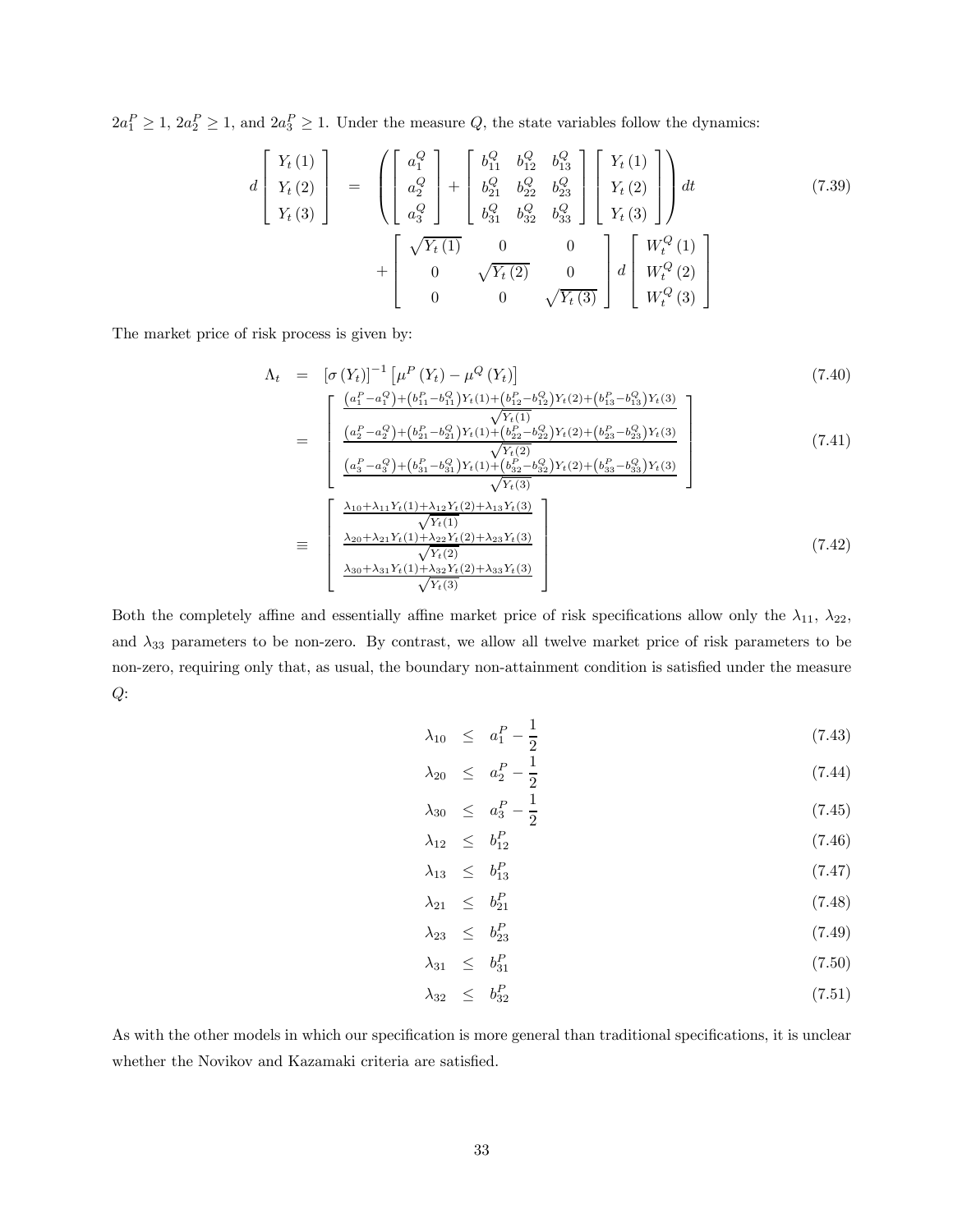$2a_1^P \geq 1$, $2a_2^P \geq 1$, and $2a_3^P \geq 1$. Under the measure $Q$, the state variables follow the dynamics:

$$
d \begin{bmatrix} Y_t(1) \\ Y_t(2) \\ Y_t(3) \end{bmatrix} = \left( \begin{bmatrix} a_1^Q \\ a_2^Q \\ a_3^Q \end{bmatrix} + \begin{bmatrix} b_{11}^Q & b_{12}^Q & b_{13}^Q \\ b_{21}^Q & b_{22}^Q & b_{23}^Q \\ b_{31}^Q & b_{32}^Q & b_{33}^Q \end{bmatrix} \begin{bmatrix} Y_t(1) \\ Y_t(2) \\ Y_t(3) \end{bmatrix} \right) dt + \begin{bmatrix} \sqrt{Y_t(1)} & 0 & 0 \\ 0 & \sqrt{Y_t(2)} & 0 \\ 0 & 0 & \sqrt{Y_t(3)} \end{bmatrix} d \begin{bmatrix} W_t^Q(1) \\ W_t^Q(2) \\ W_t^Q(3) \end{bmatrix} \tag{7.39}
$$

The market price of risk process is given by:

$$
\Lambda_t = [\sigma(Y_t)]^{-1} \left[ \mu^P(Y_t) - \mu^Q(Y_t) \right] \tag{7.40}
$$

$$
= \begin{bmatrix} \frac{\left(a_1^P - a_1^Q\right) + \left(b_{11}^P - b_{11}^Q\right) Y_t(1) + \left(b_{12}^P - b_{12}^Q\right) Y_t(2) + \left(b_{13}^P - b_{13}^Q\right) Y_t(3)}{\sqrt{Y_t(1)}} \\ \frac{\left(a_2^P - a_2^Q\right) + \left(b_{21}^P - b_{21}^Q\right) Y_t(1) + \left(b_{22}^P - b_{22}^Q\right) Y_t(2) + \left(b_{23}^P - b_{23}^Q\right) Y_t(3)}{\sqrt{Y_t(2)}} \\ \frac{\left(a_3^P - a_3^Q\right) + \left(b_{31}^P - b_{31}^Q\right) Y_t(1) + \left(b_{32}^P - b_{32}^Q\right) Y_t(2) + \left(b_{33}^P - b_{33}^Q\right) Y_t(3)}{\sqrt{Y_t(3)}} \end{bmatrix} \tag{7.41}
$$

$$
\equiv \begin{bmatrix} \frac{\lambda_{10} + \lambda_{11} Y_t(1) + \lambda_{12} Y_t(2) + \lambda_{13} Y_t(3)}{\sqrt{Y_t(1)}} \\ \frac{\lambda_{20} + \lambda_{21} Y_t(1) + \lambda_{22} Y_t(2) + \lambda_{23} Y_t(3)}{\sqrt{Y_t(2)}} \\ \frac{\lambda_{30} + \lambda_{31} Y_t(1) + \lambda_{32} Y_t(2) + \lambda_{33} Y_t(3)}{\sqrt{Y_t(3)}} \end{bmatrix} \tag{7.42}
$$

Both the completely affine and essentially affine market price of risk specifications allow only the $\lambda_{11}$, $\lambda_{22}$, and $\lambda_{33}$ parameters to be non-zero. By contrast, we allow all twelve market price of risk parameters to be non-zero, requiring only that, as usual, the boundary non-attainment condition is satisfied under the measure $Q$:

$$
\lambda_{10} \leq a_1^P - \frac{1}{2} \tag{7.43}
$$

$$
\lambda_{20} \leq a_2^P - \frac{1}{2} \tag{7.44}
$$

$$
\lambda_{30} \leq a_3^P - \frac{1}{2} \tag{7.45}
$$

$$
\lambda_{12} \leq b_{12}^P \tag{7.46}
$$

$$
\lambda_{13} \leq b_{13}^P \tag{7.47}
$$

$$
\lambda_{21} \leq b_{21}^P \tag{7.48}
$$

$$
\lambda_{23} \leq b_{23}^P \tag{7.49}
$$

$$
\lambda_{31} \leq b_{31}^P \tag{7.50}
$$

$$
\lambda_{32} \leq b_{32}^P \tag{7.51}
$$

As with the other models in which our specification is more general than traditional specifications, it is unclear whether the Novikov and Kazamaki criteria are satisfied.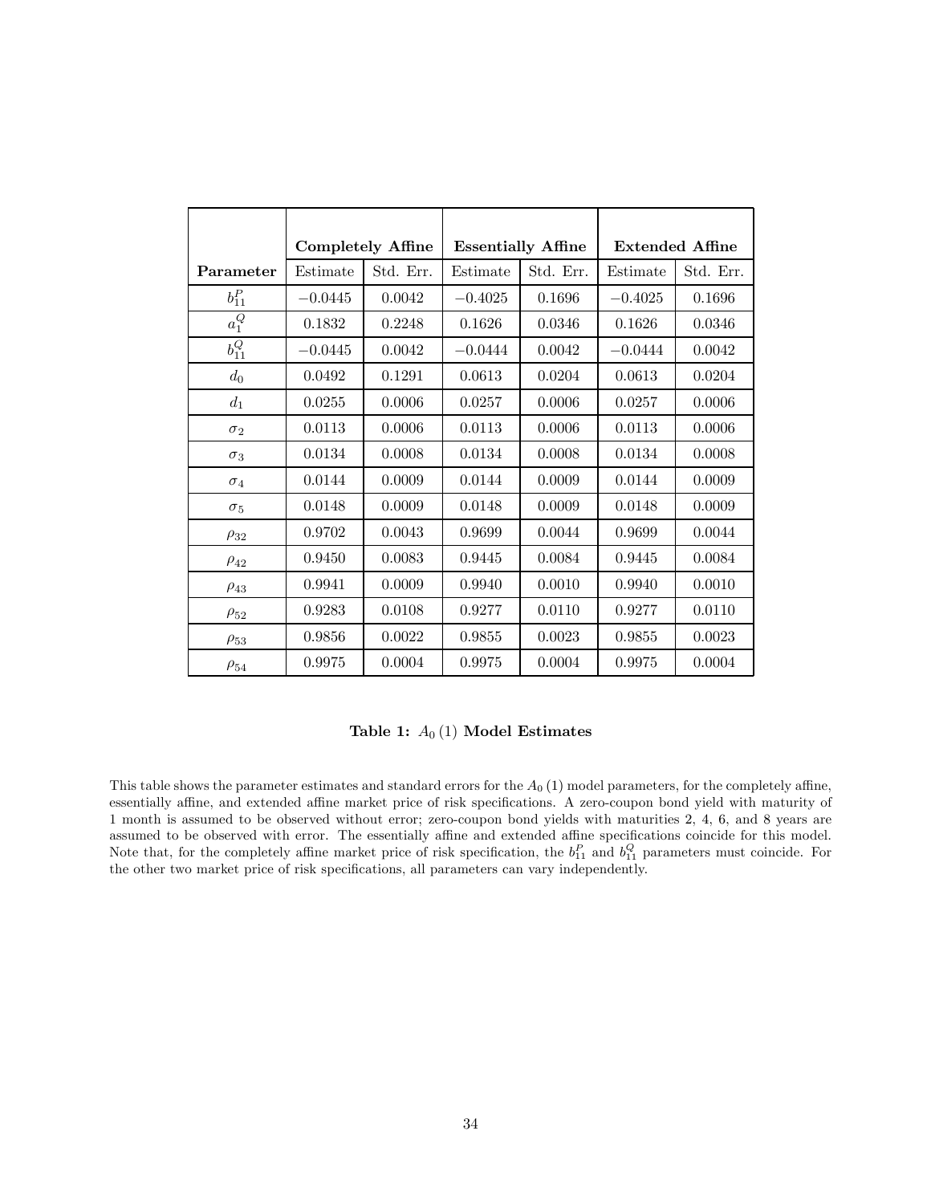| Parameter | Completely Affine | | Essentially Affine | | Extended Affine | |
|---|---|---|---|---|---|---|
| | Estimate | Std. Err. | Estimate | Std. Err. | Estimate | Std. Err. |
| $b_{11}^{P}$ | $-0.0445$ | 0.0042 | $-0.4025$ | 0.1696 | $-0.4025$ | 0.1696 |
| $a_{1}^{Q}$ | 0.1832 | 0.2248 | 0.1626 | 0.0346 | 0.1626 | 0.0346 |
| $b_{11}^{Q}$ | $-0.0445$ | 0.0042 | $-0.0444$ | 0.0042 | $-0.0444$ | 0.0042 |
| $d_0$ | 0.0492 | 0.1291 | 0.0613 | 0.0204 | 0.0613 | 0.0204 |
| $d_1$ | 0.0255 | 0.0006 | 0.0257 | 0.0006 | 0.0257 | 0.0006 |
| $\sigma_2$ | 0.0113 | 0.0006 | 0.0113 | 0.0006 | 0.0113 | 0.0006 |
| $\sigma_3$ | 0.0134 | 0.0008 | 0.0134 | 0.0008 | 0.0134 | 0.0008 |
| $\sigma_4$ | 0.0144 | 0.0009 | 0.0144 | 0.0009 | 0.0144 | 0.0009 |
| $\sigma_5$ | 0.0148 | 0.0009 | 0.0148 | 0.0009 | 0.0148 | 0.0009 |
| $\rho_{32}$ | 0.9702 | 0.0043 | 0.9699 | 0.0044 | 0.9699 | 0.0044 |
| $\rho_{42}$ | 0.9450 | 0.0083 | 0.9445 | 0.0084 | 0.9445 | 0.0084 |
| $\rho_{43}$ | 0.9941 | 0.0009 | 0.9940 | 0.0010 | 0.9940 | 0.0010 |
| $\rho_{52}$ | 0.9283 | 0.0108 | 0.9277 | 0.0110 | 0.9277 | 0.0110 |
| $\rho_{53}$ | 0.9856 | 0.0022 | 0.9855 | 0.0023 | 0.9855 | 0.0023 |
| $\rho_{54}$ | 0.9975 | 0.0004 | 0.9975 | 0.0004 | 0.9975 | 0.0004 |

**Table 1: $A_0(1)$ Model Estimates**

This table shows the parameter estimates and standard errors for the $A_0(1)$ model parameters, for the completely affine, essentially affine, and extended affine market price of risk specifications. A zero-coupon bond yield with maturity of 1 month is assumed to be observed without error; zero-coupon bond yields with maturities 2, 4, 6, and 8 years are assumed to be observed with error. The essentially affine and extended affine specifications coincide for this model. Note that, for the completely affine market price of risk specification, the $b_{11}^{P}$ and $b_{11}^{Q}$ parameters must coincide. For the other two market price of risk specifications, all parameters can vary independently.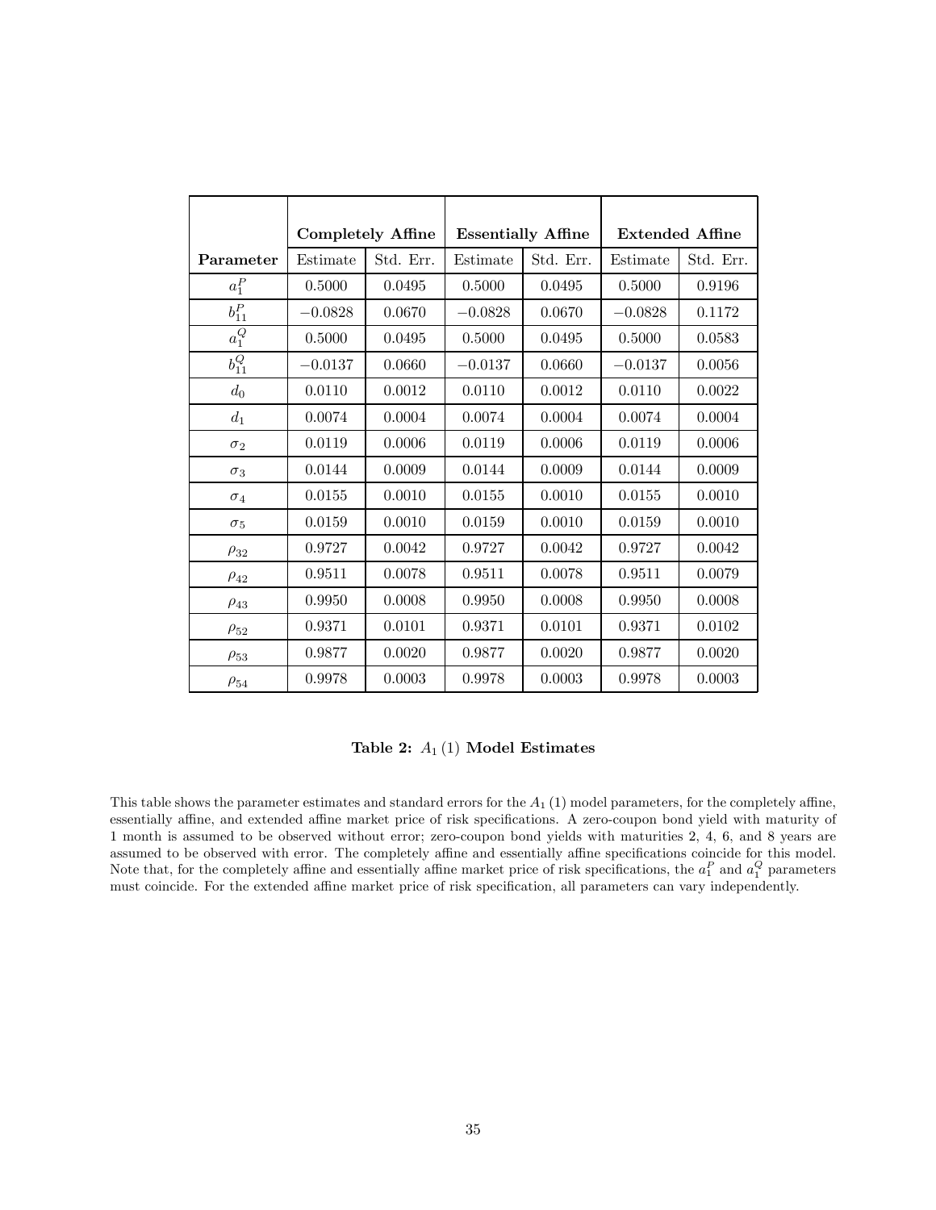| | Completely Affine | | Essentially Affine | | Extended Affine | |
|---|---|---|---|---|---|---|
| **Parameter** | Estimate | Std. Err. | Estimate | Std. Err. | Estimate | Std. Err. |
| $a_1^P$ | 0.5000 | 0.0495 | 0.5000 | 0.0495 | 0.5000 | 0.9196 |
| $b_{11}^P$ | $-0.0828$ | 0.0670 | $-0.0828$ | 0.0670 | $-0.0828$ | 0.1172 |
| $a_1^Q$ | 0.5000 | 0.0495 | 0.5000 | 0.0495 | 0.5000 | 0.0583 |
| $b_{11}^Q$ | $-0.0137$ | 0.0660 | $-0.0137$ | 0.0660 | $-0.0137$ | 0.0056 |
| $d_0$ | 0.0110 | 0.0012 | 0.0110 | 0.0012 | 0.0110 | 0.0022 |
| $d_1$ | 0.0074 | 0.0004 | 0.0074 | 0.0004 | 0.0074 | 0.0004 |
| $\sigma_2$ | 0.0119 | 0.0006 | 0.0119 | 0.0006 | 0.0119 | 0.0006 |
| $\sigma_3$ | 0.0144 | 0.0009 | 0.0144 | 0.0009 | 0.0144 | 0.0009 |
| $\sigma_4$ | 0.0155 | 0.0010 | 0.0155 | 0.0010 | 0.0155 | 0.0010 |
| $\sigma_5$ | 0.0159 | 0.0010 | 0.0159 | 0.0010 | 0.0159 | 0.0010 |
| $\rho_{32}$ | 0.9727 | 0.0042 | 0.9727 | 0.0042 | 0.9727 | 0.0042 |
| $\rho_{42}$ | 0.9511 | 0.0078 | 0.9511 | 0.0078 | 0.9511 | 0.0079 |
| $\rho_{43}$ | 0.9950 | 0.0008 | 0.9950 | 0.0008 | 0.9950 | 0.0008 |
| $\rho_{52}$ | 0.9371 | 0.0101 | 0.9371 | 0.0101 | 0.9371 | 0.0102 |
| $\rho_{53}$ | 0.9877 | 0.0020 | 0.9877 | 0.0020 | 0.9877 | 0.0020 |
| $\rho_{54}$ | 0.9978 | 0.0003 | 0.9978 | 0.0003 | 0.9978 | 0.0003 |

**Table 2:** $A_1(1)$ **Model Estimates**

This table shows the parameter estimates and standard errors for the $A_1(1)$ model parameters, for the completely affine, essentially affine, and extended affine market price of risk specifications. A zero-coupon bond yield with maturity of 1 month is assumed to be observed without error; zero-coupon bond yields with maturities 2, 4, 6, and 8 years are assumed to be observed with error. The completely affine and essentially affine specifications coincide for this model. Note that, for the completely affine and essentially affine market price of risk specifications, the $a_1^P$ and $a_1^Q$ parameters must coincide. For the extended affine market price of risk specification, all parameters can vary independently.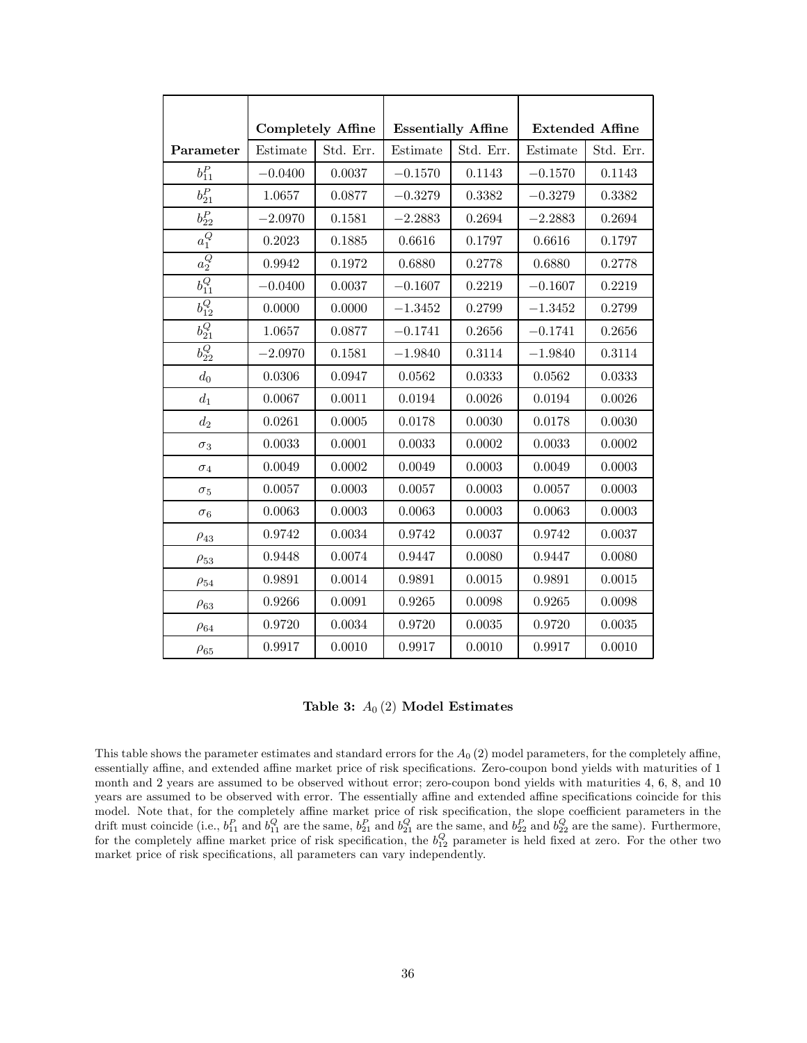| | Completely Affine | | Essentially Affine | | Extended Affine | |
|---|---|---|---|---|---|---|
| **Parameter** | Estimate | Std. Err. | Estimate | Std. Err. | Estimate | Std. Err. |
| $b_{11}^{P}$ | $-0.0400$ | 0.0037 | $-0.1570$ | 0.1143 | $-0.1570$ | 0.1143 |
| $b_{21}^{P}$ | 1.0657 | 0.0877 | $-0.3279$ | 0.3382 | $-0.3279$ | 0.3382 |
| $b_{22}^{P}$ | $-2.0970$ | 0.1581 | $-2.2883$ | 0.2694 | $-2.2883$ | 0.2694 |
| $a_{1}^{Q}$ | 0.2023 | 0.1885 | 0.6616 | 0.1797 | 0.6616 | 0.1797 |
| $a_{2}^{Q}$ | 0.9942 | 0.1972 | 0.6880 | 0.2778 | 0.6880 | 0.2778 |
| $b_{11}^{Q}$ | $-0.0400$ | 0.0037 | $-0.1607$ | 0.2219 | $-0.1607$ | 0.2219 |
| $b_{12}^{Q}$ | 0.0000 | 0.0000 | $-1.3452$ | 0.2799 | $-1.3452$ | 0.2799 |
| $b_{21}^{Q}$ | 1.0657 | 0.0877 | $-0.1741$ | 0.2656 | $-0.1741$ | 0.2656 |
| $b_{22}^{Q}$ | $-2.0970$ | 0.1581 | $-1.9840$ | 0.3114 | $-1.9840$ | 0.3114 |
| $d_0$ | 0.0306 | 0.0947 | 0.0562 | 0.0333 | 0.0562 | 0.0333 |
| $d_1$ | 0.0067 | 0.0011 | 0.0194 | 0.0026 | 0.0194 | 0.0026 |
| $d_2$ | 0.0261 | 0.0005 | 0.0178 | 0.0030 | 0.0178 | 0.0030 |
| $\sigma_3$ | 0.0033 | 0.0001 | 0.0033 | 0.0002 | 0.0033 | 0.0002 |
| $\sigma_4$ | 0.0049 | 0.0002 | 0.0049 | 0.0003 | 0.0049 | 0.0003 |
| $\sigma_5$ | 0.0057 | 0.0003 | 0.0057 | 0.0003 | 0.0057 | 0.0003 |
| $\sigma_6$ | 0.0063 | 0.0003 | 0.0063 | 0.0003 | 0.0063 | 0.0003 |
| $\rho_{43}$ | 0.9742 | 0.0034 | 0.9742 | 0.0037 | 0.9742 | 0.0037 |
| $\rho_{53}$ | 0.9448 | 0.0074 | 0.9447 | 0.0080 | 0.9447 | 0.0080 |
| $\rho_{54}$ | 0.9891 | 0.0014 | 0.9891 | 0.0015 | 0.9891 | 0.0015 |
| $\rho_{63}$ | 0.9266 | 0.0091 | 0.9265 | 0.0098 | 0.9265 | 0.0098 |
| $\rho_{64}$ | 0.9720 | 0.0034 | 0.9720 | 0.0035 | 0.9720 | 0.0035 |
| $\rho_{65}$ | 0.9917 | 0.0010 | 0.9917 | 0.0010 | 0.9917 | 0.0010 |

**Table 3: $A_0(2)$ Model Estimates**

This table shows the parameter estimates and standard errors for the $A_0(2)$ model parameters, for the completely affine, essentially affine, and extended affine market price of risk specifications. Zero-coupon bond yields with maturities of 1 month and 2 years are assumed to be observed without error; zero-coupon bond yields with maturities 4, 6, 8, and 10 years are assumed to be observed with error. The essentially affine and extended affine specifications coincide for this model. Note that, for the completely affine market price of risk specification, the slope coefficient parameters in the drift must coincide (i.e., $b_{11}^{P}$ and $b_{11}^{Q}$ are the same, $b_{21}^{P}$ and $b_{21}^{Q}$ are the same, and $b_{22}^{P}$ and $b_{22}^{Q}$ are the same). Furthermore, for the completely affine market price of risk specification, the $b_{12}^{Q}$ parameter is held fixed at zero. For the other two market price of risk specifications, all parameters can vary independently.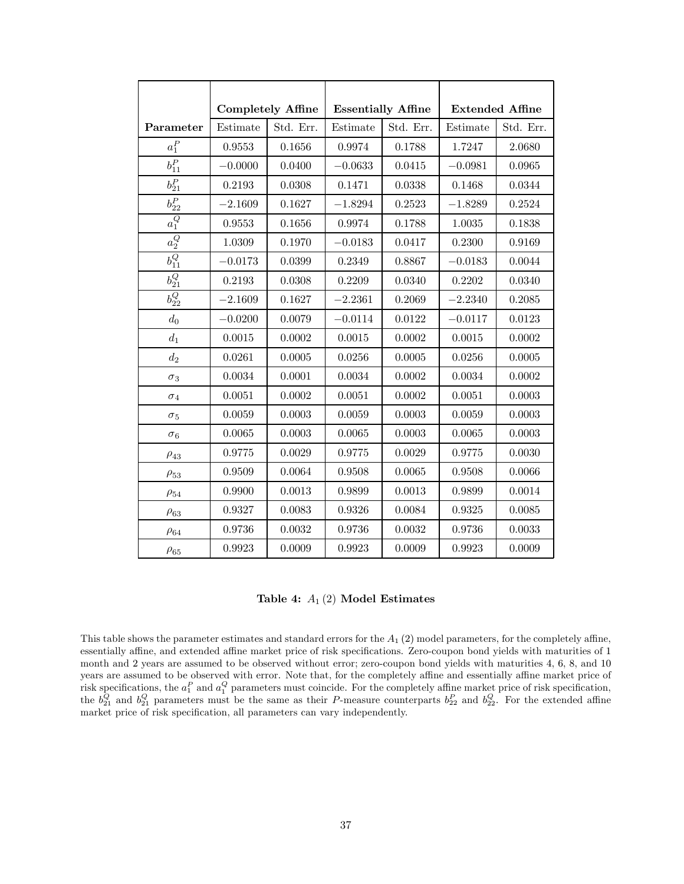| Parameter | Completely Affine | | Essentially Affine | | Extended Affine | |
|---|---|---|---|---|---|---|
| | Estimate | Std. Err. | Estimate | Std. Err. | Estimate | Std. Err. |
| $a_1^P$ | 0.9553 | 0.1656 | 0.9974 | 0.1788 | 1.7247 | 2.0680 |
| $b_{11}^P$ | $-0.0000$ | 0.0400 | $-0.0633$ | 0.0415 | $-0.0981$ | 0.0965 |
| $b_{21}^P$ | 0.2193 | 0.0308 | 0.1471 | 0.0338 | 0.1468 | 0.0344 |
| $b_{22}^P$ | $-2.1609$ | 0.1627 | $-1.8294$ | 0.2523 | $-1.8289$ | 0.2524 |
| $a_1^Q$ | 0.9553 | 0.1656 | 0.9974 | 0.1788 | 1.0035 | 0.1838 |
| $a_2^Q$ | 1.0309 | 0.1970 | $-0.0183$ | 0.0417 | 0.2300 | 0.9169 |
| $b_{11}^Q$ | $-0.0173$ | 0.0399 | 0.2349 | 0.8867 | $-0.0183$ | 0.0044 |
| $b_{21}^Q$ | 0.2193 | 0.0308 | 0.2209 | 0.0340 | 0.2202 | 0.0340 |
| $b_{22}^Q$ | $-2.1609$ | 0.1627 | $-2.2361$ | 0.2069 | $-2.2340$ | 0.2085 |
| $d_0$ | $-0.0200$ | 0.0079 | $-0.0114$ | 0.0122 | $-0.0117$ | 0.0123 |
| $d_1$ | 0.0015 | 0.0002 | 0.0015 | 0.0002 | 0.0015 | 0.0002 |
| $d_2$ | 0.0261 | 0.0005 | 0.0256 | 0.0005 | 0.0256 | 0.0005 |
| $\sigma_3$ | 0.0034 | 0.0001 | 0.0034 | 0.0002 | 0.0034 | 0.0002 |
| $\sigma_4$ | 0.0051 | 0.0002 | 0.0051 | 0.0002 | 0.0051 | 0.0003 |
| $\sigma_5$ | 0.0059 | 0.0003 | 0.0059 | 0.0003 | 0.0059 | 0.0003 |
| $\sigma_6$ | 0.0065 | 0.0003 | 0.0065 | 0.0003 | 0.0065 | 0.0003 |
| $\rho_{43}$ | 0.9775 | 0.0029 | 0.9775 | 0.0029 | 0.9775 | 0.0030 |
| $\rho_{53}$ | 0.9509 | 0.0064 | 0.9508 | 0.0065 | 0.9508 | 0.0066 |
| $\rho_{54}$ | 0.9900 | 0.0013 | 0.9899 | 0.0013 | 0.9899 | 0.0014 |
| $\rho_{63}$ | 0.9327 | 0.0083 | 0.9326 | 0.0084 | 0.9325 | 0.0085 |
| $\rho_{64}$ | 0.9736 | 0.0032 | 0.9736 | 0.0032 | 0.9736 | 0.0033 |
| $\rho_{65}$ | 0.9923 | 0.0009 | 0.9923 | 0.0009 | 0.9923 | 0.0009 |

**Table 4: $A_1(2)$ Model Estimates**

This table shows the parameter estimates and standard errors for the $A_1(2)$ model parameters, for the completely affine, essentially affine, and extended affine market price of risk specifications. Zero-coupon bond yields with maturities of 1 month and 2 years are assumed to be observed without error; zero-coupon bond yields with maturities 4, 6, 8, and 10 years are assumed to be observed with error. Note that, for the completely affine and essentially affine market price of risk specifications, the $a_1^P$ and $a_1^Q$ parameters must coincide. For the completely affine market price of risk specification, the $b_{21}^Q$ and $b_{21}^Q$ parameters must be the same as their $P$-measure counterparts $b_{22}^P$ and $b_{22}^Q$. For the extended affine market price of risk specification, all parameters can vary independently.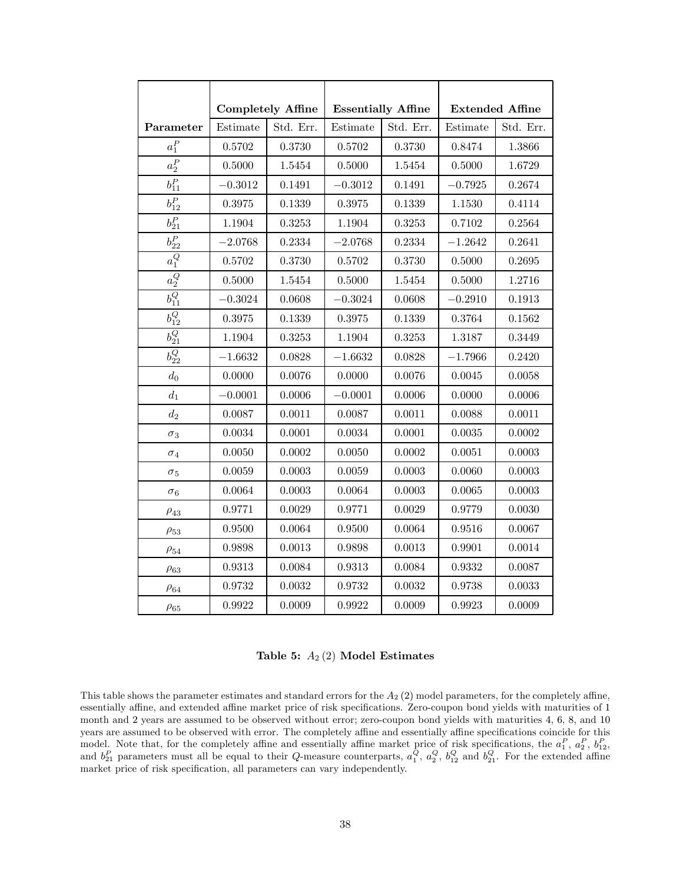| | Completely Affine | | Essentially Affine | | Extended Affine | |
|---|---|---|---|---|---|---|
| **Parameter** | Estimate | Std. Err. | Estimate | Std. Err. | Estimate | Std. Err. |
| $a_1^P$ | 0.5702 | 0.3730 | 0.5702 | 0.3730 | 0.8474 | 1.3866 |
| $a_2^P$ | 0.5000 | 1.5454 | 0.5000 | 1.5454 | 0.5000 | 1.6729 |
| $b_{11}^P$ | $-0.3012$ | 0.1491 | $-0.3012$ | 0.1491 | $-0.7925$ | 0.2674 |
| $b_{12}^P$ | 0.3975 | 0.1339 | 0.3975 | 0.1339 | 1.1530 | 0.4114 |
| $b_{21}^P$ | 1.1904 | 0.3253 | 1.1904 | 0.3253 | 0.7102 | 0.2564 |
| $b_{22}^P$ | $-2.0768$ | 0.2334 | $-2.0768$ | 0.2334 | $-1.2642$ | 0.2641 |
| $a_1^Q$ | 0.5702 | 0.3730 | 0.5702 | 0.3730 | 0.5000 | 0.2695 |
| $a_2^Q$ | 0.5000 | 1.5454 | 0.5000 | 1.5454 | 0.5000 | 1.2716 |
| $b_{11}^Q$ | $-0.3024$ | 0.0608 | $-0.3024$ | 0.0608 | $-0.2910$ | 0.1913 |
| $b_{12}^Q$ | 0.3975 | 0.1339 | 0.3975 | 0.1339 | 0.3764 | 0.1562 |
| $b_{21}^Q$ | 1.1904 | 0.3253 | 1.1904 | 0.3253 | 1.3187 | 0.3449 |
| $b_{22}^Q$ | $-1.6632$ | 0.0828 | $-1.6632$ | 0.0828 | $-1.7966$ | 0.2420 |
| $d_0$ | 0.0000 | 0.0076 | 0.0000 | 0.0076 | 0.0045 | 0.0058 |
| $d_1$ | $-0.0001$ | 0.0006 | $-0.0001$ | 0.0006 | 0.0000 | 0.0006 |
| $d_2$ | 0.0087 | 0.0011 | 0.0087 | 0.0011 | 0.0088 | 0.0011 |
| $\sigma_3$ | 0.0034 | 0.0001 | 0.0034 | 0.0001 | 0.0035 | 0.0002 |
| $\sigma_4$ | 0.0050 | 0.0002 | 0.0050 | 0.0002 | 0.0051 | 0.0003 |
| $\sigma_5$ | 0.0059 | 0.0003 | 0.0059 | 0.0003 | 0.0060 | 0.0003 |
| $\sigma_6$ | 0.0064 | 0.0003 | 0.0064 | 0.0003 | 0.0065 | 0.0003 |
| $\rho_{43}$ | 0.9771 | 0.0029 | 0.9771 | 0.0029 | 0.9779 | 0.0030 |
| $\rho_{53}$ | 0.9500 | 0.0064 | 0.9500 | 0.0064 | 0.9516 | 0.0067 |
| $\rho_{54}$ | 0.9898 | 0.0013 | 0.9898 | 0.0013 | 0.9901 | 0.0014 |
| $\rho_{63}$ | 0.9313 | 0.0084 | 0.9313 | 0.0084 | 0.9332 | 0.0087 |
| $\rho_{64}$ | 0.9732 | 0.0032 | 0.9732 | 0.0032 | 0.9738 | 0.0033 |
| $\rho_{65}$ | 0.9922 | 0.0009 | 0.9922 | 0.0009 | 0.9923 | 0.0009 |

**Table 5: $A_2(2)$ Model Estimates**

This table shows the parameter estimates and standard errors for the $A_2(2)$ model parameters, for the completely affine, essentially affine, and extended affine market price of risk specifications. Zero-coupon bond yields with maturities of 1 month and 2 years are assumed to be observed without error; zero-coupon bond yields with maturities 4, 6, 8, and 10 years are assumed to be observed with error. The completely affine and essentially affine specifications coincide for this model. Note that, for the completely affine and essentially affine market price of risk specifications, the $a_1^P$, $a_2^P$, $b_{12}^P$, and $b_{21}^P$ parameters must all be equal to their $Q$-measure counterparts, $a_1^Q$, $a_2^Q$, $b_{12}^Q$ and $b_{21}^Q$. For the extended affine market price of risk specification, all parameters can vary independently.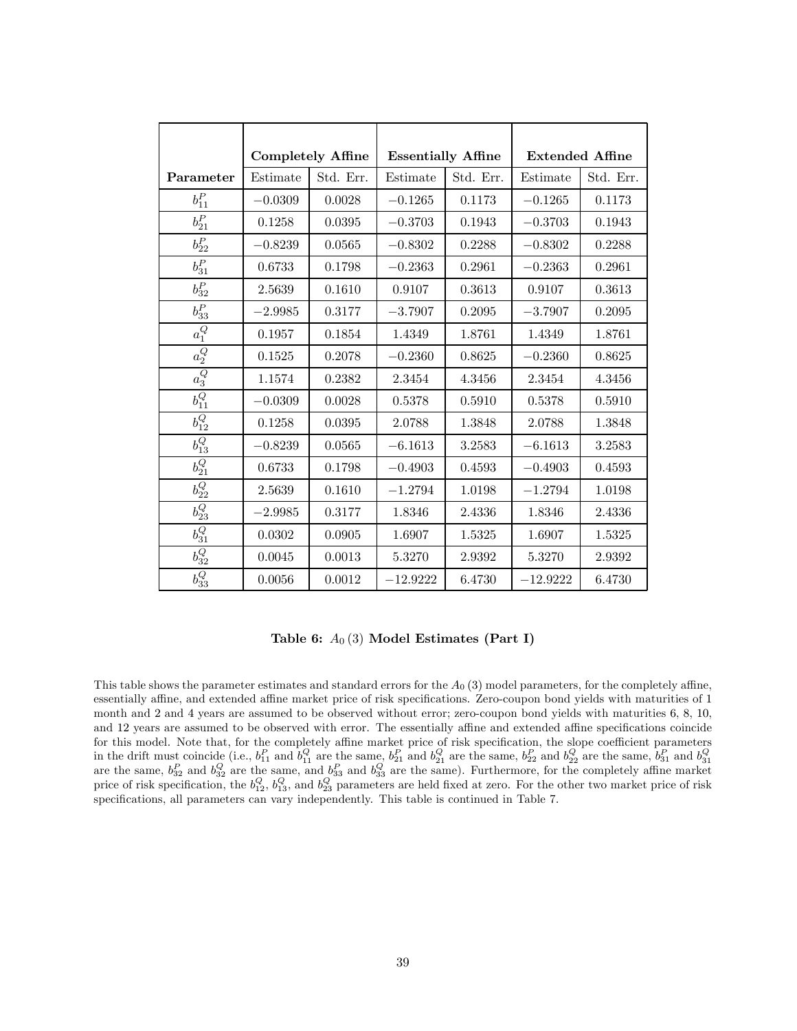| Parameter | Completely Affine | | Essentially Affine | | Extended Affine | |
|---|---|---|---|---|---|---|
| | Estimate | Std. Err. | Estimate | Std. Err. | Estimate | Std. Err. |
| $b_{11}^P$ | $-0.0309$ | 0.0028 | $-0.1265$ | 0.1173 | $-0.1265$ | 0.1173 |
| $b_{21}^P$ | 0.1258 | 0.0395 | $-0.3703$ | 0.1943 | $-0.3703$ | 0.1943 |
| $b_{22}^P$ | $-0.8239$ | 0.0565 | $-0.8302$ | 0.2288 | $-0.8302$ | 0.2288 |
| $b_{31}^P$ | 0.6733 | 0.1798 | $-0.2363$ | 0.2961 | $-0.2363$ | 0.2961 |
| $b_{32}^P$ | 2.5639 | 0.1610 | 0.9107 | 0.3613 | 0.9107 | 0.3613 |
| $b_{33}^P$ | $-2.9985$ | 0.3177 | $-3.7907$ | 0.2095 | $-3.7907$ | 0.2095 |
| $a_1^Q$ | 0.1957 | 0.1854 | 1.4349 | 1.8761 | 1.4349 | 1.8761 |
| $a_2^Q$ | 0.1525 | 0.2078 | $-0.2360$ | 0.8625 | $-0.2360$ | 0.8625 |
| $a_3^Q$ | 1.1574 | 0.2382 | 2.3454 | 4.3456 | 2.3454 | 4.3456 |
| $b_{11}^Q$ | $-0.0309$ | 0.0028 | 0.5378 | 0.5910 | 0.5378 | 0.5910 |
| $b_{12}^Q$ | 0.1258 | 0.0395 | 2.0788 | 1.3848 | 2.0788 | 1.3848 |
| $b_{13}^Q$ | $-0.8239$ | 0.0565 | $-6.1613$ | 3.2583 | $-6.1613$ | 3.2583 |
| $b_{21}^Q$ | 0.6733 | 0.1798 | $-0.4903$ | 0.4593 | $-0.4903$ | 0.4593 |
| $b_{22}^Q$ | 2.5639 | 0.1610 | $-1.2794$ | 1.0198 | $-1.2794$ | 1.0198 |
| $b_{23}^Q$ | $-2.9985$ | 0.3177 | 1.8346 | 2.4336 | 1.8346 | 2.4336 |
| $b_{31}^Q$ | 0.0302 | 0.0905 | 1.6907 | 1.5325 | 1.6907 | 1.5325 |
| $b_{32}^Q$ | 0.0045 | 0.0013 | 5.3270 | 2.9392 | 5.3270 | 2.9392 |
| $b_{33}^Q$ | 0.0056 | 0.0012 | $-12.9222$ | 6.4730 | $-12.9222$ | 6.4730 |

**Table 6: $A_0(3)$ Model Estimates (Part I)**

This table shows the parameter estimates and standard errors for the $A_0(3)$ model parameters, for the completely affine, essentially affine, and extended affine market price of risk specifications. Zero-coupon bond yields with maturities of 1 month and 2 and 4 years are assumed to be observed without error; zero-coupon bond yields with maturities 6, 8, 10, and 12 years are assumed to be observed with error. The essentially affine and extended affine specifications coincide for this model. Note that, for the completely affine market price of risk specification, the slope coefficient parameters in the drift must coincide (i.e., $b_{11}^P$ and $b_{11}^Q$ are the same, $b_{21}^P$ and $b_{21}^Q$ are the same, $b_{22}^P$ and $b_{22}^Q$ are the same, $b_{31}^P$ and $b_{31}^Q$ are the same, $b_{32}^P$ and $b_{32}^Q$ are the same, and $b_{33}^P$ and $b_{33}^Q$ are the same). Furthermore, for the completely affine market price of risk specification, the $b_{12}^Q$, $b_{13}^Q$, and $b_{23}^Q$ parameters are held fixed at zero. For the other two market price of risk specifications, all parameters can vary independently. This table is continued in Table 7.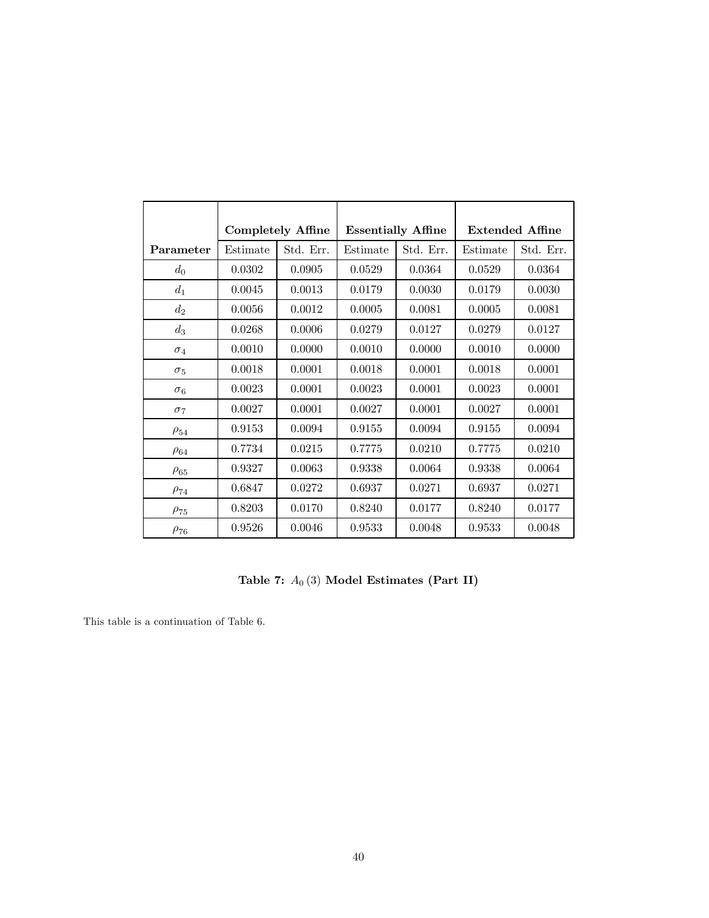| | Completely Affine | | Essentially Affine | | Extended Affine | |
|---|---|---|---|---|---|---|
| **Parameter** | Estimate | Std. Err. | Estimate | Std. Err. | Estimate | Std. Err. |
| $d_0$ | 0.0302 | 0.0905 | 0.0529 | 0.0364 | 0.0529 | 0.0364 |
| $d_1$ | 0.0045 | 0.0013 | 0.0179 | 0.0030 | 0.0179 | 0.0030 |
| $d_2$ | 0.0056 | 0.0012 | 0.0005 | 0.0081 | 0.0005 | 0.0081 |
| $d_3$ | 0.0268 | 0.0006 | 0.0279 | 0.0127 | 0.0279 | 0.0127 |
| $\sigma_4$ | 0.0010 | 0.0000 | 0.0010 | 0.0000 | 0.0010 | 0.0000 |
| $\sigma_5$ | 0.0018 | 0.0001 | 0.0018 | 0.0001 | 0.0018 | 0.0001 |
| $\sigma_6$ | 0.0023 | 0.0001 | 0.0023 | 0.0001 | 0.0023 | 0.0001 |
| $\sigma_7$ | 0.0027 | 0.0001 | 0.0027 | 0.0001 | 0.0027 | 0.0001 |
| $\rho_{54}$ | 0.9153 | 0.0094 | 0.9155 | 0.0094 | 0.9155 | 0.0094 |
| $\rho_{64}$ | 0.7734 | 0.0215 | 0.7775 | 0.0210 | 0.7775 | 0.0210 |
| $\rho_{65}$ | 0.9327 | 0.0063 | 0.9338 | 0.0064 | 0.9338 | 0.0064 |
| $\rho_{74}$ | 0.6847 | 0.0272 | 0.6937 | 0.0271 | 0.6937 | 0.0271 |
| $\rho_{75}$ | 0.8203 | 0.0170 | 0.8240 | 0.0177 | 0.8240 | 0.0177 |
| $\rho_{76}$ | 0.9526 | 0.0046 | 0.9533 | 0.0048 | 0.9533 | 0.0048 |

**Table 7: $A_0(3)$ Model Estimates (Part II)**

This table is a continuation of Table 6.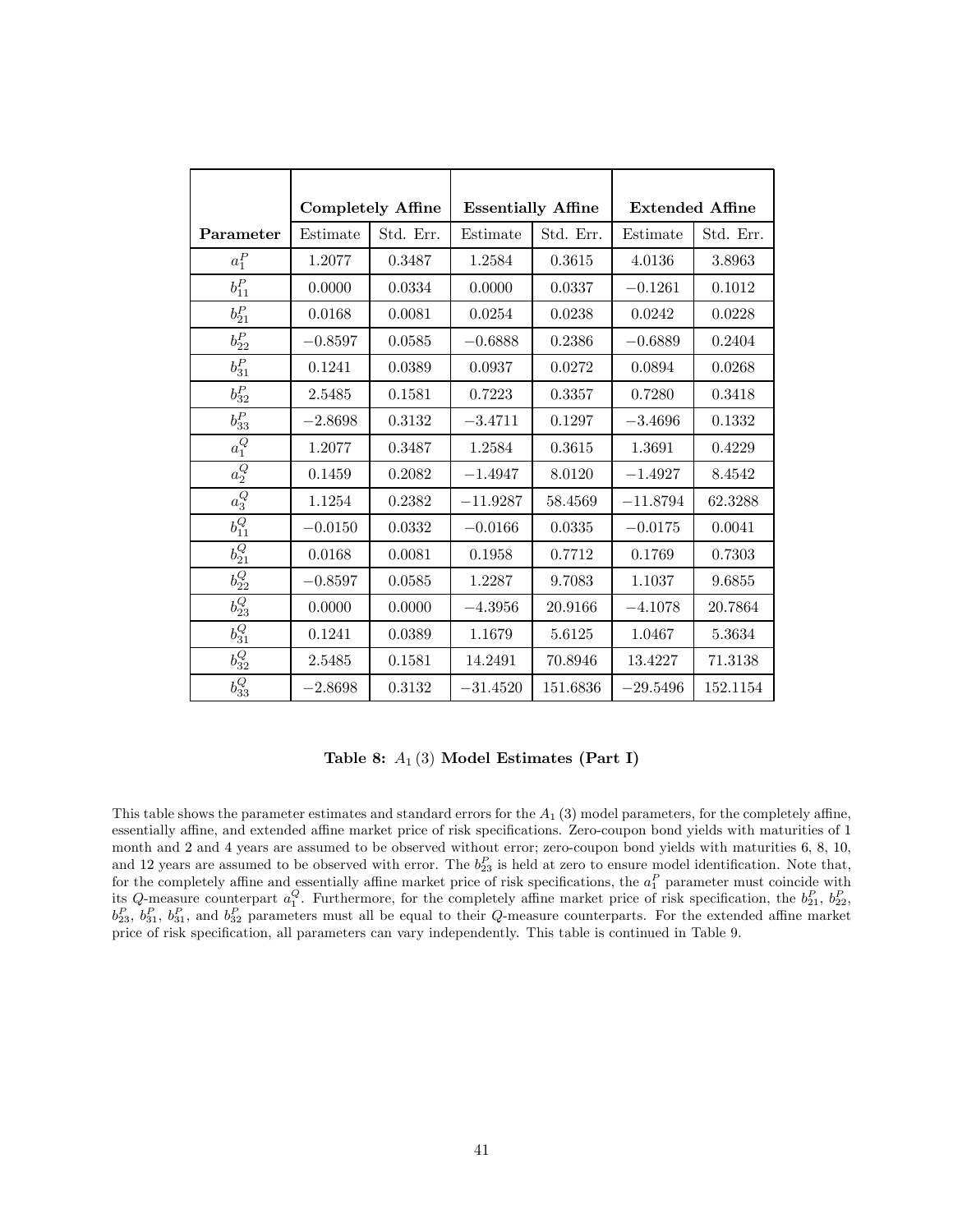| Parameter | Completely Affine | | Essentially Affine | | Extended Affine | |
|---|---|---|---|---|---|---|
| | Estimate | Std. Err. | Estimate | Std. Err. | Estimate | Std. Err. |
| $a_1^P$ | 1.2077 | 0.3487 | 1.2584 | 0.3615 | 4.0136 | 3.8963 |
| $b_{11}^P$ | 0.0000 | 0.0334 | 0.0000 | 0.0337 | $-0.1261$ | 0.1012 |
| $b_{21}^P$ | 0.0168 | 0.0081 | 0.0254 | 0.0238 | 0.0242 | 0.0228 |
| $b_{22}^P$ | $-0.8597$ | 0.0585 | $-0.6888$ | 0.2386 | $-0.6889$ | 0.2404 |
| $b_{31}^P$ | 0.1241 | 0.0389 | 0.0937 | 0.0272 | 0.0894 | 0.0268 |
| $b_{32}^P$ | 2.5485 | 0.1581 | 0.7223 | 0.3357 | 0.7280 | 0.3418 |
| $b_{33}^P$ | $-2.8698$ | 0.3132 | $-3.4711$ | 0.1297 | $-3.4696$ | 0.1332 |
| $a_1^Q$ | 1.2077 | 0.3487 | 1.2584 | 0.3615 | 1.3691 | 0.4229 |
| $a_2^Q$ | 0.1459 | 0.2082 | $-1.4947$ | 8.0120 | $-1.4927$ | 8.4542 |
| $a_3^Q$ | 1.1254 | 0.2382 | $-11.9287$ | 58.4569 | $-11.8794$ | 62.3288 |
| $b_{11}^Q$ | $-0.0150$ | 0.0332 | $-0.0166$ | 0.0335 | $-0.0175$ | 0.0041 |
| $b_{21}^Q$ | 0.0168 | 0.0081 | 0.1958 | 0.7712 | 0.1769 | 0.7303 |
| $b_{22}^Q$ | $-0.8597$ | 0.0585 | 1.2287 | 9.7083 | 1.1037 | 9.6855 |
| $b_{23}^Q$ | 0.0000 | 0.0000 | $-4.3956$ | 20.9166 | $-4.1078$ | 20.7864 |
| $b_{31}^Q$ | 0.1241 | 0.0389 | 1.1679 | 5.6125 | 1.0467 | 5.3634 |
| $b_{32}^Q$ | 2.5485 | 0.1581 | 14.2491 | 70.8946 | 13.4227 | 71.3138 |
| $b_{33}^Q$ | $-2.8698$ | 0.3132 | $-31.4520$ | 151.6836 | $-29.5496$ | 152.1154 |

**Table 8: $A_1(3)$ Model Estimates (Part I)**

This table shows the parameter estimates and standard errors for the $A_1(3)$ model parameters, for the completely affine, essentially affine, and extended affine market price of risk specifications. Zero-coupon bond yields with maturities of 1 month and 2 and 4 years are assumed to be observed without error; zero-coupon bond yields with maturities 6, 8, 10, and 12 years are assumed to be observed with error. The $b_{23}^P$ is held at zero to ensure model identification. Note that, for the completely affine and essentially affine market price of risk specifications, the $a_1^P$ parameter must coincide with its $Q$-measure counterpart $a_1^Q$. Furthermore, for the completely affine market price of risk specification, the $b_{21}^P$, $b_{22}^P$, $b_{23}^P$, $b_{31}^P$, $b_{31}^P$, and $b_{32}^P$ parameters must all be equal to their $Q$-measure counterparts. For the extended affine market price of risk specification, all parameters can vary independently. This table is continued in Table 9.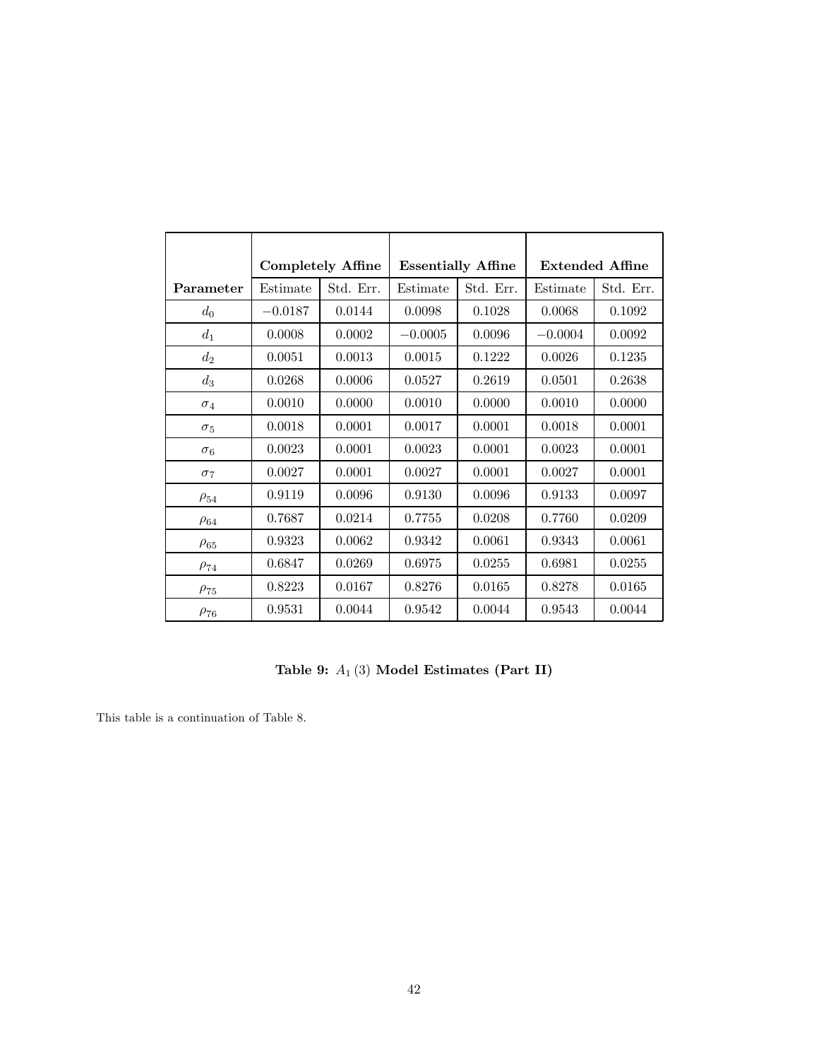| Parameter | Completely Affine | | Essentially Affine | | Extended Affine | |
|---|---|---|---|---|---|---|
| | Estimate | Std. Err. | Estimate | Std. Err. | Estimate | Std. Err. |
| $d_0$ | $-0.0187$ | 0.0144 | 0.0098 | 0.1028 | 0.0068 | 0.1092 |
| $d_1$ | 0.0008 | 0.0002 | $-0.0005$ | 0.0096 | $-0.0004$ | 0.0092 |
| $d_2$ | 0.0051 | 0.0013 | 0.0015 | 0.1222 | 0.0026 | 0.1235 |
| $d_3$ | 0.0268 | 0.0006 | 0.0527 | 0.2619 | 0.0501 | 0.2638 |
| $\sigma_4$ | 0.0010 | 0.0000 | 0.0010 | 0.0000 | 0.0010 | 0.0000 |
| $\sigma_5$ | 0.0018 | 0.0001 | 0.0017 | 0.0001 | 0.0018 | 0.0001 |
| $\sigma_6$ | 0.0023 | 0.0001 | 0.0023 | 0.0001 | 0.0023 | 0.0001 |
| $\sigma_7$ | 0.0027 | 0.0001 | 0.0027 | 0.0001 | 0.0027 | 0.0001 |
| $\rho_{54}$ | 0.9119 | 0.0096 | 0.9130 | 0.0096 | 0.9133 | 0.0097 |
| $\rho_{64}$ | 0.7687 | 0.0214 | 0.7755 | 0.0208 | 0.7760 | 0.0209 |
| $\rho_{65}$ | 0.9323 | 0.0062 | 0.9342 | 0.0061 | 0.9343 | 0.0061 |
| $\rho_{74}$ | 0.6847 | 0.0269 | 0.6975 | 0.0255 | 0.6981 | 0.0255 |
| $\rho_{75}$ | 0.8223 | 0.0167 | 0.8276 | 0.0165 | 0.8278 | 0.0165 |
| $\rho_{76}$ | 0.9531 | 0.0044 | 0.9542 | 0.0044 | 0.9543 | 0.0044 |

**Table 9: $A_1(3)$ Model Estimates (Part II)**

This table is a continuation of Table 8.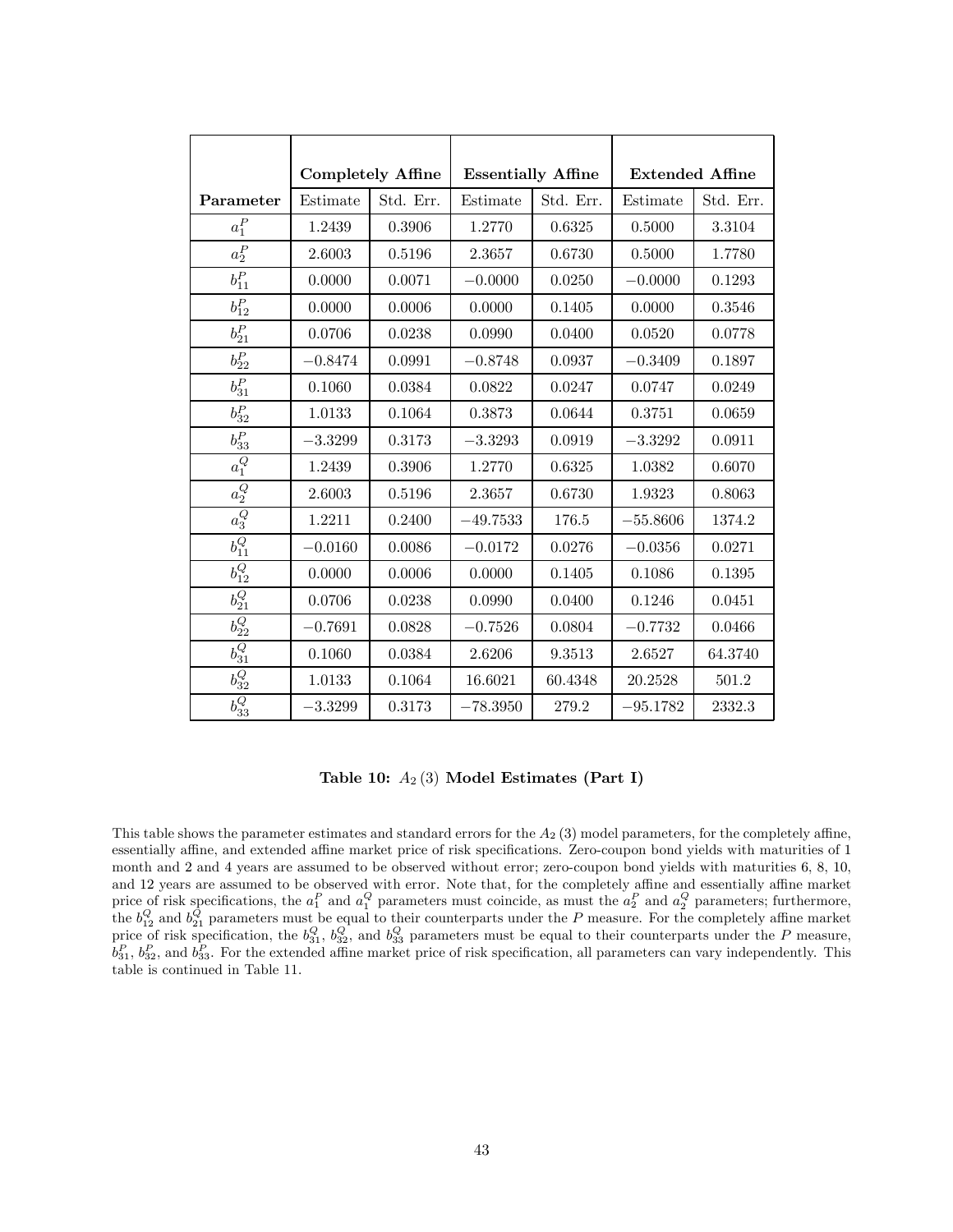| | Completely Affine | | Essentially Affine | | Extended Affine | |
|---|---|---|---|---|---|---|
| **Parameter** | Estimate | Std. Err. | Estimate | Std. Err. | Estimate | Std. Err. |
| $a_1^P$ | 1.2439 | 0.3906 | 1.2770 | 0.6325 | 0.5000 | 3.3104 |
| $a_2^P$ | 2.6003 | 0.5196 | 2.3657 | 0.6730 | 0.5000 | 1.7780 |
| $b_{11}^P$ | 0.0000 | 0.0071 | $-0.0000$ | 0.0250 | $-0.0000$ | 0.1293 |
| $b_{12}^P$ | 0.0000 | 0.0006 | 0.0000 | 0.1405 | 0.0000 | 0.3546 |
| $b_{21}^P$ | 0.0706 | 0.0238 | 0.0990 | 0.0400 | 0.0520 | 0.0778 |
| $b_{22}^P$ | $-0.8474$ | 0.0991 | $-0.8748$ | 0.0937 | $-0.3409$ | 0.1897 |
| $b_{31}^P$ | 0.1060 | 0.0384 | 0.0822 | 0.0247 | 0.0747 | 0.0249 |
| $b_{32}^P$ | 1.0133 | 0.1064 | 0.3873 | 0.0644 | 0.3751 | 0.0659 |
| $b_{33}^P$ | $-3.3299$ | 0.3173 | $-3.3293$ | 0.0919 | $-3.3292$ | 0.0911 |
| $a_1^Q$ | 1.2439 | 0.3906 | 1.2770 | 0.6325 | 1.0382 | 0.6070 |
| $a_2^Q$ | 2.6003 | 0.5196 | 2.3657 | 0.6730 | 1.9323 | 0.8063 |
| $a_3^Q$ | 1.2211 | 0.2400 | $-49.7533$ | 176.5 | $-55.8606$ | 1374.2 |
| $b_{11}^Q$ | $-0.0160$ | 0.0086 | $-0.0172$ | 0.0276 | $-0.0356$ | 0.0271 |
| $b_{12}^Q$ | 0.0000 | 0.0006 | 0.0000 | 0.1405 | 0.1086 | 0.1395 |
| $b_{21}^Q$ | 0.0706 | 0.0238 | 0.0990 | 0.0400 | 0.1246 | 0.0451 |
| $b_{22}^Q$ | $-0.7691$ | 0.0828 | $-0.7526$ | 0.0804 | $-0.7732$ | 0.0466 |
| $b_{31}^Q$ | 0.1060 | 0.0384 | 2.6206 | 9.3513 | 2.6527 | 64.3740 |
| $b_{32}^Q$ | 1.0133 | 0.1064 | 16.6021 | 60.4348 | 20.2528 | 501.2 |
| $b_{33}^Q$ | $-3.3299$ | 0.3173 | $-78.3950$ | 279.2 | $-95.1782$ | 2332.3 |

**Table 10: $A_2(3)$ Model Estimates (Part I)**

This table shows the parameter estimates and standard errors for the $A_2(3)$ model parameters, for the completely affine, essentially affine, and extended affine market price of risk specifications. Zero-coupon bond yields with maturities of 1 month and 2 and 4 years are assumed to be observed without error; zero-coupon bond yields with maturities 6, 8, 10, and 12 years are assumed to be observed with error. Note that, for the completely affine and essentially affine market price of risk specifications, the $a_1^P$ and $a_1^Q$ parameters must coincide, as must the $a_2^P$ and $a_2^Q$ parameters; furthermore, the $b_{12}^Q$ and $b_{21}^Q$ parameters must be equal to their counterparts under the $P$ measure. For the completely affine market price of risk specification, the $b_{31}^Q$, $b_{32}^Q$, and $b_{33}^Q$ parameters must be equal to their counterparts under the $P$ measure, $b_{31}^P$, $b_{32}^P$, and $b_{33}^P$. For the extended affine market price of risk specification, all parameters can vary independently. This table is continued in Table 11.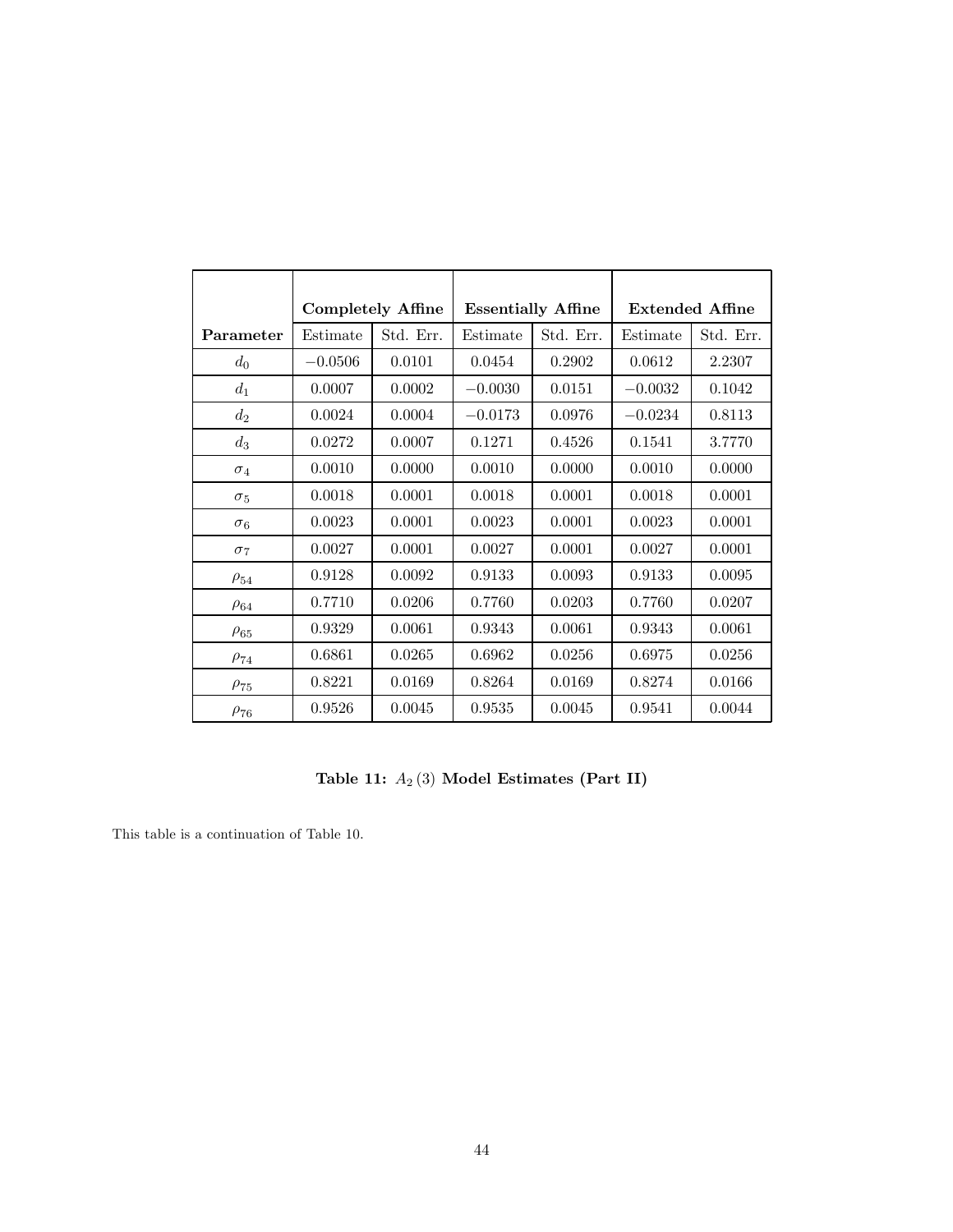| | Completely Affine | | Essentially Affine | | Extended Affine | |
|---|---|---|---|---|---|---|
| **Parameter** | Estimate | Std. Err. | Estimate | Std. Err. | Estimate | Std. Err. |
| $d_0$ | $-0.0506$ | 0.0101 | 0.0454 | 0.2902 | 0.0612 | 2.2307 |
| $d_1$ | 0.0007 | 0.0002 | $-0.0030$ | 0.0151 | $-0.0032$ | 0.1042 |
| $d_2$ | 0.0024 | 0.0004 | $-0.0173$ | 0.0976 | $-0.0234$ | 0.8113 |
| $d_3$ | 0.0272 | 0.0007 | 0.1271 | 0.4526 | 0.1541 | 3.7770 |
| $\sigma_4$ | 0.0010 | 0.0000 | 0.0010 | 0.0000 | 0.0010 | 0.0000 |
| $\sigma_5$ | 0.0018 | 0.0001 | 0.0018 | 0.0001 | 0.0018 | 0.0001 |
| $\sigma_6$ | 0.0023 | 0.0001 | 0.0023 | 0.0001 | 0.0023 | 0.0001 |
| $\sigma_7$ | 0.0027 | 0.0001 | 0.0027 | 0.0001 | 0.0027 | 0.0001 |
| $\rho_{54}$ | 0.9128 | 0.0092 | 0.9133 | 0.0093 | 0.9133 | 0.0095 |
| $\rho_{64}$ | 0.7710 | 0.0206 | 0.7760 | 0.0203 | 0.7760 | 0.0207 |
| $\rho_{65}$ | 0.9329 | 0.0061 | 0.9343 | 0.0061 | 0.9343 | 0.0061 |
| $\rho_{74}$ | 0.6861 | 0.0265 | 0.6962 | 0.0256 | 0.6975 | 0.0256 |
| $\rho_{75}$ | 0.8221 | 0.0169 | 0.8264 | 0.0169 | 0.8274 | 0.0166 |
| $\rho_{76}$ | 0.9526 | 0.0045 | 0.9535 | 0.0045 | 0.9541 | 0.0044 |

**Table 11: $A_2(3)$ Model Estimates (Part II)**

This table is a continuation of Table 10.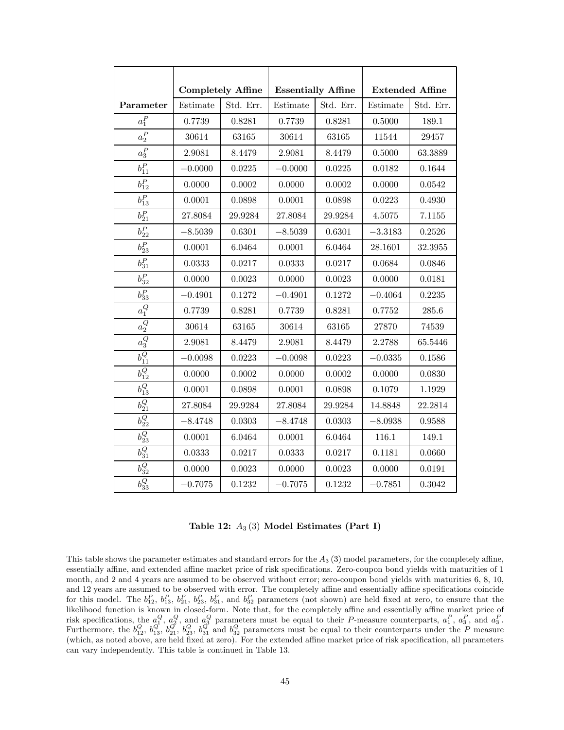| | Completely Affine | | Essentially Affine | | Extended Affine | |
|---|---|---|---|---|---|---|
| **Parameter** | Estimate | Std. Err. | Estimate | Std. Err. | Estimate | Std. Err. |
| $a_1^P$ | 0.7739 | 0.8281 | 0.7739 | 0.8281 | 0.5000 | 189.1 |
| $a_2^P$ | 30614 | 63165 | 30614 | 63165 | 11544 | 29457 |
| $a_3^P$ | 2.9081 | 8.4479 | 2.9081 | 8.4479 | 0.5000 | 63.3889 |
| $b_{11}^P$ | $-0.0000$ | 0.0225 | $-0.0000$ | 0.0225 | 0.0182 | 0.1644 |
| $b_{12}^P$ | 0.0000 | 0.0002 | 0.0000 | 0.0002 | 0.0000 | 0.0542 |
| $b_{13}^P$ | 0.0001 | 0.0898 | 0.0001 | 0.0898 | 0.0223 | 0.4930 |
| $b_{21}^P$ | 27.8084 | 29.9284 | 27.8084 | 29.9284 | 4.5075 | 7.1155 |
| $b_{22}^P$ | $-8.5039$ | 0.6301 | $-8.5039$ | 0.6301 | $-3.3183$ | 0.2526 |
| $b_{23}^P$ | 0.0001 | 6.0464 | 0.0001 | 6.0464 | 28.1601 | 32.3955 |
| $b_{31}^P$ | 0.0333 | 0.0217 | 0.0333 | 0.0217 | 0.0684 | 0.0846 |
| $b_{32}^P$ | 0.0000 | 0.0023 | 0.0000 | 0.0023 | 0.0000 | 0.0181 |
| $b_{33}^P$ | $-0.4901$ | 0.1272 | $-0.4901$ | 0.1272 | $-0.4064$ | 0.2235 |
| $a_1^Q$ | 0.7739 | 0.8281 | 0.7739 | 0.8281 | 0.7752 | 285.6 |
| $a_2^Q$ | 30614 | 63165 | 30614 | 63165 | 27870 | 74539 |
| $a_3^Q$ | 2.9081 | 8.4479 | 2.9081 | 8.4479 | 2.2788 | 65.5446 |
| $b_{11}^Q$ | $-0.0098$ | 0.0223 | $-0.0098$ | 0.0223 | $-0.0335$ | 0.1586 |
| $b_{12}^Q$ | 0.0000 | 0.0002 | 0.0000 | 0.0002 | 0.0000 | 0.0830 |
| $b_{13}^Q$ | 0.0001 | 0.0898 | 0.0001 | 0.0898 | 0.1079 | 1.1929 |
| $b_{21}^Q$ | 27.8084 | 29.9284 | 27.8084 | 29.9284 | 14.8848 | 22.2814 |
| $b_{22}^Q$ | $-8.4748$ | 0.0303 | $-8.4748$ | 0.0303 | $-8.0938$ | 0.9588 |
| $b_{23}^Q$ | 0.0001 | 6.0464 | 0.0001 | 6.0464 | 116.1 | 149.1 |
| $b_{31}^Q$ | 0.0333 | 0.0217 | 0.0333 | 0.0217 | 0.1181 | 0.0660 |
| $b_{32}^Q$ | 0.0000 | 0.0023 | 0.0000 | 0.0023 | 0.0000 | 0.0191 |
| $b_{33}^Q$ | $-0.7075$ | 0.1232 | $-0.7075$ | 0.1232 | $-0.7851$ | 0.3042 |

**Table 12: $A_3(3)$ Model Estimates (Part I)**

This table shows the parameter estimates and standard errors for the $A_3(3)$ model parameters, for the completely affine, essentially affine, and extended affine market price of risk specifications. Zero-coupon bond yields with maturities of 1 month, and 2 and 4 years are assumed to be observed without error; zero-coupon bond yields with maturities 6, 8, 10, and 12 years are assumed to be observed with error. The completely affine and essentially affine specifications coincide for this model. The $b_{12}^P$, $b_{13}^P$, $b_{21}^P$, $b_{23}^P$, $b_{31}^P$, and $b_{32}^P$ parameters (not shown) are held fixed at zero, to ensure that the likelihood function is known in closed-form. Note that, for the completely affine and essentially affine market price of risk specifications, the $a_1^Q$, $a_2^Q$, and $a_3^Q$ parameters must be equal to their $P$-measure counterparts, $a_1^P$, $a_3^P$, and $a_3^P$. Furthermore, the $b_{12}^Q$, $b_{13}^Q$, $b_{21}^Q$, $b_{23}^Q$, $b_{31}^Q$ and $b_{32}^Q$ parameters must be equal to their counterparts under the $P$ measure (which, as noted above, are held fixed at zero). For the extended affine market price of risk specification, all parameters can vary independently. This table is continued in Table 13.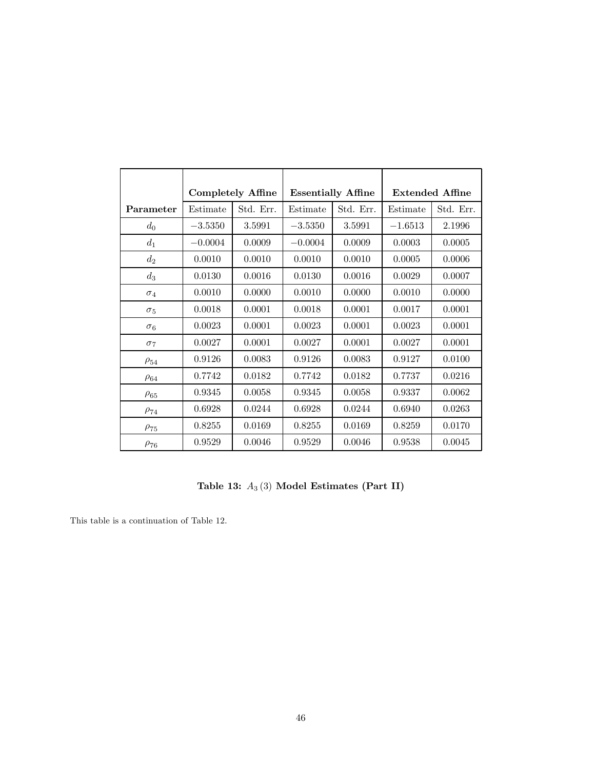| | Completely Affine | | Essentially Affine | | Extended Affine | |
|---|---|---|---|---|---|---|
| **Parameter** | Estimate | Std. Err. | Estimate | Std. Err. | Estimate | Std. Err. |
| $d_0$ | $-3.5350$ | 3.5991 | $-3.5350$ | 3.5991 | $-1.6513$ | 2.1996 |
| $d_1$ | $-0.0004$ | 0.0009 | $-0.0004$ | 0.0009 | 0.0003 | 0.0005 |
| $d_2$ | 0.0010 | 0.0010 | 0.0010 | 0.0010 | 0.0005 | 0.0006 |
| $d_3$ | 0.0130 | 0.0016 | 0.0130 | 0.0016 | 0.0029 | 0.0007 |
| $\sigma_4$ | 0.0010 | 0.0000 | 0.0010 | 0.0000 | 0.0010 | 0.0000 |
| $\sigma_5$ | 0.0018 | 0.0001 | 0.0018 | 0.0001 | 0.0017 | 0.0001 |
| $\sigma_6$ | 0.0023 | 0.0001 | 0.0023 | 0.0001 | 0.0023 | 0.0001 |
| $\sigma_7$ | 0.0027 | 0.0001 | 0.0027 | 0.0001 | 0.0027 | 0.0001 |
| $\rho_{54}$ | 0.9126 | 0.0083 | 0.9126 | 0.0083 | 0.9127 | 0.0100 |
| $\rho_{64}$ | 0.7742 | 0.0182 | 0.7742 | 0.0182 | 0.7737 | 0.0216 |
| $\rho_{65}$ | 0.9345 | 0.0058 | 0.9345 | 0.0058 | 0.9337 | 0.0062 |
| $\rho_{74}$ | 0.6928 | 0.0244 | 0.6928 | 0.0244 | 0.6940 | 0.0263 |
| $\rho_{75}$ | 0.8255 | 0.0169 | 0.8255 | 0.0169 | 0.8259 | 0.0170 |
| $\rho_{76}$ | 0.9529 | 0.0046 | 0.9529 | 0.0046 | 0.9538 | 0.0045 |

**Table 13: $A_3(3)$ Model Estimates (Part II)**

This table is a continuation of Table 12.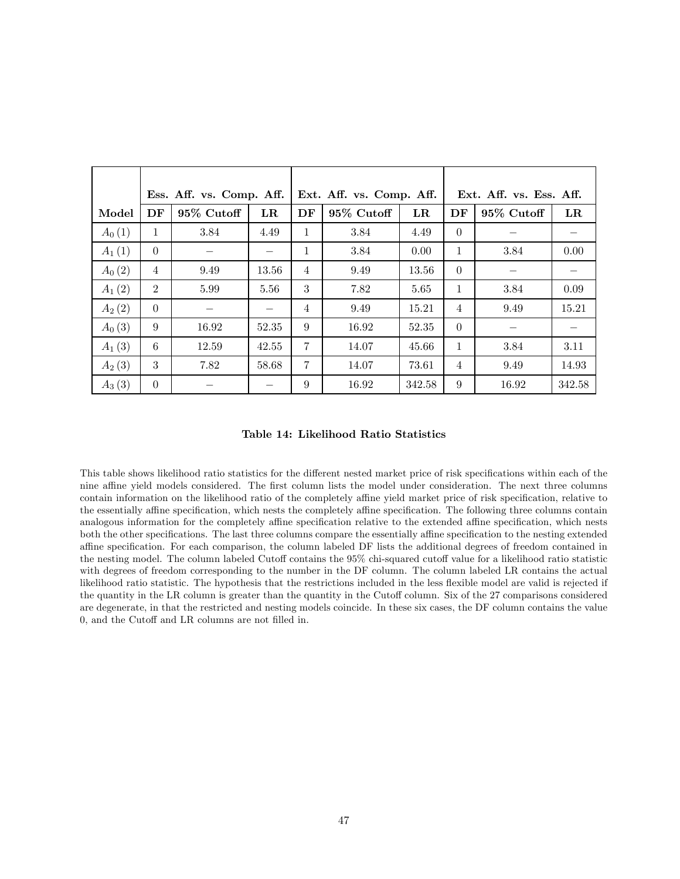| | Ess. Aff. vs. Comp. Aff. | | | Ext. Aff. vs. Comp. Aff. | | | Ext. Aff. vs. Ess. Aff. | | |
|---|---|---|---|---|---|---|---|---|---|
| **Model** | **DF** | **95% Cutoff** | **LR** | **DF** | **95% Cutoff** | **LR** | **DF** | **95% Cutoff** | **LR** |
| $A_0(1)$ | 1 | 3.84 | 4.49 | 1 | 3.84 | 4.49 | 0 | – | – |
| $A_1(1)$ | 0 | – | – | 1 | 3.84 | 0.00 | 1 | 3.84 | 0.00 |
| $A_0(2)$ | 4 | 9.49 | 13.56 | 4 | 9.49 | 13.56 | 0 | – | – |
| $A_1(2)$ | 2 | 5.99 | 5.56 | 3 | 7.82 | 5.65 | 1 | 3.84 | 0.09 |
| $A_2(2)$ | 0 | – | – | 4 | 9.49 | 15.21 | 4 | 9.49 | 15.21 |
| $A_0(3)$ | 9 | 16.92 | 52.35 | 9 | 16.92 | 52.35 | 0 | – | – |
| $A_1(3)$ | 6 | 12.59 | 42.55 | 7 | 14.07 | 45.66 | 1 | 3.84 | 3.11 |
| $A_2(3)$ | 3 | 7.82 | 58.68 | 7 | 14.07 | 73.61 | 4 | 9.49 | 14.93 |
| $A_3(3)$ | 0 | – | – | 9 | 16.92 | 342.58 | 9 | 16.92 | 342.58 |

**Table 14: Likelihood Ratio Statistics**

This table shows likelihood ratio statistics for the different nested market price of risk specifications within each of the nine affine yield models considered. The first column lists the model under consideration. The next three columns contain information on the likelihood ratio of the completely affine yield market price of risk specification, relative to the essentially affine specification, which nests the completely affine specification. The following three columns contain analogous information for the completely affine specification relative to the extended affine specification, which nests both the other specifications. The last three columns compare the essentially affine specification to the nesting extended affine specification. For each comparison, the column labeled DF lists the additional degrees of freedom contained in the nesting model. The column labeled Cutoff contains the 95% chi-squared cutoff value for a likelihood ratio statistic with degrees of freedom corresponding to the number in the DF column. The column labeled LR contains the actual likelihood ratio statistic. The hypothesis that the restrictions included in the less flexible model are valid is rejected if the quantity in the LR column is greater than the quantity in the Cutoff column. Six of the 27 comparisons considered are degenerate, in that the restricted and nesting models coincide. In these six cases, the DF column contains the value 0, and the Cutoff and LR columns are not filled in.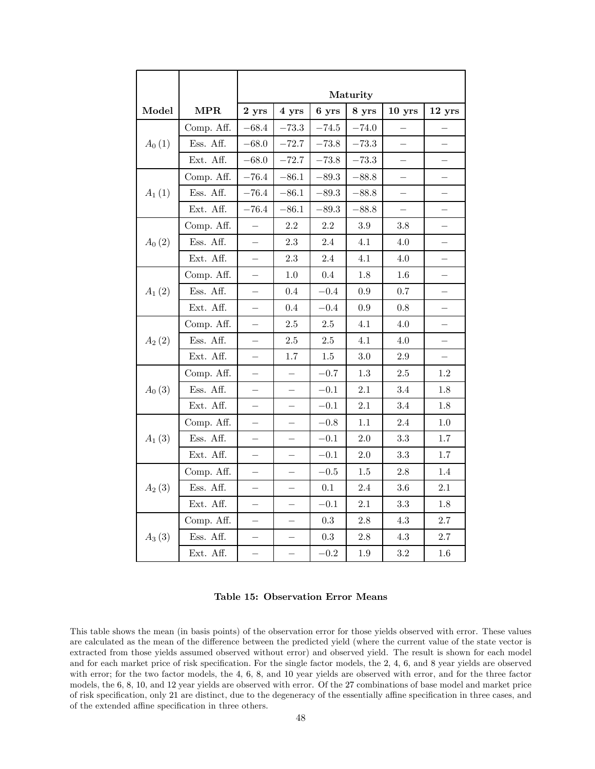| Model | MPR | Maturity | | | | | |
|---|---|---|---|---|---|---|---|
| | | **2 yrs** | **4 yrs** | **6 yrs** | **8 yrs** | **10 yrs** | **12 yrs** |
| $A_0(1)$ | Comp. Aff. | $-68.4$ | $-73.3$ | $-74.5$ | $-74.0$ | – | – |
| | Ess. Aff. | $-68.0$ | $-72.7$ | $-73.8$ | $-73.3$ | – | – |
| | Ext. Aff. | $-68.0$ | $-72.7$ | $-73.8$ | $-73.3$ | – | – |
| $A_1(1)$ | Comp. Aff. | $-76.4$ | $-86.1$ | $-89.3$ | $-88.8$ | – | – |
| | Ess. Aff. | $-76.4$ | $-86.1$ | $-89.3$ | $-88.8$ | – | – |
| | Ext. Aff. | $-76.4$ | $-86.1$ | $-89.3$ | $-88.8$ | – | – |
| $A_0(2)$ | Comp. Aff. | – | 2.2 | 2.2 | 3.9 | 3.8 | – |
| | Ess. Aff. | – | 2.3 | 2.4 | 4.1 | 4.0 | – |
| | Ext. Aff. | – | 2.3 | 2.4 | 4.1 | 4.0 | – |
| $A_1(2)$ | Comp. Aff. | – | 1.0 | 0.4 | 1.8 | 1.6 | – |
| | Ess. Aff. | – | 0.4 | $-0.4$ | 0.9 | 0.7 | – |
| | Ext. Aff. | – | 0.4 | $-0.4$ | 0.9 | 0.8 | – |
| $A_2(2)$ | Comp. Aff. | – | 2.5 | 2.5 | 4.1 | 4.0 | – |
| | Ess. Aff. | – | 2.5 | 2.5 | 4.1 | 4.0 | – |
| | Ext. Aff. | – | 1.7 | 1.5 | 3.0 | 2.9 | – |
| $A_0(3)$ | Comp. Aff. | – | – | $-0.7$ | 1.3 | 2.5 | 1.2 |
| | Ess. Aff. | – | – | $-0.1$ | 2.1 | 3.4 | 1.8 |
| | Ext. Aff. | – | – | $-0.1$ | 2.1 | 3.4 | 1.8 |
| $A_1(3)$ | Comp. Aff. | – | – | $-0.8$ | 1.1 | 2.4 | 1.0 |
| | Ess. Aff. | – | – | $-0.1$ | 2.0 | 3.3 | 1.7 |
| | Ext. Aff. | – | – | $-0.1$ | 2.0 | 3.3 | 1.7 |
| $A_2(3)$ | Comp. Aff. | – | – | $-0.5$ | 1.5 | 2.8 | 1.4 |
| | Ess. Aff. | – | – | 0.1 | 2.4 | 3.6 | 2.1 |
| | Ext. Aff. | – | – | $-0.1$ | 2.1 | 3.3 | 1.8 |
| $A_3(3)$ | Comp. Aff. | – | – | 0.3 | 2.8 | 4.3 | 2.7 |
| | Ess. Aff. | – | – | 0.3 | 2.8 | 4.3 | 2.7 |
| | Ext. Aff. | – | – | $-0.2$ | 1.9 | 3.2 | 1.6 |

**Table 15: Observation Error Means**

This table shows the mean (in basis points) of the observation error for those yields observed with error. These values are calculated as the mean of the difference between the predicted yield (where the current value of the state vector is extracted from those yields assumed observed without error) and observed yield. The result is shown for each model and for each market price of risk specification. For the single factor models, the 2, 4, 6, and 8 year yields are observed with error; for the two factor models, the 4, 6, 8, and 10 year yields are observed with error, and for the three factor models, the 6, 8, 10, and 12 year yields are observed with error. Of the 27 combinations of base model and market price of risk specification, only 21 are distinct, due to the degeneracy of the essentially affine specification in three cases, and of the extended affine specification in three others.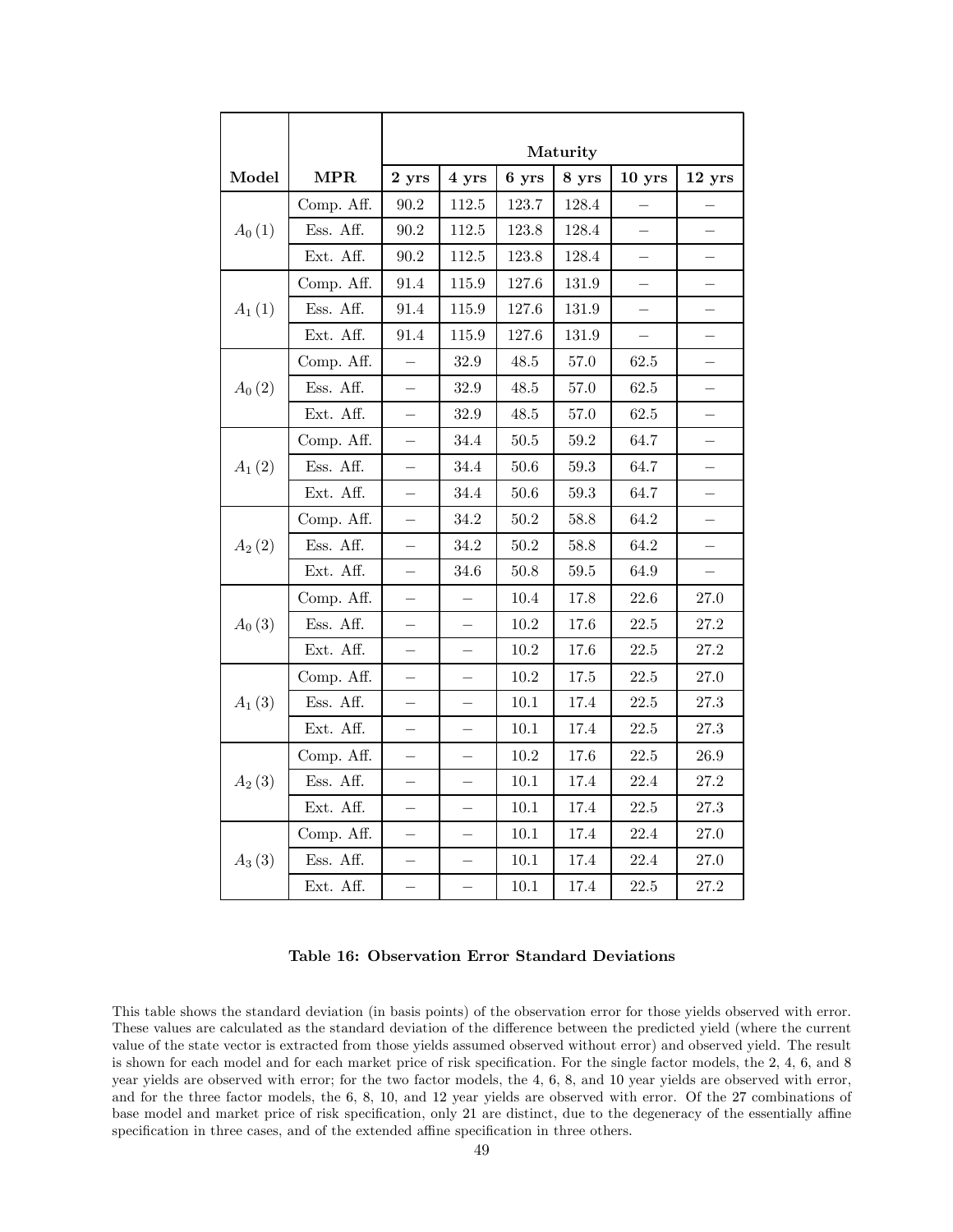| Model | MPR | Maturity | | | | | |
|---|---|---|---|---|---|---|---|
| | | **2 yrs** | **4 yrs** | **6 yrs** | **8 yrs** | **10 yrs** | **12 yrs** |
| $A_0(1)$ | Comp. Aff. | 90.2 | 112.5 | 123.7 | 128.4 | – | – |
| | Ess. Aff. | 90.2 | 112.5 | 123.8 | 128.4 | – | – |
| | Ext. Aff. | 90.2 | 112.5 | 123.8 | 128.4 | – | – |
| $A_1(1)$ | Comp. Aff. | 91.4 | 115.9 | 127.6 | 131.9 | – | – |
| | Ess. Aff. | 91.4 | 115.9 | 127.6 | 131.9 | – | – |
| | Ext. Aff. | 91.4 | 115.9 | 127.6 | 131.9 | – | – |
| $A_0(2)$ | Comp. Aff. | – | 32.9 | 48.5 | 57.0 | 62.5 | – |
| | Ess. Aff. | – | 32.9 | 48.5 | 57.0 | 62.5 | – |
| | Ext. Aff. | – | 32.9 | 48.5 | 57.0 | 62.5 | – |
| $A_1(2)$ | Comp. Aff. | – | 34.4 | 50.5 | 59.2 | 64.7 | – |
| | Ess. Aff. | – | 34.4 | 50.6 | 59.3 | 64.7 | – |
| | Ext. Aff. | – | 34.4 | 50.6 | 59.3 | 64.7 | – |
| $A_2(2)$ | Comp. Aff. | – | 34.2 | 50.2 | 58.8 | 64.2 | – |
| | Ess. Aff. | – | 34.2 | 50.2 | 58.8 | 64.2 | – |
| | Ext. Aff. | – | 34.6 | 50.8 | 59.5 | 64.9 | – |
| $A_0(3)$ | Comp. Aff. | – | – | 10.4 | 17.8 | 22.6 | 27.0 |
| | Ess. Aff. | – | – | 10.2 | 17.6 | 22.5 | 27.2 |
| | Ext. Aff. | – | – | 10.2 | 17.6 | 22.5 | 27.2 |
| $A_1(3)$ | Comp. Aff. | – | – | 10.2 | 17.5 | 22.5 | 27.0 |
| | Ess. Aff. | – | – | 10.1 | 17.4 | 22.5 | 27.3 |
| | Ext. Aff. | – | – | 10.1 | 17.4 | 22.5 | 27.3 |
| $A_2(3)$ | Comp. Aff. | – | – | 10.2 | 17.6 | 22.5 | 26.9 |
| | Ess. Aff. | – | – | 10.1 | 17.4 | 22.4 | 27.2 |
| | Ext. Aff. | – | – | 10.1 | 17.4 | 22.5 | 27.3 |
| $A_3(3)$ | Comp. Aff. | – | – | 10.1 | 17.4 | 22.4 | 27.0 |
| | Ess. Aff. | – | – | 10.1 | 17.4 | 22.4 | 27.0 |
| | Ext. Aff. | – | – | 10.1 | 17.4 | 22.5 | 27.2 |

**Table 16: Observation Error Standard Deviations**

This table shows the standard deviation (in basis points) of the observation error for those yields observed with error. These values are calculated as the standard deviation of the difference between the predicted yield (where the current value of the state vector is extracted from those yields assumed observed without error) and observed yield. The result is shown for each model and for each market price of risk specification. For the single factor models, the 2, 4, 6, and 8 year yields are observed with error; for the two factor models, the 4, 6, 8, and 10 year yields are observed with error, and for the three factor models, the 6, 8, 10, and 12 year yields are observed with error. Of the 27 combinations of base model and market price of risk specification, only 21 are distinct, due to the degeneracy of the essentially affine specification in three cases, and of the extended affine specification in three others.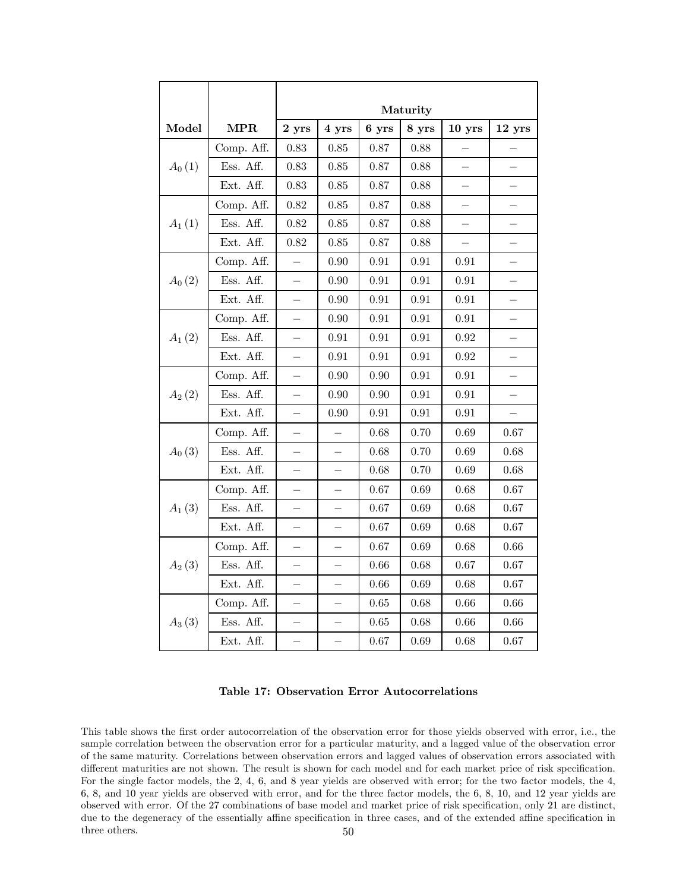| Model | MPR | Maturity | | | | | |
|---|---|---|---|---|---|---|---|
| | | **2 yrs** | **4 yrs** | **6 yrs** | **8 yrs** | **10 yrs** | **12 yrs** |
| $A_0(1)$ | Comp. Aff. | 0.83 | 0.85 | 0.87 | 0.88 | – | – |
| | Ess. Aff. | 0.83 | 0.85 | 0.87 | 0.88 | – | – |
| | Ext. Aff. | 0.83 | 0.85 | 0.87 | 0.88 | – | – |
| $A_1(1)$ | Comp. Aff. | 0.82 | 0.85 | 0.87 | 0.88 | – | – |
| | Ess. Aff. | 0.82 | 0.85 | 0.87 | 0.88 | – | – |
| | Ext. Aff. | 0.82 | 0.85 | 0.87 | 0.88 | – | – |
| $A_0(2)$ | Comp. Aff. | – | 0.90 | 0.91 | 0.91 | 0.91 | – |
| | Ess. Aff. | – | 0.90 | 0.91 | 0.91 | 0.91 | – |
| | Ext. Aff. | – | 0.90 | 0.91 | 0.91 | 0.91 | – |
| $A_1(2)$ | Comp. Aff. | – | 0.90 | 0.91 | 0.91 | 0.91 | – |
| | Ess. Aff. | – | 0.91 | 0.91 | 0.91 | 0.92 | – |
| | Ext. Aff. | – | 0.91 | 0.91 | 0.91 | 0.92 | – |
| $A_2(2)$ | Comp. Aff. | – | 0.90 | 0.90 | 0.91 | 0.91 | – |
| | Ess. Aff. | – | 0.90 | 0.90 | 0.91 | 0.91 | – |
| | Ext. Aff. | – | 0.90 | 0.91 | 0.91 | 0.91 | – |
| $A_0(3)$ | Comp. Aff. | – | – | 0.68 | 0.70 | 0.69 | 0.67 |
| | Ess. Aff. | – | – | 0.68 | 0.70 | 0.69 | 0.68 |
| | Ext. Aff. | – | – | 0.68 | 0.70 | 0.69 | 0.68 |
| $A_1(3)$ | Comp. Aff. | – | – | 0.67 | 0.69 | 0.68 | 0.67 |
| | Ess. Aff. | – | – | 0.67 | 0.69 | 0.68 | 0.67 |
| | Ext. Aff. | – | – | 0.67 | 0.69 | 0.68 | 0.67 |
| $A_2(3)$ | Comp. Aff. | – | – | 0.67 | 0.69 | 0.68 | 0.66 |
| | Ess. Aff. | – | – | 0.66 | 0.68 | 0.67 | 0.67 |
| | Ext. Aff. | – | – | 0.66 | 0.69 | 0.68 | 0.67 |
| $A_3(3)$ | Comp. Aff. | – | – | 0.65 | 0.68 | 0.66 | 0.66 |
| | Ess. Aff. | – | – | 0.65 | 0.68 | 0.66 | 0.66 |
| | Ext. Aff. | – | – | 0.67 | 0.69 | 0.68 | 0.67 |

**Table 17: Observation Error Autocorrelations**

This table shows the first order autocorrelation of the observation error for those yields observed with error, i.e., the sample correlation between the observation error for a particular maturity, and a lagged value of the observation error of the same maturity. Correlations between observation errors and lagged values of observation errors associated with different maturities are not shown. The result is shown for each model and for each market price of risk specification. For the single factor models, the 2, 4, 6, and 8 year yields are observed with error; for the two factor models, the 4, 6, 8, and 10 year yields are observed with error, and for the three factor models, the 6, 8, 10, and 12 year yields are observed with error. Of the 27 combinations of base model and market price of risk specification, only 21 are distinct, due to the degeneracy of the essentially affine specification in three cases, and of the extended affine specification in three others.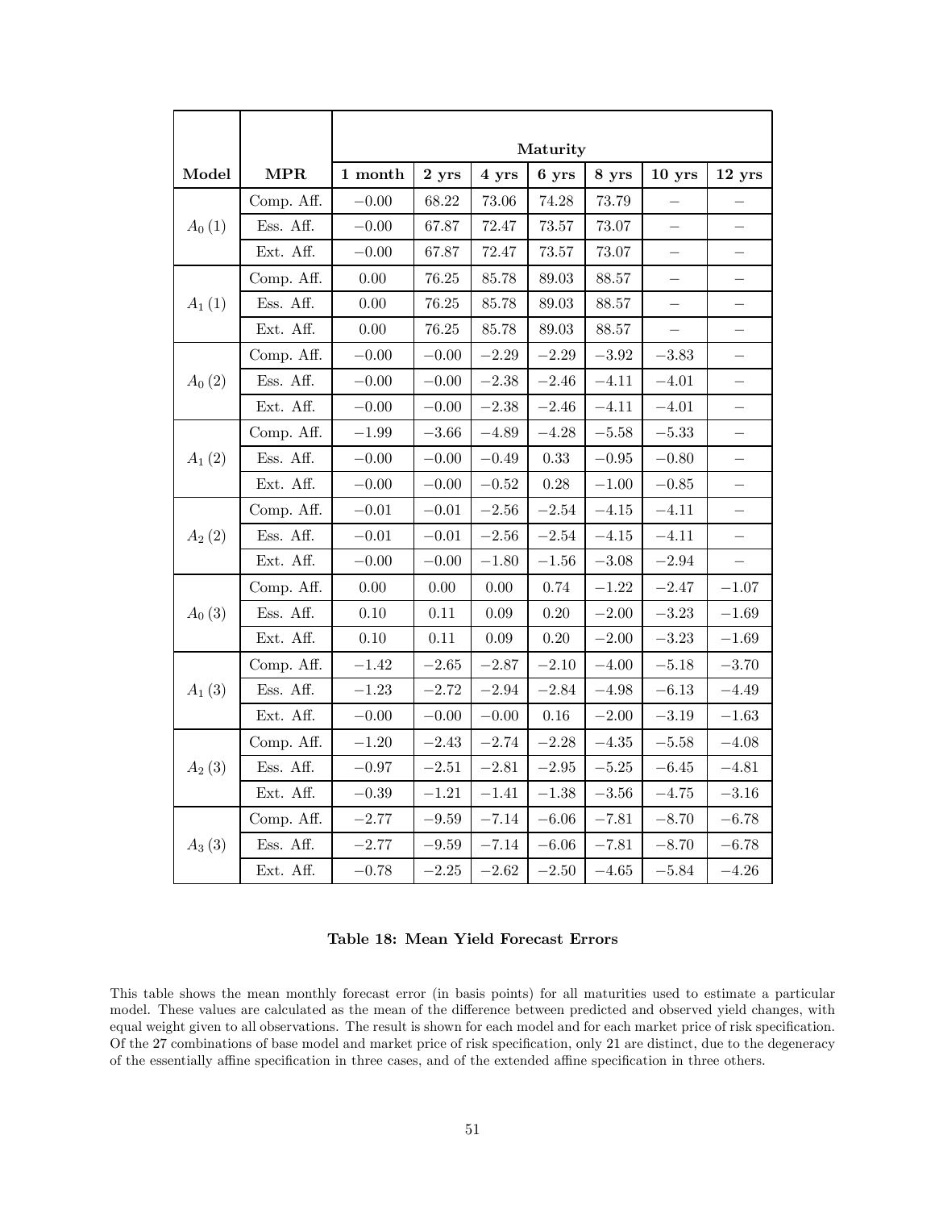| Model | MPR | Maturity | | | | | | |
|---|---|---|---|---|---|---|---|---|
| | | 1 month | 2 yrs | 4 yrs | 6 yrs | 8 yrs | 10 yrs | 12 yrs |
| $A_0(1)$ | Comp. Aff. | $-0.00$ | 68.22 | 73.06 | 74.28 | 73.79 | – | – |
| | Ess. Aff. | $-0.00$ | 67.87 | 72.47 | 73.57 | 73.07 | – | – |
| | Ext. Aff. | $-0.00$ | 67.87 | 72.47 | 73.57 | 73.07 | – | – |
| $A_1(1)$ | Comp. Aff. | 0.00 | 76.25 | 85.78 | 89.03 | 88.57 | – | – |
| | Ess. Aff. | 0.00 | 76.25 | 85.78 | 89.03 | 88.57 | – | – |
| | Ext. Aff. | 0.00 | 76.25 | 85.78 | 89.03 | 88.57 | – | – |
| $A_0(2)$ | Comp. Aff. | $-0.00$ | $-0.00$ | $-2.29$ | $-2.29$ | $-3.92$ | $-3.83$ | – |
| | Ess. Aff. | $-0.00$ | $-0.00$ | $-2.38$ | $-2.46$ | $-4.11$ | $-4.01$ | – |
| | Ext. Aff. | $-0.00$ | $-0.00$ | $-2.38$ | $-2.46$ | $-4.11$ | $-4.01$ | – |
| $A_1(2)$ | Comp. Aff. | $-1.99$ | $-3.66$ | $-4.89$ | $-4.28$ | $-5.58$ | $-5.33$ | – |
| | Ess. Aff. | $-0.00$ | $-0.00$ | $-0.49$ | 0.33 | $-0.95$ | $-0.80$ | – |
| | Ext. Aff. | $-0.00$ | $-0.00$ | $-0.52$ | 0.28 | $-1.00$ | $-0.85$ | – |
| $A_2(2)$ | Comp. Aff. | $-0.01$ | $-0.01$ | $-2.56$ | $-2.54$ | $-4.15$ | $-4.11$ | – |
| | Ess. Aff. | $-0.01$ | $-0.01$ | $-2.56$ | $-2.54$ | $-4.15$ | $-4.11$ | – |
| | Ext. Aff. | $-0.00$ | $-0.00$ | $-1.80$ | $-1.56$ | $-3.08$ | $-2.94$ | – |
| $A_0(3)$ | Comp. Aff. | 0.00 | 0.00 | 0.00 | 0.74 | $-1.22$ | $-2.47$ | $-1.07$ |
| | Ess. Aff. | 0.10 | 0.11 | 0.09 | 0.20 | $-2.00$ | $-3.23$ | $-1.69$ |
| | Ext. Aff. | 0.10 | 0.11 | 0.09 | 0.20 | $-2.00$ | $-3.23$ | $-1.69$ |
| $A_1(3)$ | Comp. Aff. | $-1.42$ | $-2.65$ | $-2.87$ | $-2.10$ | $-4.00$ | $-5.18$ | $-3.70$ |
| | Ess. Aff. | $-1.23$ | $-2.72$ | $-2.94$ | $-2.84$ | $-4.98$ | $-6.13$ | $-4.49$ |
| | Ext. Aff. | $-0.00$ | $-0.00$ | $-0.00$ | 0.16 | $-2.00$ | $-3.19$ | $-1.63$ |
| $A_2(3)$ | Comp. Aff. | $-1.20$ | $-2.43$ | $-2.74$ | $-2.28$ | $-4.35$ | $-5.58$ | $-4.08$ |
| | Ess. Aff. | $-0.97$ | $-2.51$ | $-2.81$ | $-2.95$ | $-5.25$ | $-6.45$ | $-4.81$ |
| | Ext. Aff. | $-0.39$ | $-1.21$ | $-1.41$ | $-1.38$ | $-3.56$ | $-4.75$ | $-3.16$ |
| $A_3(3)$ | Comp. Aff. | $-2.77$ | $-9.59$ | $-7.14$ | $-6.06$ | $-7.81$ | $-8.70$ | $-6.78$ |
| | Ess. Aff. | $-2.77$ | $-9.59$ | $-7.14$ | $-6.06$ | $-7.81$ | $-8.70$ | $-6.78$ |
| | Ext. Aff. | $-0.78$ | $-2.25$ | $-2.62$ | $-2.50$ | $-4.65$ | $-5.84$ | $-4.26$ |

**Table 18: Mean Yield Forecast Errors**

This table shows the mean monthly forecast error (in basis points) for all maturities used to estimate a particular model. These values are calculated as the mean of the difference between predicted and observed yield changes, with equal weight given to all observations. The result is shown for each model and for each market price of risk specification. Of the 27 combinations of base model and market price of risk specification, only 21 are distinct, due to the degeneracy of the essentially affine specification in three cases, and of the extended affine specification in three others.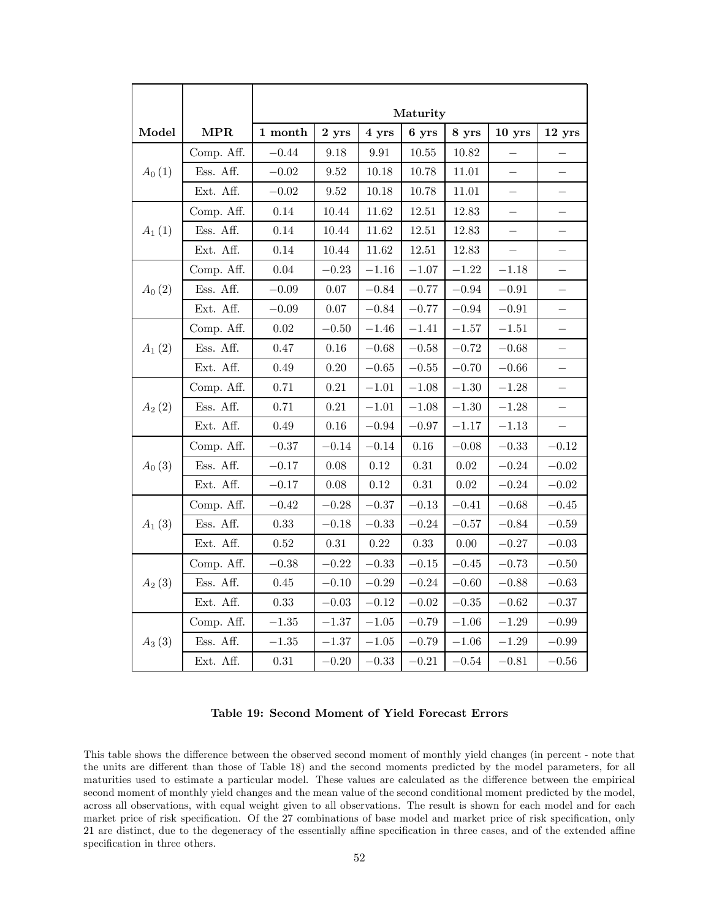| Model | MPR | Maturity | | | | | | |
|---|---|---|---|---|---|---|---|---|
| | | 1 month | 2 yrs | 4 yrs | 6 yrs | 8 yrs | 10 yrs | 12 yrs |
| $A_0(1)$ | Comp. Aff. | $-0.44$ | 9.18 | 9.91 | 10.55 | 10.82 | – | – |
| | Ess. Aff. | $-0.02$ | 9.52 | 10.18 | 10.78 | 11.01 | – | – |
| | Ext. Aff. | $-0.02$ | 9.52 | 10.18 | 10.78 | 11.01 | – | – |
| $A_1(1)$ | Comp. Aff. | 0.14 | 10.44 | 11.62 | 12.51 | 12.83 | – | – |
| | Ess. Aff. | 0.14 | 10.44 | 11.62 | 12.51 | 12.83 | – | – |
| | Ext. Aff. | 0.14 | 10.44 | 11.62 | 12.51 | 12.83 | – | – |
| $A_0(2)$ | Comp. Aff. | 0.04 | $-0.23$ | $-1.16$ | $-1.07$ | $-1.22$ | $-1.18$ | – |
| | Ess. Aff. | $-0.09$ | 0.07 | $-0.84$ | $-0.77$ | $-0.94$ | $-0.91$ | – |
| | Ext. Aff. | $-0.09$ | 0.07 | $-0.84$ | $-0.77$ | $-0.94$ | $-0.91$ | – |
| $A_1(2)$ | Comp. Aff. | 0.02 | $-0.50$ | $-1.46$ | $-1.41$ | $-1.57$ | $-1.51$ | – |
| | Ess. Aff. | 0.47 | 0.16 | $-0.68$ | $-0.58$ | $-0.72$ | $-0.68$ | – |
| | Ext. Aff. | 0.49 | 0.20 | $-0.65$ | $-0.55$ | $-0.70$ | $-0.66$ | – |
| $A_2(2)$ | Comp. Aff. | 0.71 | 0.21 | $-1.01$ | $-1.08$ | $-1.30$ | $-1.28$ | – |
| | Ess. Aff. | 0.71 | 0.21 | $-1.01$ | $-1.08$ | $-1.30$ | $-1.28$ | – |
| | Ext. Aff. | 0.49 | 0.16 | $-0.94$ | $-0.97$ | $-1.17$ | $-1.13$ | – |
| $A_0(3)$ | Comp. Aff. | $-0.37$ | $-0.14$ | $-0.14$ | 0.16 | $-0.08$ | $-0.33$ | $-0.12$ |
| | Ess. Aff. | $-0.17$ | 0.08 | 0.12 | 0.31 | 0.02 | $-0.24$ | $-0.02$ |
| | Ext. Aff. | $-0.17$ | 0.08 | 0.12 | 0.31 | 0.02 | $-0.24$ | $-0.02$ |
| $A_1(3)$ | Comp. Aff. | $-0.42$ | $-0.28$ | $-0.37$ | $-0.13$ | $-0.41$ | $-0.68$ | $-0.45$ |
| | Ess. Aff. | 0.33 | $-0.18$ | $-0.33$ | $-0.24$ | $-0.57$ | $-0.84$ | $-0.59$ |
| | Ext. Aff. | 0.52 | 0.31 | 0.22 | 0.33 | 0.00 | $-0.27$ | $-0.03$ |
| $A_2(3)$ | Comp. Aff. | $-0.38$ | $-0.22$ | $-0.33$ | $-0.15$ | $-0.45$ | $-0.73$ | $-0.50$ |
| | Ess. Aff. | 0.45 | $-0.10$ | $-0.29$ | $-0.24$ | $-0.60$ | $-0.88$ | $-0.63$ |
| | Ext. Aff. | 0.33 | $-0.03$ | $-0.12$ | $-0.02$ | $-0.35$ | $-0.62$ | $-0.37$ |
| $A_3(3)$ | Comp. Aff. | $-1.35$ | $-1.37$ | $-1.05$ | $-0.79$ | $-1.06$ | $-1.29$ | $-0.99$ |
| | Ess. Aff. | $-1.35$ | $-1.37$ | $-1.05$ | $-0.79$ | $-1.06$ | $-1.29$ | $-0.99$ |
| | Ext. Aff. | 0.31 | $-0.20$ | $-0.33$ | $-0.21$ | $-0.54$ | $-0.81$ | $-0.56$ |

**Table 19: Second Moment of Yield Forecast Errors**

This table shows the difference between the observed second moment of monthly yield changes (in percent - note that the units are different than those of Table 18) and the second moments predicted by the model parameters, for all maturities used to estimate a particular model. These values are calculated as the difference between the empirical second moment of monthly yield changes and the mean value of the second conditional moment predicted by the model, across all observations, with equal weight given to all observations. The result is shown for each model and for each market price of risk specification. Of the 27 combinations of base model and market price of risk specification, only 21 are distinct, due to the degeneracy of the essentially affine specification in three cases, and of the extended affine specification in three others.